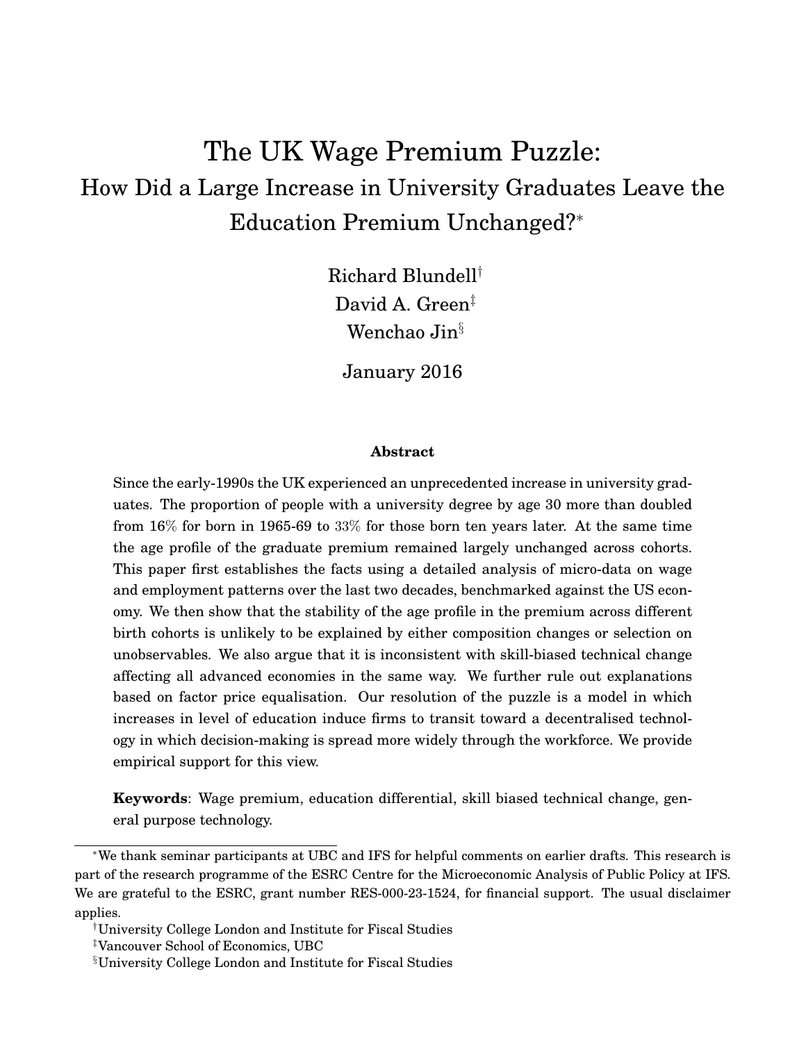# The UK Wage Premium Puzzle:

## How Did a Large Increase in University Graduates Leave the Education Premium Unchanged?*

Richard Blundell[†]

David A. Green[‡]

Wenchao Jin[§]

January 2016

### Abstract

Since the early-1990s the UK experienced an unprecedented increase in university graduates. The proportion of people with a university degree by age 30 more than doubled from 16% for born in 1965-69 to 33% for those born ten years later. At the same time the age profile of the graduate premium remained largely unchanged across cohorts. This paper first establishes the facts using a detailed analysis of micro-data on wage and employment patterns over the last two decades, benchmarked against the US economy. We then show that the stability of the age profile in the premium across different birth cohorts is unlikely to be explained by either composition changes or selection on unobservables. We also argue that it is inconsistent with skill-biased technical change affecting all advanced economies in the same way. We further rule out explanations based on factor price equalisation. Our resolution of the puzzle is a model in which increases in level of education induce firms to transit toward a decentralised technology in which decision-making is spread more widely through the workforce. We provide empirical support for this view.

**Keywords**: Wage premium, education differential, skill biased technical change, general purpose technology.

---

*We thank seminar participants at UBC and IFS for helpful comments on earlier drafts. This research is part of the research programme of the ESRC Centre for the Microeconomic Analysis of Public Policy at IFS. We are grateful to the ESRC, grant number RES-000-23-1524, for financial support. The usual disclaimer applies.

[†]University College London and Institute for Fiscal Studies

[‡]Vancouver School of Economics, UBC

[§]University College London and Institute for Fiscal Studies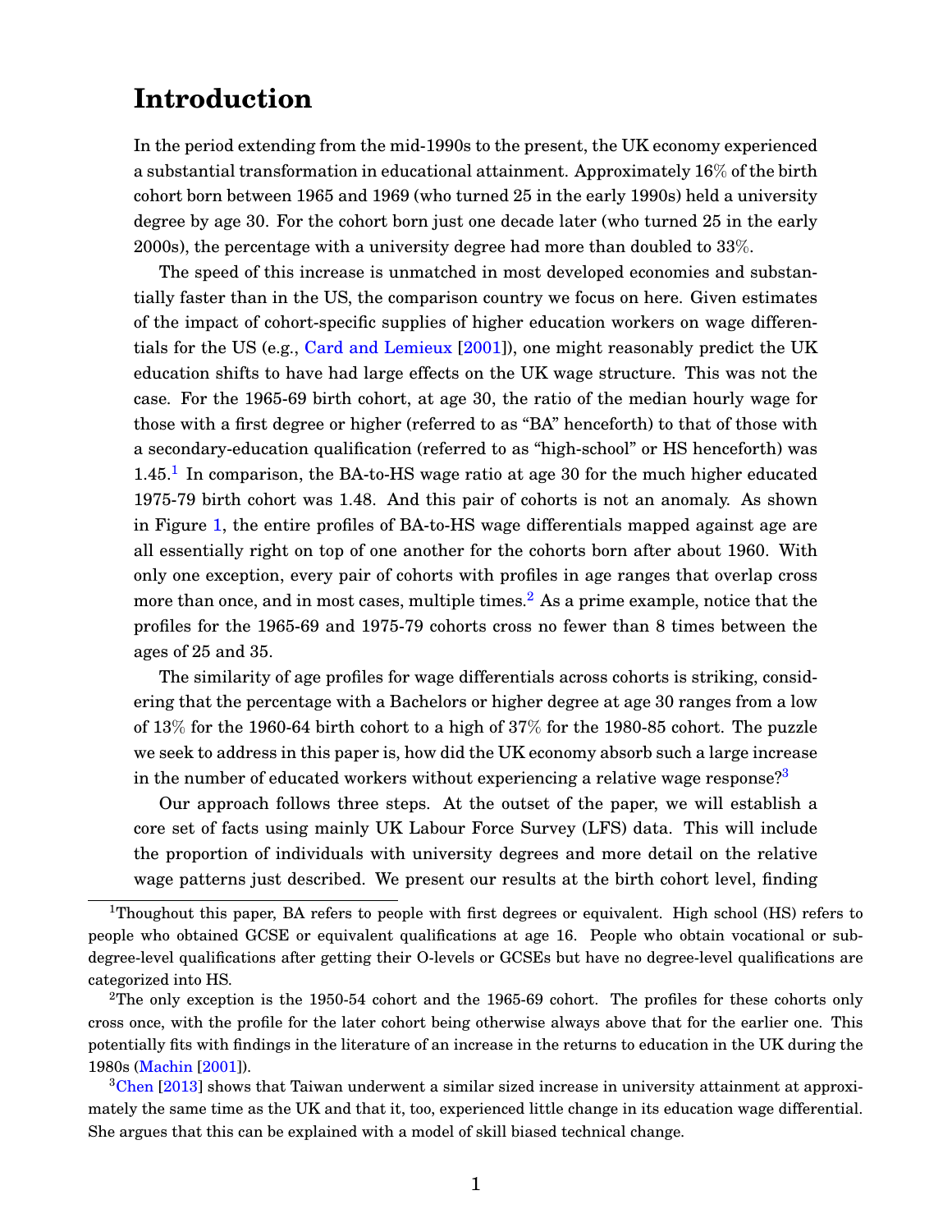# Introduction

In the period extending from the mid-1990s to the present, the UK economy experienced a substantial transformation in educational attainment. Approximately 16% of the birth cohort born between 1965 and 1969 (who turned 25 in the early 1990s) held a university degree by age 30. For the cohort born just one decade later (who turned 25 in the early 2000s), the percentage with a university degree had more than doubled to 33%.

The speed of this increase is unmatched in most developed economies and substantially faster than in the US, the comparison country we focus on here. Given estimates of the impact of cohort-specific supplies of higher education workers on wage differentials for the US (e.g., Card and Lemieux [2001]), one might reasonably predict the UK education shifts to have had large effects on the UK wage structure. This was not the case. For the 1965-69 birth cohort, at age 30, the ratio of the median hourly wage for those with a first degree or higher (referred to as "BA" henceforth) to that of those with a secondary-education qualification (referred to as "high-school" or HS henceforth) was 1.45.[1] In comparison, the BA-to-HS wage ratio at age 30 for the much higher educated 1975-79 birth cohort was 1.48. And this pair of cohorts is not an anomaly. As shown in Figure 1, the entire profiles of BA-to-HS wage differentials mapped against age are all essentially right on top of one another for the cohorts born after about 1960. With only one exception, every pair of cohorts with profiles in age ranges that overlap cross more than once, and in most cases, multiple times.[2] As a prime example, notice that the profiles for the 1965-69 and 1975-79 cohorts cross no fewer than 8 times between the ages of 25 and 35.

The similarity of age profiles for wage differentials across cohorts is striking, considering that the percentage with a Bachelors or higher degree at age 30 ranges from a low of 13% for the 1960-64 birth cohort to a high of 37% for the 1980-85 cohort. The puzzle we seek to address in this paper is, how did the UK economy absorb such a large increase in the number of educated workers without experiencing a relative wage response?[3]

Our approach follows three steps. At the outset of the paper, we will establish a core set of facts using mainly UK Labour Force Survey (LFS) data. This will include the proportion of individuals with university degrees and more detail on the relative wage patterns just described. We present our results at the birth cohort level, finding

---

[1] Thoughout this paper, BA refers to people with first degrees or equivalent. High school (HS) refers to people who obtained GCSE or equivalent qualifications at age 16. People who obtain vocational or sub-degree-level qualifications after getting their O-levels or GCSEs but have no degree-level qualifications are categorized into HS.

[2] The only exception is the 1950-54 cohort and the 1965-69 cohort. The profiles for these cohorts only cross once, with the profile for the later cohort being otherwise always above that for the earlier one. This potentially fits with findings in the literature of an increase in the returns to education in the UK during the 1980s (Machin [2001]).

[3] Chen [2013] shows that Taiwan underwent a similar sized increase in university attainment at approximately the same time as the UK and that it, too, experienced little change in its education wage differential. She argues that this can be explained with a model of skill biased technical change.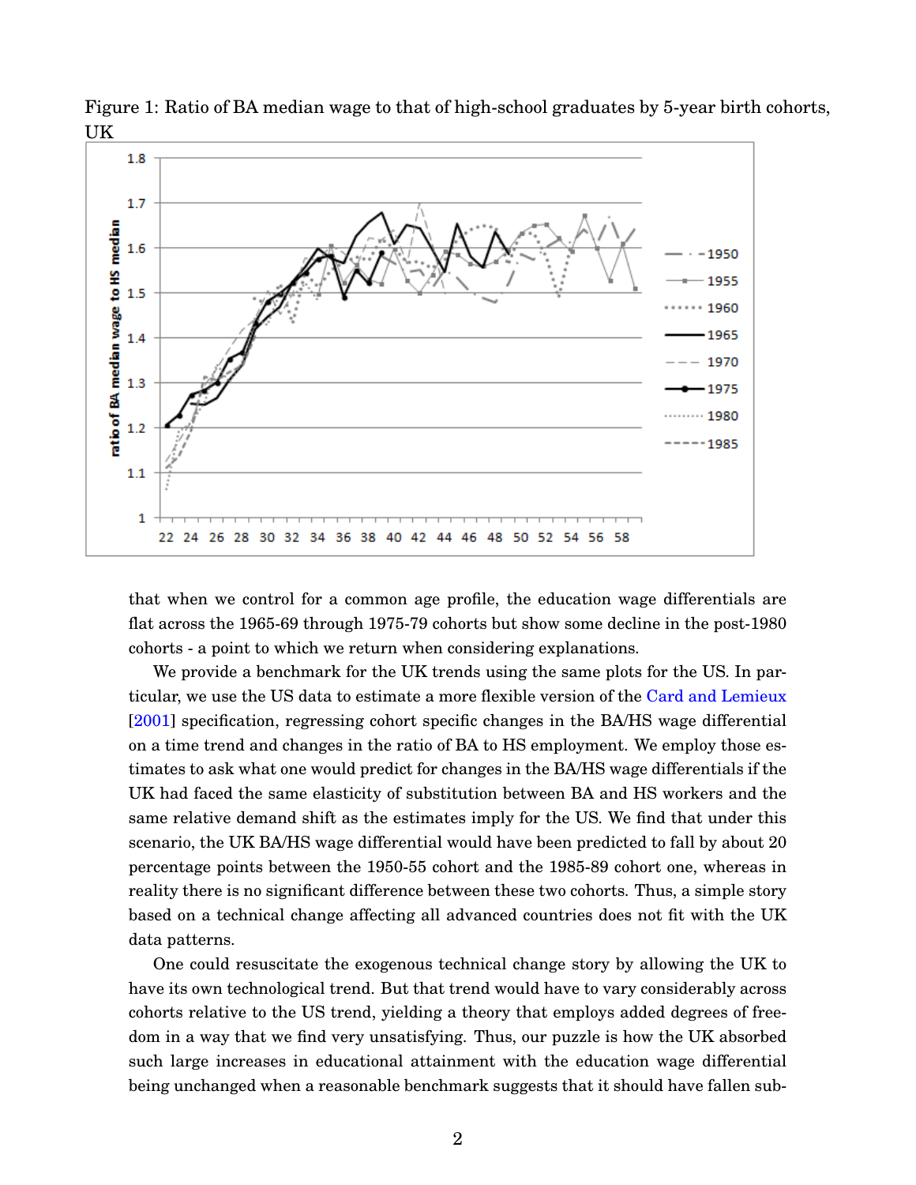Figure 1: Ratio of BA median wage to that of high-school graduates by 5-year birth cohorts, UK

that when we control for a common age profile, the education wage differentials are flat across the 1965-69 through 1975-79 cohorts but show some decline in the post-1980 cohorts - a point to which we return when considering explanations.

We provide a benchmark for the UK trends using the same plots for the US. In particular, we use the US data to estimate a more flexible version of the Card and Lemieux [2001] specification, regressing cohort specific changes in the BA/HS wage differential on a time trend and changes in the ratio of BA to HS employment. We employ those estimates to ask what one would predict for changes in the BA/HS wage differentials if the UK had faced the same elasticity of substitution between BA and HS workers and the same relative demand shift as the estimates imply for the US. We find that under this scenario, the UK BA/HS wage differential would have been predicted to fall by about 20 percentage points between the 1950-55 cohort and the 1985-89 cohort one, whereas in reality there is no significant difference between these two cohorts. Thus, a simple story based on a technical change affecting all advanced countries does not fit with the UK data patterns.

One could resuscitate the exogenous technical change story by allowing the UK to have its own technological trend. But that trend would have to vary considerably across cohorts relative to the US trend, yielding a theory that employs added degrees of freedom in a way that we find very unsatisfying. Thus, our puzzle is how the UK absorbed such large increases in educational attainment with the education wage differential being unchanged when a reasonable benchmark suggests that it should have fallen sub-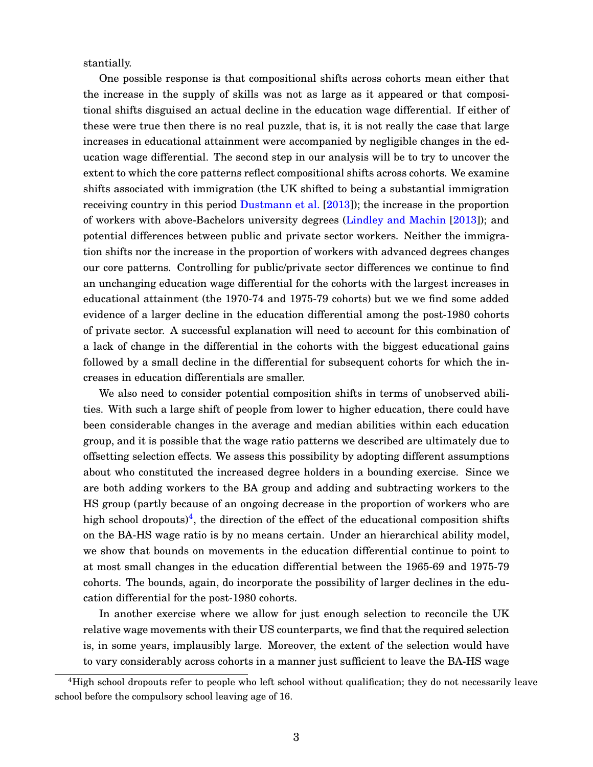stantially.

One possible response is that compositional shifts across cohorts mean either that the increase in the supply of skills was not as large as it appeared or that compositional shifts disguised an actual decline in the education wage differential. If either of these were true then there is no real puzzle, that is, it is not really the case that large increases in educational attainment were accompanied by negligible changes in the education wage differential. The second step in our analysis will be to try to uncover the extent to which the core patterns reflect compositional shifts across cohorts. We examine shifts associated with immigration (the UK shifted to being a substantial immigration receiving country in this period Dustmann et al. [2013]); the increase in the proportion of workers with above-Bachelors university degrees (Lindley and Machin [2013]); and potential differences between public and private sector workers. Neither the immigration shifts nor the increase in the proportion of workers with advanced degrees changes our core patterns. Controlling for public/private sector differences we continue to find an unchanging education wage differential for the cohorts with the largest increases in educational attainment (the 1970-74 and 1975-79 cohorts) but we we find some added evidence of a larger decline in the education differential among the post-1980 cohorts of private sector. A successful explanation will need to account for this combination of a lack of change in the differential in the cohorts with the biggest educational gains followed by a small decline in the differential for subsequent cohorts for which the increases in education differentials are smaller.

We also need to consider potential composition shifts in terms of unobserved abilities. With such a large shift of people from lower to higher education, there could have been considerable changes in the average and median abilities within each education group, and it is possible that the wage ratio patterns we described are ultimately due to offsetting selection effects. We assess this possibility by adopting different assumptions about who constituted the increased degree holders in a bounding exercise. Since we are both adding workers to the BA group and adding and subtracting workers to the HS group (partly because of an ongoing decrease in the proportion of workers who are high school dropouts)[4], the direction of the effect of the educational composition shifts on the BA-HS wage ratio is by no means certain. Under an hierarchical ability model, we show that bounds on movements in the education differential continue to point to at most small changes in the education differential between the 1965-69 and 1975-79 cohorts. The bounds, again, do incorporate the possibility of larger declines in the education differential for the post-1980 cohorts.

In another exercise where we allow for just enough selection to reconcile the UK relative wage movements with their US counterparts, we find that the required selection is, in some years, implausibly large. Moreover, the extent of the selection would have to vary considerably across cohorts in a manner just sufficient to leave the BA-HS wage

[4]High school dropouts refer to people who left school without qualification; they do not necessarily leave school before the compulsory school leaving age of 16.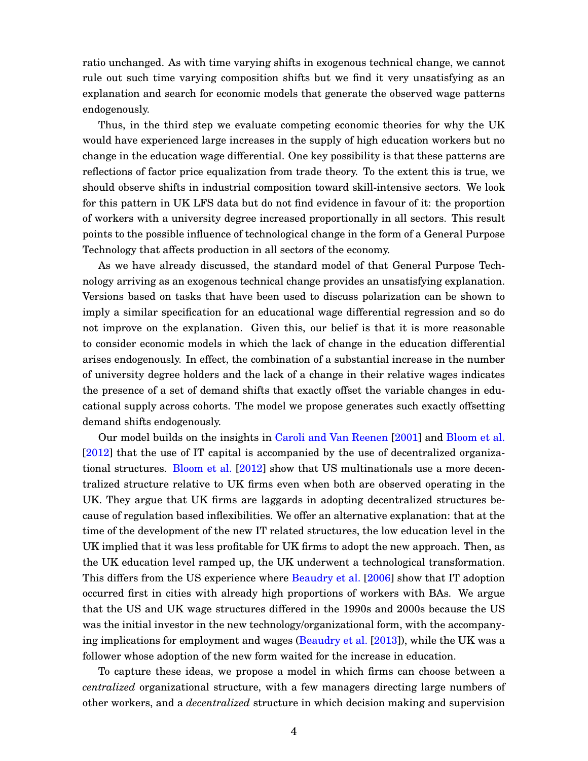ratio unchanged. As with time varying shifts in exogenous technical change, we cannot rule out such time varying composition shifts but we find it very unsatisfying as an explanation and search for economic models that generate the observed wage patterns endogenously.

Thus, in the third step we evaluate competing economic theories for why the UK would have experienced large increases in the supply of high education workers but no change in the education wage differential. One key possibility is that these patterns are reflections of factor price equalization from trade theory. To the extent this is true, we should observe shifts in industrial composition toward skill-intensive sectors. We look for this pattern in UK LFS data but do not find evidence in favour of it: the proportion of workers with a university degree increased proportionally in all sectors. This result points to the possible influence of technological change in the form of a General Purpose Technology that affects production in all sectors of the economy.

As we have already discussed, the standard model of that General Purpose Technology arriving as an exogenous technical change provides an unsatisfying explanation. Versions based on tasks that have been used to discuss polarization can be shown to imply a similar specification for an educational wage differential regression and so do not improve on the explanation. Given this, our belief is that it is more reasonable to consider economic models in which the lack of change in the education differential arises endogenously. In effect, the combination of a substantial increase in the number of university degree holders and the lack of a change in their relative wages indicates the presence of a set of demand shifts that exactly offset the variable changes in educational supply across cohorts. The model we propose generates such exactly offsetting demand shifts endogenously.

Our model builds on the insights in Caroli and Van Reenen [2001] and Bloom et al. [2012] that the use of IT capital is accompanied by the use of decentralized organizational structures. Bloom et al. [2012] show that US multinationals use a more decentralized structure relative to UK firms even when both are observed operating in the UK. They argue that UK firms are laggards in adopting decentralized structures because of regulation based inflexibilities. We offer an alternative explanation: that at the time of the development of the new IT related structures, the low education level in the UK implied that it was less profitable for UK firms to adopt the new approach. Then, as the UK education level ramped up, the UK underwent a technological transformation. This differs from the US experience where Beaudry et al. [2006] show that IT adoption occurred first in cities with already high proportions of workers with BAs. We argue that the US and UK wage structures differed in the 1990s and 2000s because the US was the initial investor in the new technology/organizational form, with the accompanying implications for employment and wages (Beaudry et al. [2013]), while the UK was a follower whose adoption of the new form waited for the increase in education.

To capture these ideas, we propose a model in which firms can choose between a *centralized* organizational structure, with a few managers directing large numbers of other workers, and a *decentralized* structure in which decision making and supervision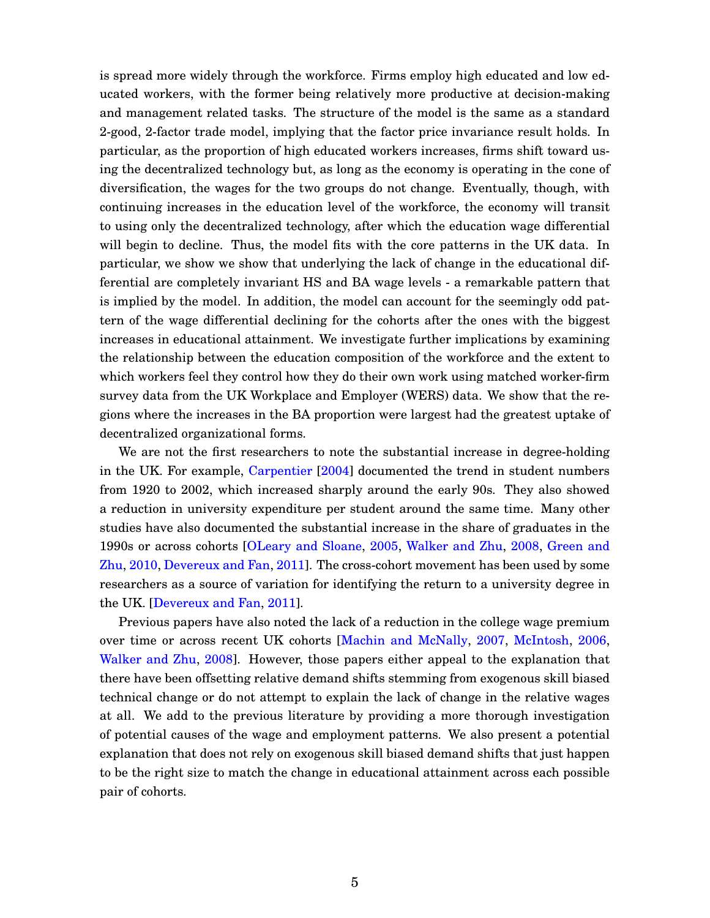is spread more widely through the workforce. Firms employ high educated and low educated workers, with the former being relatively more productive at decision-making and management related tasks. The structure of the model is the same as a standard 2-good, 2-factor trade model, implying that the factor price invariance result holds. In particular, as the proportion of high educated workers increases, firms shift toward using the decentralized technology but, as long as the economy is operating in the cone of diversification, the wages for the two groups do not change. Eventually, though, with continuing increases in the education level of the workforce, the economy will transit to using only the decentralized technology, after which the education wage differential will begin to decline. Thus, the model fits with the core patterns in the UK data. In particular, we show we show that underlying the lack of change in the educational differential are completely invariant HS and BA wage levels - a remarkable pattern that is implied by the model. In addition, the model can account for the seemingly odd pattern of the wage differential declining for the cohorts after the ones with the biggest increases in educational attainment. We investigate further implications by examining the relationship between the education composition of the workforce and the extent to which workers feel they control how they do their own work using matched worker-firm survey data from the UK Workplace and Employer (WERS) data. We show that the regions where the increases in the BA proportion were largest had the greatest uptake of decentralized organizational forms.

We are not the first researchers to note the substantial increase in degree-holding in the UK. For example, Carpentier [2004] documented the trend in student numbers from 1920 to 2002, which increased sharply around the early 90s. They also showed a reduction in university expenditure per student around the same time. Many other studies have also documented the substantial increase in the share of graduates in the 1990s or across cohorts [OLeary and Sloane, 2005, Walker and Zhu, 2008, Green and Zhu, 2010, Devereux and Fan, 2011]. The cross-cohort movement has been used by some researchers as a source of variation for identifying the return to a university degree in the UK. [Devereux and Fan, 2011].

Previous papers have also noted the lack of a reduction in the college wage premium over time or across recent UK cohorts [Machin and McNally, 2007, McIntosh, 2006, Walker and Zhu, 2008]. However, those papers either appeal to the explanation that there have been offsetting relative demand shifts stemming from exogenous skill biased technical change or do not attempt to explain the lack of change in the relative wages at all. We add to the previous literature by providing a more thorough investigation of potential causes of the wage and employment patterns. We also present a potential explanation that does not rely on exogenous skill biased demand shifts that just happen to be the right size to match the change in educational attainment across each possible pair of cohorts.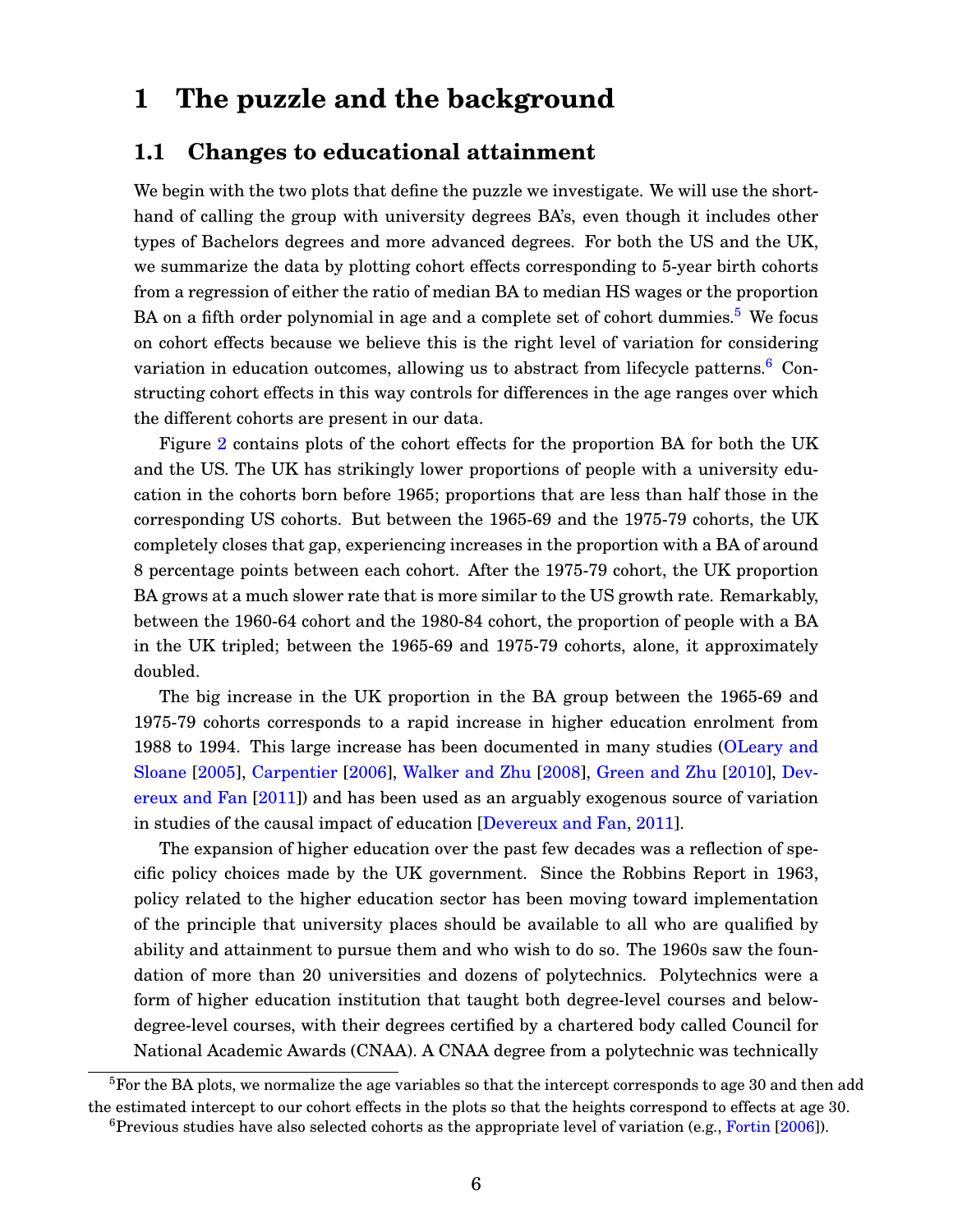# 1 The puzzle and the background

## 1.1 Changes to educational attainment

We begin with the two plots that define the puzzle we investigate. We will use the shorthand of calling the group with university degrees BA's, even though it includes other types of Bachelors degrees and more advanced degrees. For both the US and the UK, we summarize the data by plotting cohort effects corresponding to 5-year birth cohorts from a regression of either the ratio of median BA to median HS wages or the proportion BA on a fifth order polynomial in age and a complete set of cohort dummies.[5] We focus on cohort effects because we believe this is the right level of variation for considering variation in education outcomes, allowing us to abstract from lifecycle patterns.[6] Constructing cohort effects in this way controls for differences in the age ranges over which the different cohorts are present in our data.

Figure 2 contains plots of the cohort effects for the proportion BA for both the UK and the US. The UK has strikingly lower proportions of people with a university education in the cohorts born before 1965; proportions that are less than half those in the corresponding US cohorts. But between the 1965-69 and the 1975-79 cohorts, the UK completely closes that gap, experiencing increases in the proportion with a BA of around 8 percentage points between each cohort. After the 1975-79 cohort, the UK proportion BA grows at a much slower rate that is more similar to the US growth rate. Remarkably, between the 1960-64 cohort and the 1980-84 cohort, the proportion of people with a BA in the UK tripled; between the 1965-69 and 1975-79 cohorts, alone, it approximately doubled.

The big increase in the UK proportion in the BA group between the 1965-69 and 1975-79 cohorts corresponds to a rapid increase in higher education enrolment from 1988 to 1994. This large increase has been documented in many studies (OLeary and Sloane [2005], Carpentier [2006], Walker and Zhu [2008], Green and Zhu [2010], Devereux and Fan [2011]) and has been used as an arguably exogenous source of variation in studies of the causal impact of education [Devereux and Fan, 2011].

The expansion of higher education over the past few decades was a reflection of specific policy choices made by the UK government. Since the Robbins Report in 1963, policy related to the higher education sector has been moving toward implementation of the principle that university places should be available to all who are qualified by ability and attainment to pursue them and who wish to do so. The 1960s saw the foundation of more than 20 universities and dozens of polytechnics. Polytechnics were a form of higher education institution that taught both degree-level courses and below-degree-level courses, with their degrees certified by a chartered body called Council for National Academic Awards (CNAA). A CNAA degree from a polytechnic was technically

[5] For the BA plots, we normalize the age variables so that the intercept corresponds to age 30 and then add the estimated intercept to our cohort effects in the plots so that the heights correspond to effects at age 30.

[6] Previous studies have also selected cohorts as the appropriate level of variation (e.g., Fortin [2006]).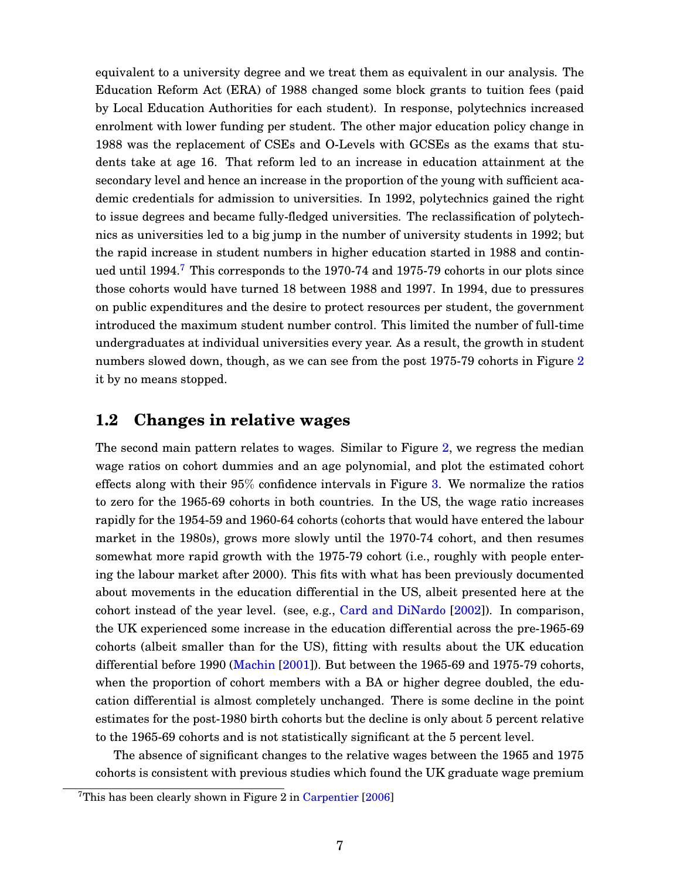equivalent to a university degree and we treat them as equivalent in our analysis. The Education Reform Act (ERA) of 1988 changed some block grants to tuition fees (paid by Local Education Authorities for each student). In response, polytechnics increased enrolment with lower funding per student. The other major education policy change in 1988 was the replacement of CSEs and O-Levels with GCSEs as the exams that students take at age 16. That reform led to an increase in education attainment at the secondary level and hence an increase in the proportion of the young with sufficient academic credentials for admission to universities. In 1992, polytechnics gained the right to issue degrees and became fully-fledged universities. The reclassification of polytechnics as universities led to a big jump in the number of university students in 1992; but the rapid increase in student numbers in higher education started in 1988 and continued until 1994.[7] This corresponds to the 1970-74 and 1975-79 cohorts in our plots since those cohorts would have turned 18 between 1988 and 1997. In 1994, due to pressures on public expenditures and the desire to protect resources per student, the government introduced the maximum student number control. This limited the number of full-time undergraduates at individual universities every year. As a result, the growth in student numbers slowed down, though, as we can see from the post 1975-79 cohorts in Figure 2 it by no means stopped.

## 1.2 Changes in relative wages

The second main pattern relates to wages. Similar to Figure 2, we regress the median wage ratios on cohort dummies and an age polynomial, and plot the estimated cohort effects along with their 95% confidence intervals in Figure 3. We normalize the ratios to zero for the 1965-69 cohorts in both countries. In the US, the wage ratio increases rapidly for the 1954-59 and 1960-64 cohorts (cohorts that would have entered the labour market in the 1980s), grows more slowly until the 1970-74 cohort, and then resumes somewhat more rapid growth with the 1975-79 cohort (i.e., roughly with people entering the labour market after 2000). This fits with what has been previously documented about movements in the education differential in the US, albeit presented here at the cohort instead of the year level. (see, e.g., Card and DiNardo [2002]). In comparison, the UK experienced some increase in the education differential across the pre-1965-69 cohorts (albeit smaller than for the US), fitting with results about the UK education differential before 1990 (Machin [2001]). But between the 1965-69 and 1975-79 cohorts, when the proportion of cohort members with a BA or higher degree doubled, the education differential is almost completely unchanged. There is some decline in the point estimates for the post-1980 birth cohorts but the decline is only about 5 percent relative to the 1965-69 cohorts and is not statistically significant at the 5 percent level.

The absence of significant changes to the relative wages between the 1965 and 1975 cohorts is consistent with previous studies which found the UK graduate wage premium

[7] This has been clearly shown in Figure 2 in Carpentier [2006]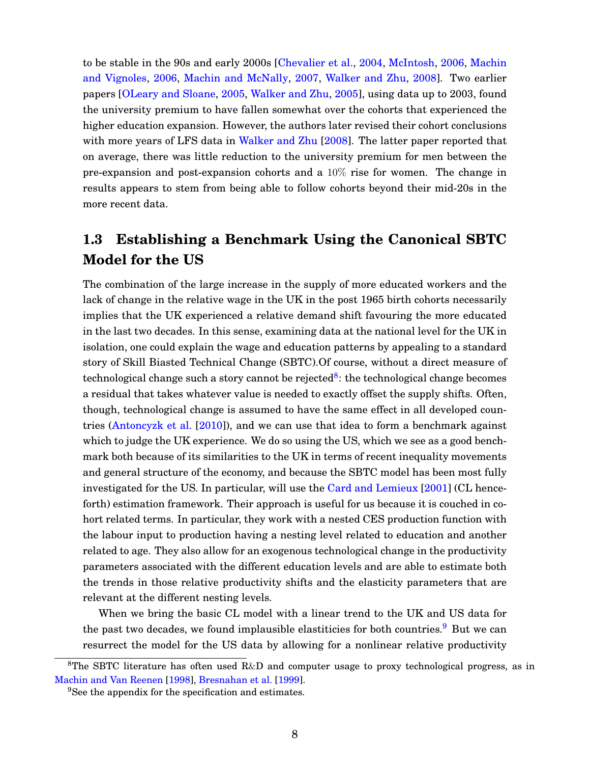to be stable in the 90s and early 2000s [Chevalier et al., 2004, McIntosh, 2006, Machin and Vignoles, 2006, Machin and McNally, 2007, Walker and Zhu, 2008]. Two earlier papers [OLeary and Sloane, 2005, Walker and Zhu, 2005], using data up to 2003, found the university premium to have fallen somewhat over the cohorts that experienced the higher education expansion. However, the authors later revised their cohort conclusions with more years of LFS data in Walker and Zhu [2008]. The latter paper reported that on average, there was little reduction to the university premium for men between the pre-expansion and post-expansion cohorts and a $10\%$ rise for women. The change in results appears to stem from being able to follow cohorts beyond their mid-20s in the more recent data.

## 1.3 Establishing a Benchmark Using the Canonical SBTC Model for the US

The combination of the large increase in the supply of more educated workers and the lack of change in the relative wage in the UK in the post 1965 birth cohorts necessarily implies that the UK experienced a relative demand shift favouring the more educated in the last two decades. In this sense, examining data at the national level for the UK in isolation, one could explain the wage and education patterns by appealing to a standard story of Skill Biasted Technical Change (SBTC).Of course, without a direct measure of technological change such a story cannot be rejected[8]: the technological change becomes a residual that takes whatever value is needed to exactly offset the supply shifts. Often, though, technological change is assumed to have the same effect in all developed countries (Antoncyzk et al. [2010]), and we can use that idea to form a benchmark against which to judge the UK experience. We do so using the US, which we see as a good benchmark both because of its similarities to the UK in terms of recent inequality movements and general structure of the economy, and because the SBTC model has been most fully investigated for the US. In particular, will use the Card and Lemieux [2001] (CL henceforth) estimation framework. Their approach is useful for us because it is couched in cohort related terms. In particular, they work with a nested CES production function with the labour input to production having a nesting level related to education and another related to age. They also allow for an exogenous technological change in the productivity parameters associated with the different education levels and are able to estimate both the trends in those relative productivity shifts and the elasticity parameters that are relevant at the different nesting levels.

When we bring the basic CL model with a linear trend to the UK and US data for the past two decades, we found implausible elastiticies for both countries.[9] But we can resurrect the model for the US data by allowing for a nonlinear relative productivity

[8]The SBTC literature has often used R&D and computer usage to proxy technological progress, as in Machin and Van Reenen [1998], Bresnahan et al. [1999].

[9]See the appendix for the specification and estimates.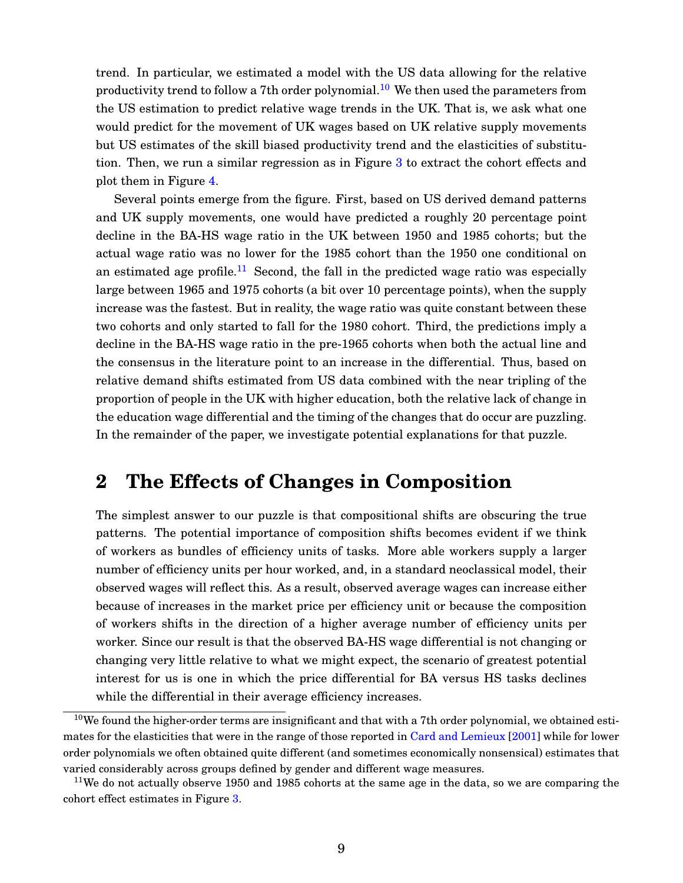trend. In particular, we estimated a model with the US data allowing for the relative productivity trend to follow a 7th order polynomial.[10] We then used the parameters from the US estimation to predict relative wage trends in the UK. That is, we ask what one would predict for the movement of UK wages based on UK relative supply movements but US estimates of the skill biased productivity trend and the elasticities of substitution. Then, we run a similar regression as in Figure 3 to extract the cohort effects and plot them in Figure 4.

Several points emerge from the figure. First, based on US derived demand patterns and UK supply movements, one would have predicted a roughly 20 percentage point decline in the BA-HS wage ratio in the UK between 1950 and 1985 cohorts; but the actual wage ratio was no lower for the 1985 cohort than the 1950 one conditional on an estimated age profile.[11] Second, the fall in the predicted wage ratio was especially large between 1965 and 1975 cohorts (a bit over 10 percentage points), when the supply increase was the fastest. But in reality, the wage ratio was quite constant between these two cohorts and only started to fall for the 1980 cohort. Third, the predictions imply a decline in the BA-HS wage ratio in the pre-1965 cohorts when both the actual line and the consensus in the literature point to an increase in the differential. Thus, based on relative demand shifts estimated from US data combined with the near tripling of the proportion of people in the UK with higher education, both the relative lack of change in the education wage differential and the timing of the changes that do occur are puzzling. In the remainder of the paper, we investigate potential explanations for that puzzle.

## 2 The Effects of Changes in Composition

The simplest answer to our puzzle is that compositional shifts are obscuring the true patterns. The potential importance of composition shifts becomes evident if we think of workers as bundles of efficiency units of tasks. More able workers supply a larger number of efficiency units per hour worked, and, in a standard neoclassical model, their observed wages will reflect this. As a result, observed average wages can increase either because of increases in the market price per efficiency unit or because the composition of workers shifts in the direction of a higher average number of efficiency units per worker. Since our result is that the observed BA-HS wage differential is not changing or changing very little relative to what we might expect, the scenario of greatest potential interest for us is one in which the price differential for BA versus HS tasks declines while the differential in their average efficiency increases.

---

[10] We found the higher-order terms are insignificant and that with a 7th order polynomial, we obtained estimates for the elasticities that were in the range of those reported in Card and Lemieux [2001] while for lower order polynomials we often obtained quite different (and sometimes economically nonsensical) estimates that varied considerably across groups defined by gender and different wage measures.

[11] We do not actually observe 1950 and 1985 cohorts at the same age in the data, so we are comparing the cohort effect estimates in Figure 3.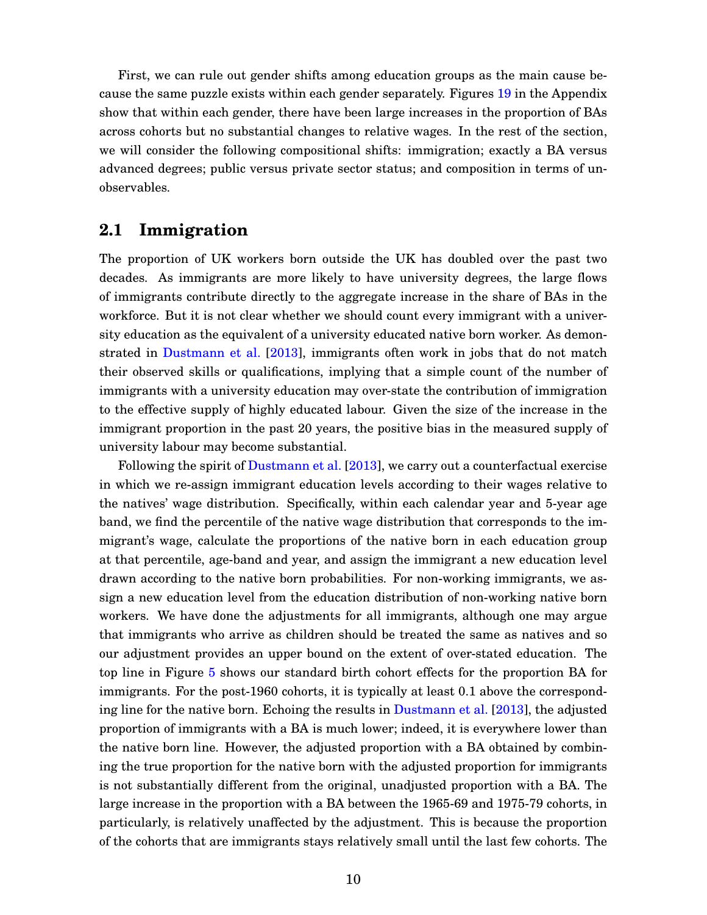First, we can rule out gender shifts among education groups as the main cause because the same puzzle exists within each gender separately. Figures 19 in the Appendix show that within each gender, there have been large increases in the proportion of BAs across cohorts but no substantial changes to relative wages. In the rest of the section, we will consider the following compositional shifts: immigration; exactly a BA versus advanced degrees; public versus private sector status; and composition in terms of unobservables.

## 2.1 Immigration

The proportion of UK workers born outside the UK has doubled over the past two decades. As immigrants are more likely to have university degrees, the large flows of immigrants contribute directly to the aggregate increase in the share of BAs in the workforce. But it is not clear whether we should count every immigrant with a university education as the equivalent of a university educated native born worker. As demonstrated in Dustmann et al. [2013], immigrants often work in jobs that do not match their observed skills or qualifications, implying that a simple count of the number of immigrants with a university education may over-state the contribution of immigration to the effective supply of highly educated labour. Given the size of the increase in the immigrant proportion in the past 20 years, the positive bias in the measured supply of university labour may become substantial.

Following the spirit of Dustmann et al. [2013], we carry out a counterfactual exercise in which we re-assign immigrant education levels according to their wages relative to the natives' wage distribution. Specifically, within each calendar year and 5-year age band, we find the percentile of the native wage distribution that corresponds to the immigrant's wage, calculate the proportions of the native born in each education group at that percentile, age-band and year, and assign the immigrant a new education level drawn according to the native born probabilities. For non-working immigrants, we assign a new education level from the education distribution of non-working native born workers. We have done the adjustments for all immigrants, although one may argue that immigrants who arrive as children should be treated the same as natives and so our adjustment provides an upper bound on the extent of over-stated education. The top line in Figure 5 shows our standard birth cohort effects for the proportion BA for immigrants. For the post-1960 cohorts, it is typically at least 0.1 above the corresponding line for the native born. Echoing the results in Dustmann et al. [2013], the adjusted proportion of immigrants with a BA is much lower; indeed, it is everywhere lower than the native born line. However, the adjusted proportion with a BA obtained by combining the true proportion for the native born with the adjusted proportion for immigrants is not substantially different from the original, unadjusted proportion with a BA. The large increase in the proportion with a BA between the 1965-69 and 1975-79 cohorts, in particularly, is relatively unaffected by the adjustment. This is because the proportion of the cohorts that are immigrants stays relatively small until the last few cohorts. The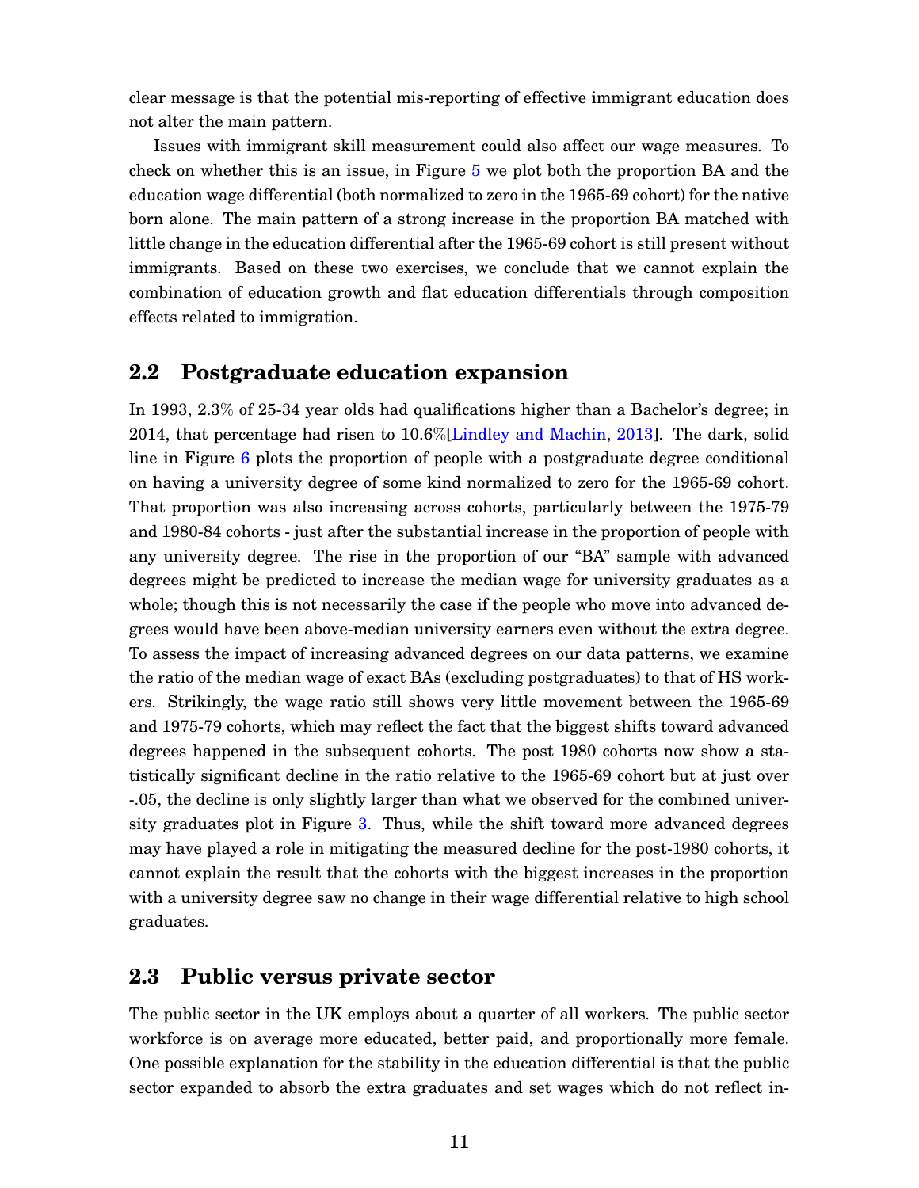clear message is that the potential mis-reporting of effective immigrant education does not alter the main pattern.

Issues with immigrant skill measurement could also affect our wage measures. To check on whether this is an issue, in Figure 5 we plot both the proportion BA and the education wage differential (both normalized to zero in the 1965-69 cohort) for the native born alone. The main pattern of a strong increase in the proportion BA matched with little change in the education differential after the 1965-69 cohort is still present without immigrants. Based on these two exercises, we conclude that we cannot explain the combination of education growth and flat education differentials through composition effects related to immigration.

## 2.2 Postgraduate education expansion

In 1993, 2.3% of 25-34 year olds had qualifications higher than a Bachelor's degree; in 2014, that percentage had risen to 10.6%[Lindley and Machin, 2013]. The dark, solid line in Figure 6 plots the proportion of people with a postgraduate degree conditional on having a university degree of some kind normalized to zero for the 1965-69 cohort. That proportion was also increasing across cohorts, particularly between the 1975-79 and 1980-84 cohorts - just after the substantial increase in the proportion of people with any university degree. The rise in the proportion of our "BA" sample with advanced degrees might be predicted to increase the median wage for university graduates as a whole; though this is not necessarily the case if the people who move into advanced degrees would have been above-median university earners even without the extra degree. To assess the impact of increasing advanced degrees on our data patterns, we examine the ratio of the median wage of exact BAs (excluding postgraduates) to that of HS workers. Strikingly, the wage ratio still shows very little movement between the 1965-69 and 1975-79 cohorts, which may reflect the fact that the biggest shifts toward advanced degrees happened in the subsequent cohorts. The post 1980 cohorts now show a statistically significant decline in the ratio relative to the 1965-69 cohort but at just over -.05, the decline is only slightly larger than what we observed for the combined university graduates plot in Figure 3. Thus, while the shift toward more advanced degrees may have played a role in mitigating the measured decline for the post-1980 cohorts, it cannot explain the result that the cohorts with the biggest increases in the proportion with a university degree saw no change in their wage differential relative to high school graduates.

## 2.3 Public versus private sector

The public sector in the UK employs about a quarter of all workers. The public sector workforce is on average more educated, better paid, and proportionally more female. One possible explanation for the stability in the education differential is that the public sector expanded to absorb the extra graduates and set wages which do not reflect in-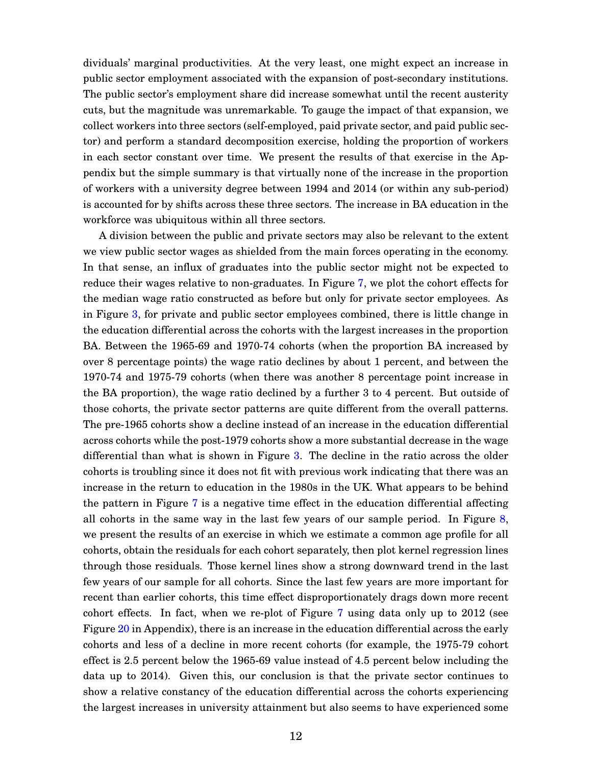dividuals' marginal productivities. At the very least, one might expect an increase in public sector employment associated with the expansion of post-secondary institutions. The public sector's employment share did increase somewhat until the recent austerity cuts, but the magnitude was unremarkable. To gauge the impact of that expansion, we collect workers into three sectors (self-employed, paid private sector, and paid public sector) and perform a standard decomposition exercise, holding the proportion of workers in each sector constant over time. We present the results of that exercise in the Appendix but the simple summary is that virtually none of the increase in the proportion of workers with a university degree between 1994 and 2014 (or within any sub-period) is accounted for by shifts across these three sectors. The increase in BA education in the workforce was ubiquitous within all three sectors.

A division between the public and private sectors may also be relevant to the extent we view public sector wages as shielded from the main forces operating in the economy. In that sense, an influx of graduates into the public sector might not be expected to reduce their wages relative to non-graduates. In Figure 7, we plot the cohort effects for the median wage ratio constructed as before but only for private sector employees. As in Figure 3, for private and public sector employees combined, there is little change in the education differential across the cohorts with the largest increases in the proportion BA. Between the 1965-69 and 1970-74 cohorts (when the proportion BA increased by over 8 percentage points) the wage ratio declines by about 1 percent, and between the 1970-74 and 1975-79 cohorts (when there was another 8 percentage point increase in the BA proportion), the wage ratio declined by a further 3 to 4 percent. But outside of those cohorts, the private sector patterns are quite different from the overall patterns. The pre-1965 cohorts show a decline instead of an increase in the education differential across cohorts while the post-1979 cohorts show a more substantial decrease in the wage differential than what is shown in Figure 3. The decline in the ratio across the older cohorts is troubling since it does not fit with previous work indicating that there was an increase in the return to education in the 1980s in the UK. What appears to be behind the pattern in Figure 7 is a negative time effect in the education differential affecting all cohorts in the same way in the last few years of our sample period. In Figure 8, we present the results of an exercise in which we estimate a common age profile for all cohorts, obtain the residuals for each cohort separately, then plot kernel regression lines through those residuals. Those kernel lines show a strong downward trend in the last few years of our sample for all cohorts. Since the last few years are more important for recent than earlier cohorts, this time effect disproportionately drags down more recent cohort effects. In fact, when we re-plot of Figure 7 using data only up to 2012 (see Figure 20 in Appendix), there is an increase in the education differential across the early cohorts and less of a decline in more recent cohorts (for example, the 1975-79 cohort effect is 2.5 percent below the 1965-69 value instead of 4.5 percent below including the data up to 2014). Given this, our conclusion is that the private sector continues to show a relative constancy of the education differential across the cohorts experiencing the largest increases in university attainment but also seems to have experienced some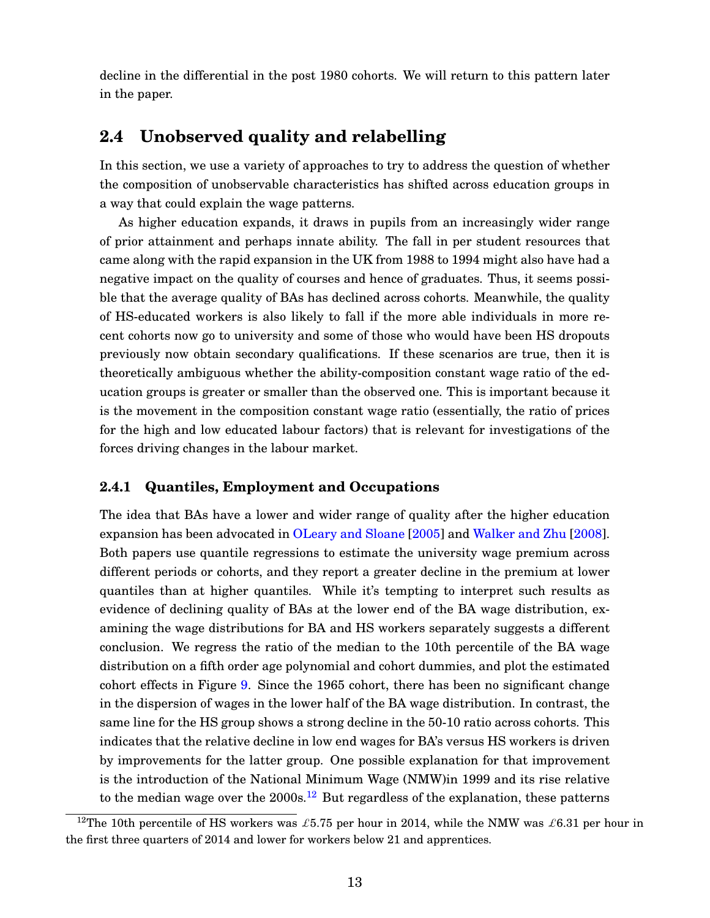decline in the differential in the post 1980 cohorts. We will return to this pattern later in the paper.

## 2.4 Unobserved quality and relabelling

In this section, we use a variety of approaches to try to address the question of whether the composition of unobservable characteristics has shifted across education groups in a way that could explain the wage patterns.

As higher education expands, it draws in pupils from an increasingly wider range of prior attainment and perhaps innate ability. The fall in per student resources that came along with the rapid expansion in the UK from 1988 to 1994 might also have had a negative impact on the quality of courses and hence of graduates. Thus, it seems possible that the average quality of BAs has declined across cohorts. Meanwhile, the quality of HS-educated workers is also likely to fall if the more able individuals in more recent cohorts now go to university and some of those who would have been HS dropouts previously now obtain secondary qualifications. If these scenarios are true, then it is theoretically ambiguous whether the ability-composition constant wage ratio of the education groups is greater or smaller than the observed one. This is important because it is the movement in the composition constant wage ratio (essentially, the ratio of prices for the high and low educated labour factors) that is relevant for investigations of the forces driving changes in the labour market.

### 2.4.1 Quantiles, Employment and Occupations

The idea that BAs have a lower and wider range of quality after the higher education expansion has been advocated in OLeary and Sloane [2005] and Walker and Zhu [2008]. Both papers use quantile regressions to estimate the university wage premium across different periods or cohorts, and they report a greater decline in the premium at lower quantiles than at higher quantiles. While it's tempting to interpret such results as evidence of declining quality of BAs at the lower end of the BA wage distribution, examining the wage distributions for BA and HS workers separately suggests a different conclusion. We regress the ratio of the median to the 10th percentile of the BA wage distribution on a fifth order age polynomial and cohort dummies, and plot the estimated cohort effects in Figure 9. Since the 1965 cohort, there has been no significant change in the dispersion of wages in the lower half of the BA wage distribution. In contrast, the same line for the HS group shows a strong decline in the 50-10 ratio across cohorts. This indicates that the relative decline in low end wages for BA's versus HS workers is driven by improvements for the latter group. One possible explanation for that improvement is the introduction of the National Minimum Wage (NMW)in 1999 and its rise relative to the median wage over the 2000s.[12] But regardless of the explanation, these patterns

[12] The 10th percentile of HS workers was £5.75 per hour in 2014, while the NMW was £6.31 per hour in the first three quarters of 2014 and lower for workers below 21 and apprentices.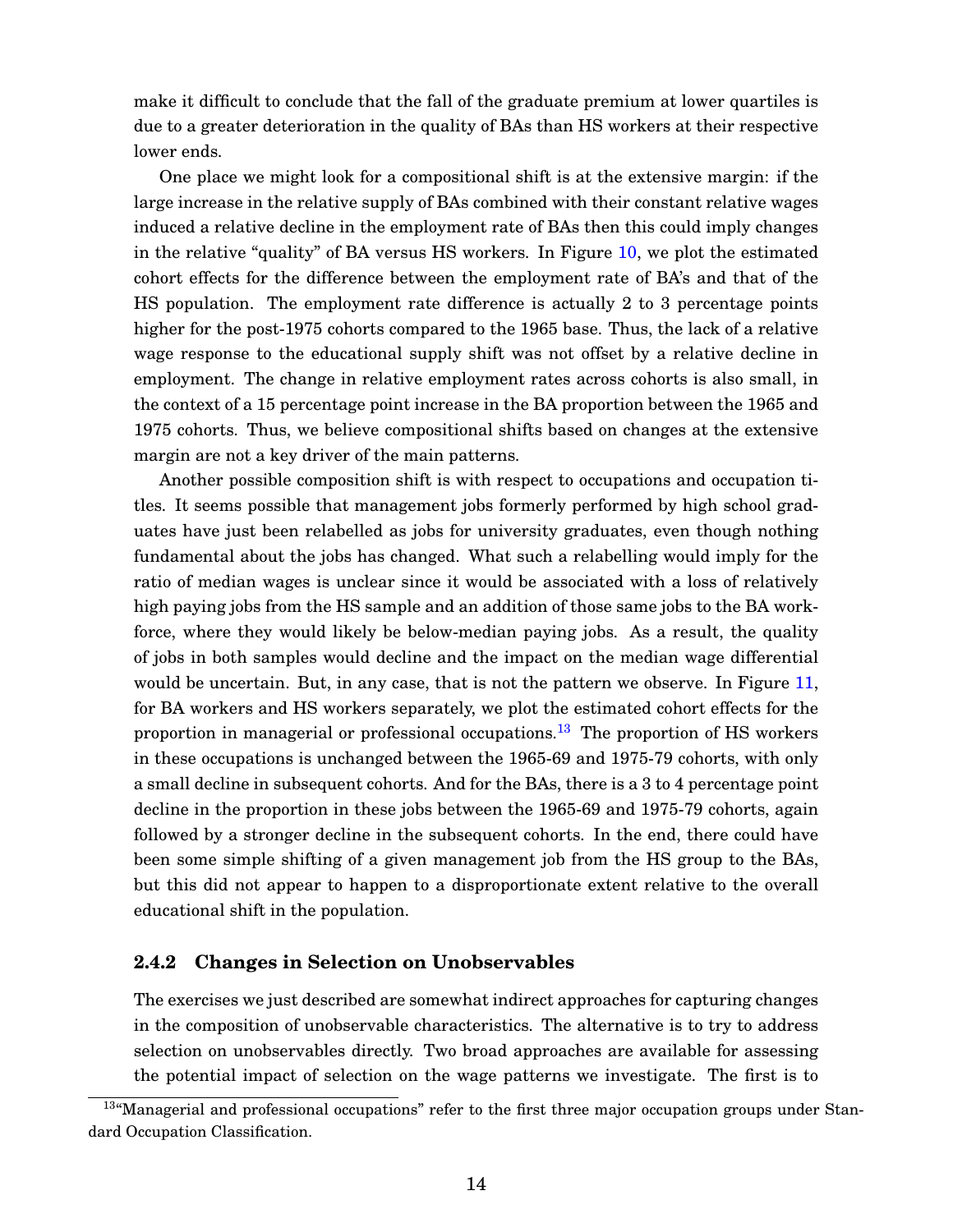make it difficult to conclude that the fall of the graduate premium at lower quartiles is due to a greater deterioration in the quality of BAs than HS workers at their respective lower ends.

One place we might look for a compositional shift is at the extensive margin: if the large increase in the relative supply of BAs combined with their constant relative wages induced a relative decline in the employment rate of BAs then this could imply changes in the relative "quality" of BA versus HS workers. In Figure 10, we plot the estimated cohort effects for the difference between the employment rate of BA's and that of the HS population. The employment rate difference is actually 2 to 3 percentage points higher for the post-1975 cohorts compared to the 1965 base. Thus, the lack of a relative wage response to the educational supply shift was not offset by a relative decline in employment. The change in relative employment rates across cohorts is also small, in the context of a 15 percentage point increase in the BA proportion between the 1965 and 1975 cohorts. Thus, we believe compositional shifts based on changes at the extensive margin are not a key driver of the main patterns.

Another possible composition shift is with respect to occupations and occupation titles. It seems possible that management jobs formerly performed by high school graduates have just been relabelled as jobs for university graduates, even though nothing fundamental about the jobs has changed. What such a relabelling would imply for the ratio of median wages is unclear since it would be associated with a loss of relatively high paying jobs from the HS sample and an addition of those same jobs to the BA workforce, where they would likely be below-median paying jobs. As a result, the quality of jobs in both samples would decline and the impact on the median wage differential would be uncertain. But, in any case, that is not the pattern we observe. In Figure 11, for BA workers and HS workers separately, we plot the estimated cohort effects for the proportion in managerial or professional occupations.[13] The proportion of HS workers in these occupations is unchanged between the 1965-69 and 1975-79 cohorts, with only a small decline in subsequent cohorts. And for the BAs, there is a 3 to 4 percentage point decline in the proportion in these jobs between the 1965-69 and 1975-79 cohorts, again followed by a stronger decline in the subsequent cohorts. In the end, there could have been some simple shifting of a given management job from the HS group to the BAs, but this did not appear to happen to a disproportionate extent relative to the overall educational shift in the population.

### 2.4.2 Changes in Selection on Unobservables

The exercises we just described are somewhat indirect approaches for capturing changes in the composition of unobservable characteristics. The alternative is to try to address selection on unobservables directly. Two broad approaches are available for assessing the potential impact of selection on the wage patterns we investigate. The first is to

[13]"Managerial and professional occupations" refer to the first three major occupation groups under Standard Occupation Classification.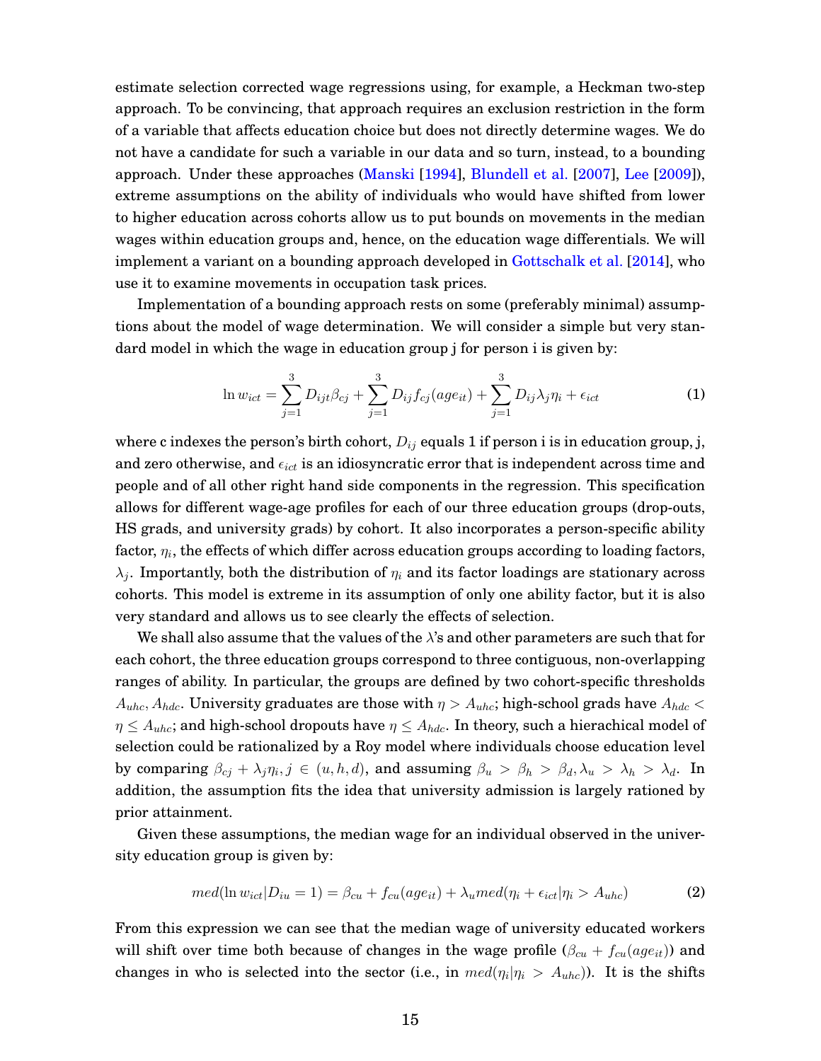estimate selection corrected wage regressions using, for example, a Heckman two-step approach. To be convincing, that approach requires an exclusion restriction in the form of a variable that affects education choice but does not directly determine wages. We do not have a candidate for such a variable in our data and so turn, instead, to a bounding approach. Under these approaches (Manski [1994], Blundell et al. [2007], Lee [2009]), extreme assumptions on the ability of individuals who would have shifted from lower to higher education across cohorts allow us to put bounds on movements in the median wages within education groups and, hence, on the education wage differentials. We will implement a variant on a bounding approach developed in Gottschalk et al. [2014], who use it to examine movements in occupation task prices.

Implementation of a bounding approach rests on some (preferably minimal) assumptions about the model of wage determination. We will consider a simple but very standard model in which the wage in education group j for person i is given by:

$$\ln w_{ict} = \sum_{j=1}^{3} D_{ijt}\beta_{cj} + \sum_{j=1}^{3} D_{ij} f_{cj}(age_{it}) + \sum_{j=1}^{3} D_{ij}\lambda_j \eta_i + \epsilon_{ict} \tag{1}$$

where c indexes the person's birth cohort, $D_{ij}$ equals 1 if person i is in education group, j, and zero otherwise, and $\epsilon_{ict}$ is an idiosyncratic error that is independent across time and people and of all other right hand side components in the regression. This specification allows for different wage-age profiles for each of our three education groups (drop-outs, HS grads, and university grads) by cohort. It also incorporates a person-specific ability factor, $\eta_i$, the effects of which differ across education groups according to loading factors, $\lambda_j$. Importantly, both the distribution of $\eta_i$ and its factor loadings are stationary across cohorts. This model is extreme in its assumption of only one ability factor, but it is also very standard and allows us to see clearly the effects of selection.

We shall also assume that the values of the $\lambda$'s and other parameters are such that for each cohort, the three education groups correspond to three contiguous, non-overlapping ranges of ability. In particular, the groups are defined by two cohort-specific thresholds $A_{uhc}, A_{hdc}$. University graduates are those with $\eta > A_{uhc}$; high-school grads have $A_{hdc} < \eta \leq A_{uhc}$; and high-school dropouts have $\eta \leq A_{hdc}$. In theory, such a hierachical model of selection could be rationalized by a Roy model where individuals choose education level by comparing $\beta_{cj} + \lambda_j \eta_i, j \in (u, h, d)$, and assuming $\beta_u > \beta_h > \beta_d, \lambda_u > \lambda_h > \lambda_d$. In addition, the assumption fits the idea that university admission is largely rationed by prior attainment.

Given these assumptions, the median wage for an individual observed in the university education group is given by:

$$med(\ln w_{ict}|D_{iu} = 1) = \beta_{cu} + f_{cu}(age_{it}) + \lambda_u med(\eta_i + \epsilon_{ict}|\eta_i > A_{uhc}) \tag{2}$$

From this expression we can see that the median wage of university educated workers will shift over time both because of changes in the wage profile ($\beta_{cu} + f_{cu}(age_{it})$) and changes in who is selected into the sector (i.e., in $med(\eta_i|\eta_i > A_{uhc})$). It is the shifts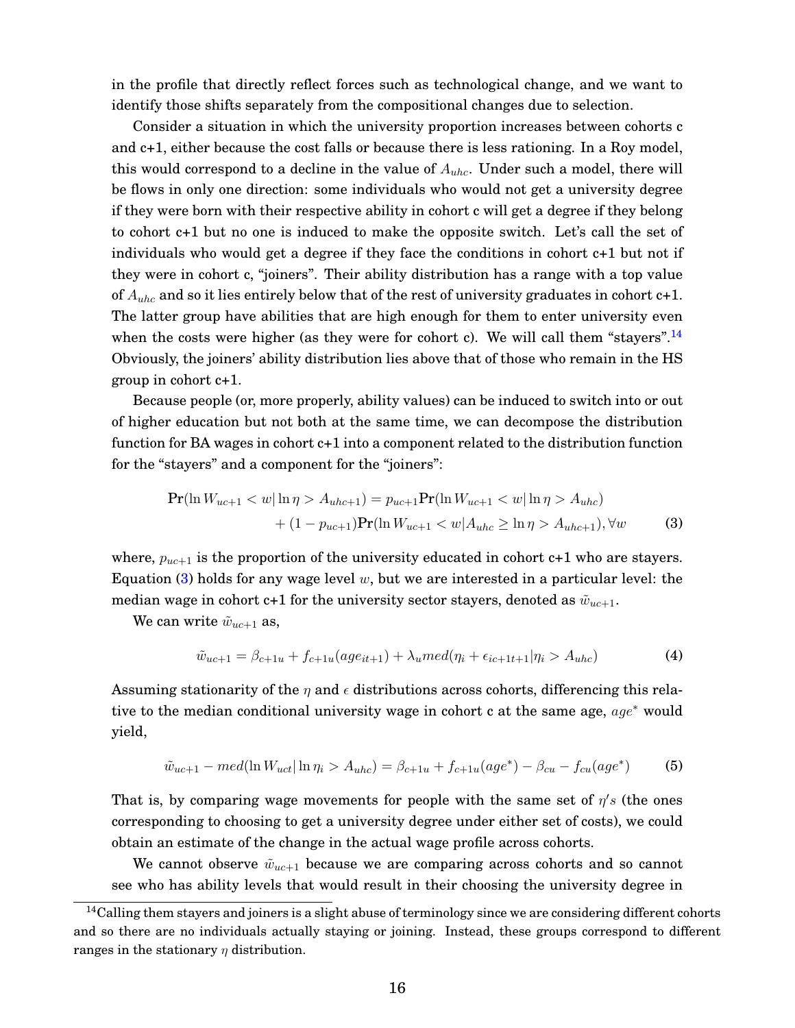in the profile that directly reflect forces such as technological change, and we want to identify those shifts separately from the compositional changes due to selection.

Consider a situation in which the university proportion increases between cohorts c and c+1, either because the cost falls or because there is less rationing. In a Roy model, this would correspond to a decline in the value of $A_{uhc}$. Under such a model, there will be flows in only one direction: some individuals who would not get a university degree if they were born with their respective ability in cohort c will get a degree if they belong to cohort c+1 but no one is induced to make the opposite switch. Let's call the set of individuals who would get a degree if they face the conditions in cohort c+1 but not if they were in cohort c, "joiners". Their ability distribution has a range with a top value of $A_{uhc}$ and so it lies entirely below that of the rest of university graduates in cohort c+1. The latter group have abilities that are high enough for them to enter university even when the costs were higher (as they were for cohort c). We will call them "stayers".[14] Obviously, the joiners' ability distribution lies above that of those who remain in the HS group in cohort c+1.

Because people (or, more properly, ability values) can be induced to switch into or out of higher education but not both at the same time, we can decompose the distribution function for BA wages in cohort c+1 into a component related to the distribution function for the "stayers" and a component for the "joiners":

$$\begin{aligned}\mathbf{Pr}(\ln W_{uc+1} < w | \ln \eta > A_{uhc+1}) &= p_{uc+1}\mathbf{Pr}(\ln W_{uc+1} < w | \ln \eta > A_{uhc}) \\ &+ (1 - p_{uc+1})\mathbf{Pr}(\ln W_{uc+1} < w | A_{uhc} \geq \ln \eta > A_{uhc+1}), \forall w \end{aligned} \tag{3}$$

where, $p_{uc+1}$ is the proportion of the university educated in cohort c+1 who are stayers. Equation (3) holds for any wage level $w$, but we are interested in a particular level: the median wage in cohort c+1 for the university sector stayers, denoted as $\tilde{w}_{uc+1}$.

We can write $\tilde{w}_{uc+1}$ as,

$$\tilde{w}_{uc+1} = \beta_{c+1u} + f_{c+1u}(age_{it+1}) + \lambda_u med(\eta_i + \epsilon_{ic+1t+1} | \eta_i > A_{uhc}) \tag{4}$$

Assuming stationarity of the $\eta$ and $\epsilon$ distributions across cohorts, differencing this relative to the median conditional university wage in cohort c at the same age, $age^*$ would yield,

$$\tilde{w}_{uc+1} - med(\ln W_{uct} | \ln \eta_i > A_{uhc}) = \beta_{c+1u} + f_{c+1u}(age^*) - \beta_{cu} - f_{cu}(age^*) \tag{5}$$

That is, by comparing wage movements for people with the same set of $\eta's$ (the ones corresponding to choosing to get a university degree under either set of costs), we could obtain an estimate of the change in the actual wage profile across cohorts.

We cannot observe $\tilde{w}_{uc+1}$ because we are comparing across cohorts and so cannot see who has ability levels that would result in their choosing the university degree in

[14] Calling them stayers and joiners is a slight abuse of terminology since we are considering different cohorts and so there are no individuals actually staying or joining. Instead, these groups correspond to different ranges in the stationary $\eta$ distribution.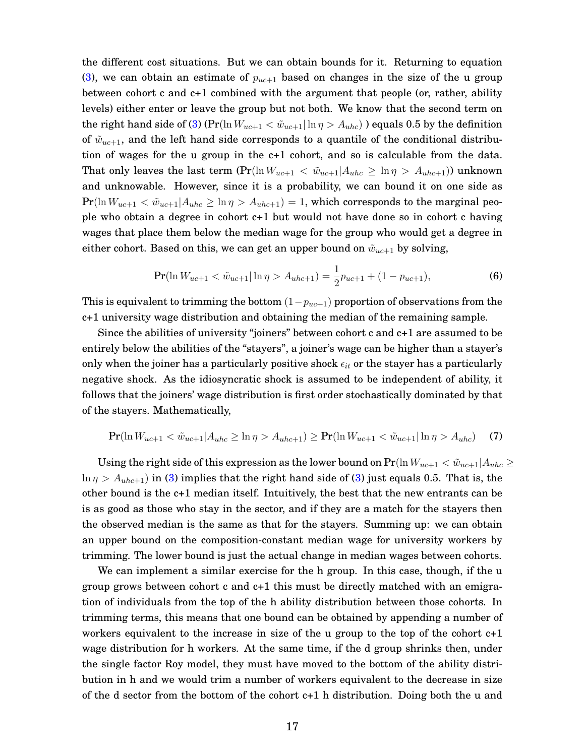the different cost situations. But we can obtain bounds for it. Returning to equation (3), we can obtain an estimate of $p_{uc+1}$ based on changes in the size of the u group between cohort c and c+1 combined with the argument that people (or, rather, ability levels) either enter or leave the group but not both. We know that the second term on the right hand side of (3) ($\mathbf{Pr}(\ln W_{uc+1} < \tilde{w}_{uc+1} | \ln \eta > A_{uhc})$ ) equals 0.5 by the definition of $\tilde{w}_{uc+1}$, and the left hand side corresponds to a quantile of the conditional distribution of wages for the u group in the c+1 cohort, and so is calculable from the data. That only leaves the last term ($\mathbf{Pr}(\ln W_{uc+1} < \tilde{w}_{uc+1} | A_{uhc} \geq \ln \eta > A_{uhc+1})$) unknown and unknowable. However, since it is a probability, we can bound it on one side as $\mathbf{Pr}(\ln W_{uc+1} < \tilde{w}_{uc+1} | A_{uhc} \geq \ln \eta > A_{uhc+1}) = 1$, which corresponds to the marginal people who obtain a degree in cohort c+1 but would not have done so in cohort c having wages that place them below the median wage for the group who would get a degree in either cohort. Based on this, we can get an upper bound on $\tilde{w}_{uc+1}$ by solving,

$$\mathbf{Pr}(\ln W_{uc+1} < \tilde{w}_{uc+1} | \ln \eta > A_{uhc+1}) = \frac{1}{2} p_{uc+1} + (1 - p_{uc+1}), \tag{6}$$

This is equivalent to trimming the bottom $(1 - p_{uc+1})$ proportion of observations from the c+1 university wage distribution and obtaining the median of the remaining sample.

Since the abilities of university "joiners" between cohort c and c+1 are assumed to be entirely below the abilities of the "stayers", a joiner's wage can be higher than a stayer's only when the joiner has a particularly positive shock $\epsilon_{it}$ or the stayer has a particularly negative shock. As the idiosyncratic shock is assumed to be independent of ability, it follows that the joiners' wage distribution is first order stochastically dominated by that of the stayers. Mathematically,

$$\mathbf{Pr}(\ln W_{uc+1} < \tilde{w}_{uc+1} | A_{uhc} \geq \ln \eta > A_{uhc+1}) \geq \mathbf{Pr}(\ln W_{uc+1} < \tilde{w}_{uc+1} | \ln \eta > A_{uhc}) \tag{7}$$

Using the right side of this expression as the lower bound on $\mathbf{Pr}(\ln W_{uc+1} < \tilde{w}_{uc+1} | A_{uhc} \geq \ln \eta > A_{uhc+1})$ in (3) implies that the right hand side of (3) just equals 0.5. That is, the other bound is the c+1 median itself. Intuitively, the best that the new entrants can be is as good as those who stay in the sector, and if they are a match for the stayers then the observed median is the same as that for the stayers. Summing up: we can obtain an upper bound on the composition-constant median wage for university workers by trimming. The lower bound is just the actual change in median wages between cohorts.

We can implement a similar exercise for the h group. In this case, though, if the u group grows between cohort c and c+1 this must be directly matched with an emigration of individuals from the top of the h ability distribution between those cohorts. In trimming terms, this means that one bound can be obtained by appending a number of workers equivalent to the increase in size of the u group to the top of the cohort c+1 wage distribution for h workers. At the same time, if the d group shrinks then, under the single factor Roy model, they must have moved to the bottom of the ability distribution in h and we would trim a number of workers equivalent to the decrease in size of the d sector from the bottom of the cohort c+1 h distribution. Doing both the u and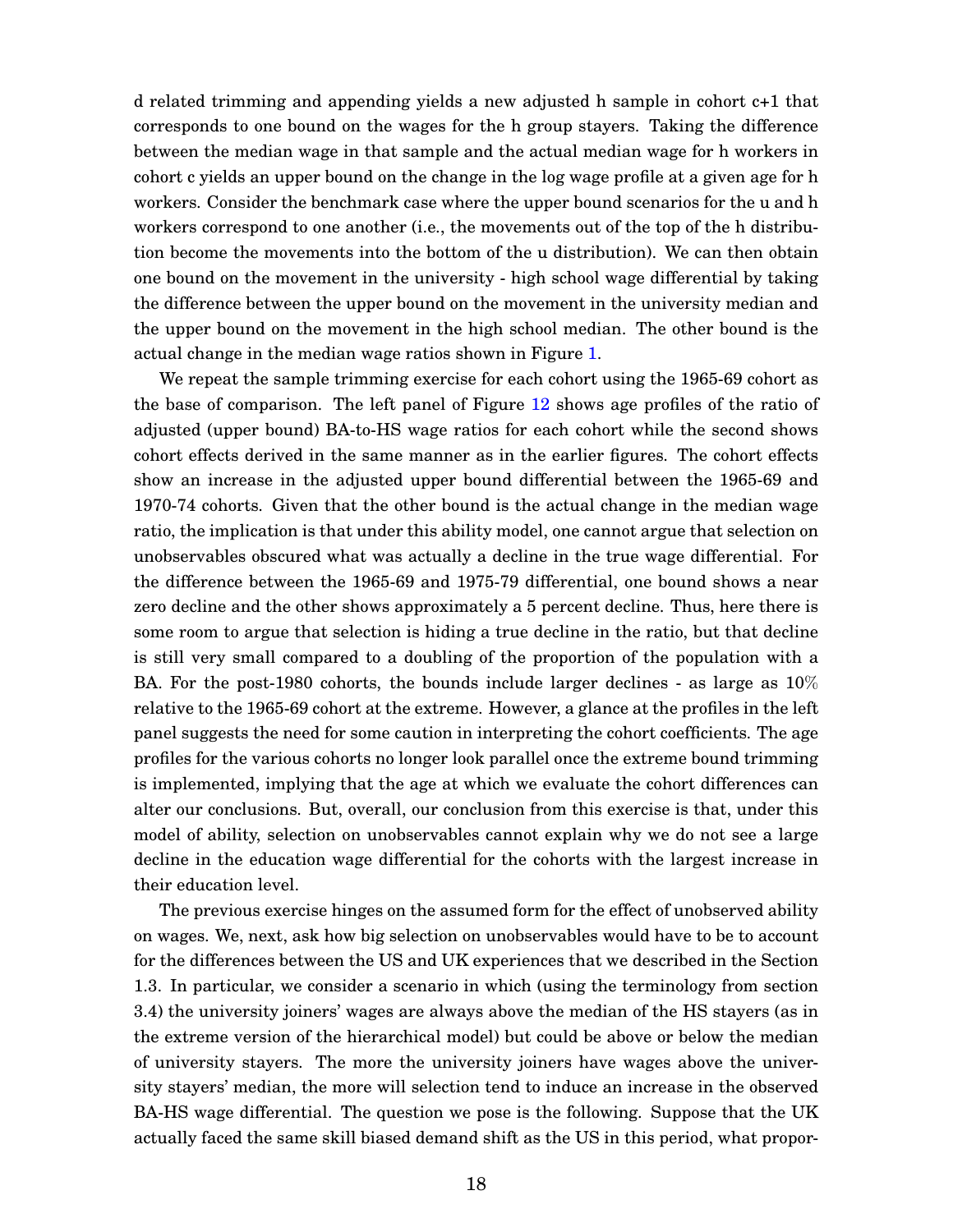d related trimming and appending yields a new adjusted h sample in cohort c+1 that corresponds to one bound on the wages for the h group stayers. Taking the difference between the median wage in that sample and the actual median wage for h workers in cohort c yields an upper bound on the change in the log wage profile at a given age for h workers. Consider the benchmark case where the upper bound scenarios for the u and h workers correspond to one another (i.e., the movements out of the top of the h distribution become the movements into the bottom of the u distribution). We can then obtain one bound on the movement in the university - high school wage differential by taking the difference between the upper bound on the movement in the university median and the upper bound on the movement in the high school median. The other bound is the actual change in the median wage ratios shown in Figure 1.

We repeat the sample trimming exercise for each cohort using the 1965-69 cohort as the base of comparison. The left panel of Figure 12 shows age profiles of the ratio of adjusted (upper bound) BA-to-HS wage ratios for each cohort while the second shows cohort effects derived in the same manner as in the earlier figures. The cohort effects show an increase in the adjusted upper bound differential between the 1965-69 and 1970-74 cohorts. Given that the other bound is the actual change in the median wage ratio, the implication is that under this ability model, one cannot argue that selection on unobservables obscured what was actually a decline in the true wage differential. For the difference between the 1965-69 and 1975-79 differential, one bound shows a near zero decline and the other shows approximately a 5 percent decline. Thus, here there is some room to argue that selection is hiding a true decline in the ratio, but that decline is still very small compared to a doubling of the proportion of the population with a BA. For the post-1980 cohorts, the bounds include larger declines - as large as 10% relative to the 1965-69 cohort at the extreme. However, a glance at the profiles in the left panel suggests the need for some caution in interpreting the cohort coefficients. The age profiles for the various cohorts no longer look parallel once the extreme bound trimming is implemented, implying that the age at which we evaluate the cohort differences can alter our conclusions. But, overall, our conclusion from this exercise is that, under this model of ability, selection on unobservables cannot explain why we do not see a large decline in the education wage differential for the cohorts with the largest increase in their education level.

The previous exercise hinges on the assumed form for the effect of unobserved ability on wages. We, next, ask how big selection on unobservables would have to be to account for the differences between the US and UK experiences that we described in the Section 1.3. In particular, we consider a scenario in which (using the terminology from section 3.4) the university joiners' wages are always above the median of the HS stayers (as in the extreme version of the hierarchical model) but could be above or below the median of university stayers. The more the university joiners have wages above the university stayers' median, the more will selection tend to induce an increase in the observed BA-HS wage differential. The question we pose is the following. Suppose that the UK actually faced the same skill biased demand shift as the US in this period, what propor-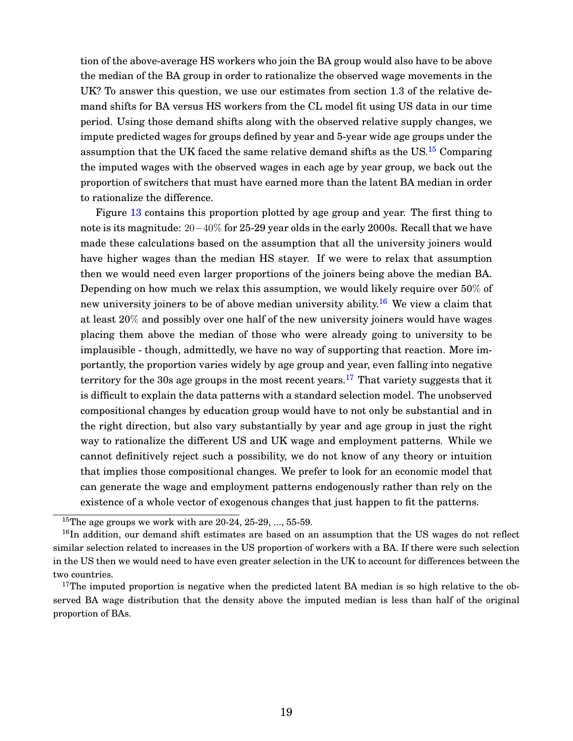tion of the above-average HS workers who join the BA group would also have to be above the median of the BA group in order to rationalize the observed wage movements in the UK? To answer this question, we use our estimates from section 1.3 of the relative demand shifts for BA versus HS workers from the CL model fit using US data in our time period. Using those demand shifts along with the observed relative supply changes, we impute predicted wages for groups defined by year and 5-year wide age groups under the assumption that the UK faced the same relative demand shifts as the US.[15] Comparing the imputed wages with the observed wages in each age by year group, we back out the proportion of switchers that must have earned more than the latent BA median in order to rationalize the difference.

Figure 13 contains this proportion plotted by age group and year. The first thing to note is its magnitude: $20-40\%$ for 25-29 year olds in the early 2000s. Recall that we have made these calculations based on the assumption that all the university joiners would have higher wages than the median HS stayer. If we were to relax that assumption then we would need even larger proportions of the joiners being above the median BA. Depending on how much we relax this assumption, we would likely require over $50\%$ of new university joiners to be of above median university ability.[16] We view a claim that at least $20\%$ and possibly over one half of the new university joiners would have wages placing them above the median of those who were already going to university to be implausible - though, admittedly, we have no way of supporting that reaction. More importantly, the proportion varies widely by age group and year, even falling into negative territory for the 30s age groups in the most recent years.[17] That variety suggests that it is difficult to explain the data patterns with a standard selection model. The unobserved compositional changes by education group would have to not only be substantial and in the right direction, but also vary substantially by year and age group in just the right way to rationalize the different US and UK wage and employment patterns. While we cannot definitively reject such a possibility, we do not know of any theory or intuition that implies those compositional changes. We prefer to look for an economic model that can generate the wage and employment patterns endogenously rather than rely on the existence of a whole vector of exogenous changes that just happen to fit the patterns.

[15]The age groups we work with are 20-24, 25-29, ..., 55-59.

[16]In addition, our demand shift estimates are based on an assumption that the US wages do not reflect similar selection related to increases in the US proportion of workers with a BA. If there were such selection in the US then we would need to have even greater selection in the UK to account for differences between the two countries.

[17]The imputed proportion is negative when the predicted latent BA median is so high relative to the observed BA wage distribution that the density above the imputed median is less than half of the original proportion of BAs.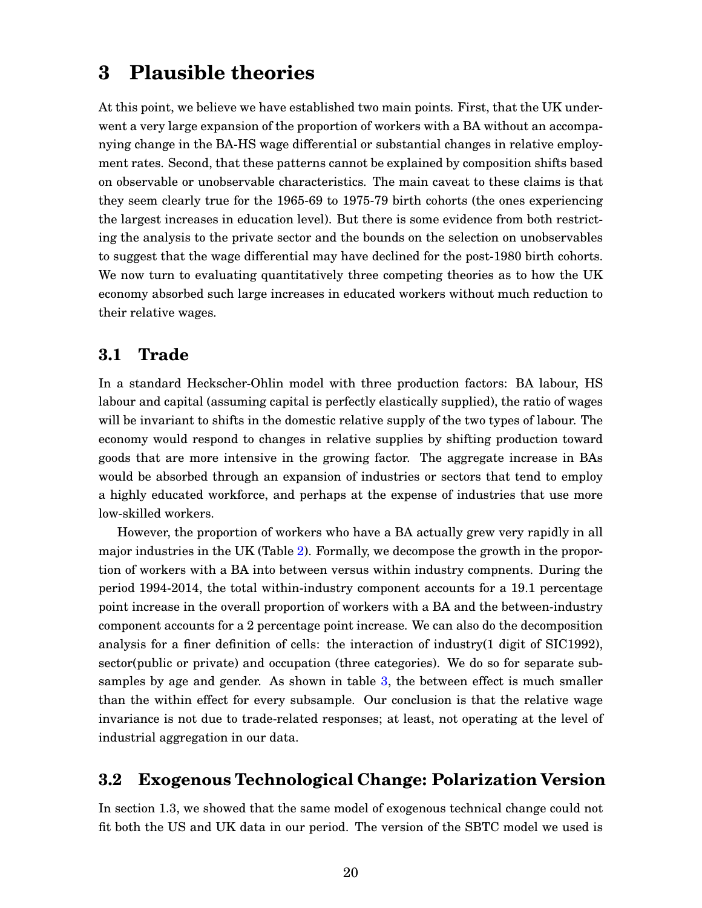# 3 Plausible theories

At this point, we believe we have established two main points. First, that the UK underwent a very large expansion of the proportion of workers with a BA without an accompanying change in the BA-HS wage differential or substantial changes in relative employment rates. Second, that these patterns cannot be explained by composition shifts based on observable or unobservable characteristics. The main caveat to these claims is that they seem clearly true for the 1965-69 to 1975-79 birth cohorts (the ones experiencing the largest increases in education level). But there is some evidence from both restricting the analysis to the private sector and the bounds on the selection on unobservables to suggest that the wage differential may have declined for the post-1980 birth cohorts. We now turn to evaluating quantitatively three competing theories as to how the UK economy absorbed such large increases in educated workers without much reduction to their relative wages.

## 3.1 Trade

In a standard Heckscher-Ohlin model with three production factors: BA labour, HS labour and capital (assuming capital is perfectly elastically supplied), the ratio of wages will be invariant to shifts in the domestic relative supply of the two types of labour. The economy would respond to changes in relative supplies by shifting production toward goods that are more intensive in the growing factor. The aggregate increase in BAs would be absorbed through an expansion of industries or sectors that tend to employ a highly educated workforce, and perhaps at the expense of industries that use more low-skilled workers.

However, the proportion of workers who have a BA actually grew very rapidly in all major industries in the UK (Table 2). Formally, we decompose the growth in the proportion of workers with a BA into between versus within industry compnents. During the period 1994-2014, the total within-industry component accounts for a 19.1 percentage point increase in the overall proportion of workers with a BA and the between-industry component accounts for a 2 percentage point increase. We can also do the decomposition analysis for a finer definition of cells: the interaction of industry(1 digit of SIC1992), sector(public or private) and occupation (three categories). We do so for separate subsamples by age and gender. As shown in table 3, the between effect is much smaller than the within effect for every subsample. Our conclusion is that the relative wage invariance is not due to trade-related responses; at least, not operating at the level of industrial aggregation in our data.

## 3.2 Exogenous Technological Change: Polarization Version

In section 1.3, we showed that the same model of exogenous technical change could not fit both the US and UK data in our period. The version of the SBTC model we used is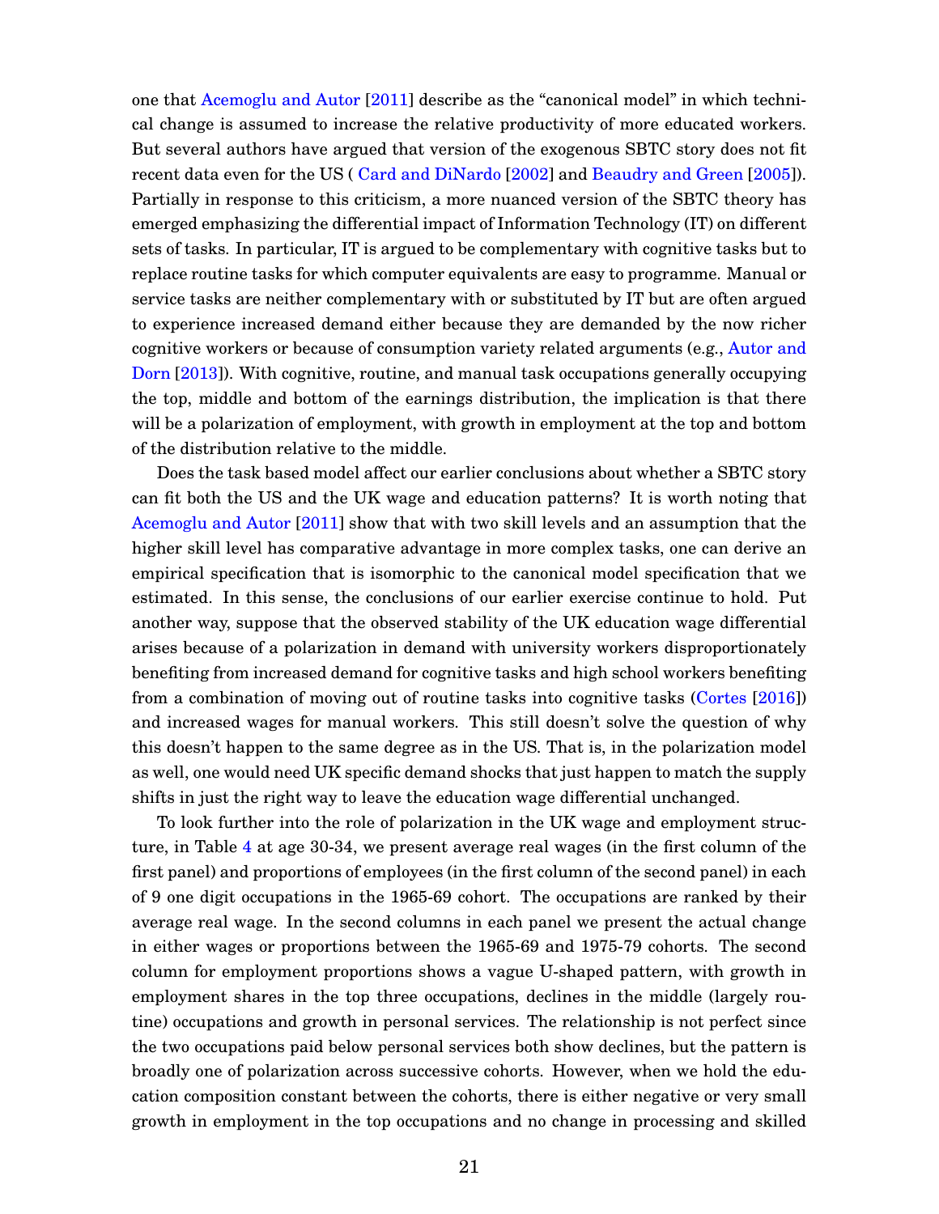one that Acemoglu and Autor [2011] describe as the "canonical model" in which technical change is assumed to increase the relative productivity of more educated workers. But several authors have argued that version of the exogenous SBTC story does not fit recent data even for the US ( Card and DiNardo [2002] and Beaudry and Green [2005]). Partially in response to this criticism, a more nuanced version of the SBTC theory has emerged emphasizing the differential impact of Information Technology (IT) on different sets of tasks. In particular, IT is argued to be complementary with cognitive tasks but to replace routine tasks for which computer equivalents are easy to programme. Manual or service tasks are neither complementary with or substituted by IT but are often argued to experience increased demand either because they are demanded by the now richer cognitive workers or because of consumption variety related arguments (e.g., Autor and Dorn [2013]). With cognitive, routine, and manual task occupations generally occupying the top, middle and bottom of the earnings distribution, the implication is that there will be a polarization of employment, with growth in employment at the top and bottom of the distribution relative to the middle.

Does the task based model affect our earlier conclusions about whether a SBTC story can fit both the US and the UK wage and education patterns? It is worth noting that Acemoglu and Autor [2011] show that with two skill levels and an assumption that the higher skill level has comparative advantage in more complex tasks, one can derive an empirical specification that is isomorphic to the canonical model specification that we estimated. In this sense, the conclusions of our earlier exercise continue to hold. Put another way, suppose that the observed stability of the UK education wage differential arises because of a polarization in demand with university workers disproportionately benefiting from increased demand for cognitive tasks and high school workers benefiting from a combination of moving out of routine tasks into cognitive tasks (Cortes [2016]) and increased wages for manual workers. This still doesn't solve the question of why this doesn't happen to the same degree as in the US. That is, in the polarization model as well, one would need UK specific demand shocks that just happen to match the supply shifts in just the right way to leave the education wage differential unchanged.

To look further into the role of polarization in the UK wage and employment structure, in Table 4 at age 30-34, we present average real wages (in the first column of the first panel) and proportions of employees (in the first column of the second panel) in each of 9 one digit occupations in the 1965-69 cohort. The occupations are ranked by their average real wage. In the second columns in each panel we present the actual change in either wages or proportions between the 1965-69 and 1975-79 cohorts. The second column for employment proportions shows a vague U-shaped pattern, with growth in employment shares in the top three occupations, declines in the middle (largely routine) occupations and growth in personal services. The relationship is not perfect since the two occupations paid below personal services both show declines, but the pattern is broadly one of polarization across successive cohorts. However, when we hold the education composition constant between the cohorts, there is either negative or very small growth in employment in the top occupations and no change in processing and skilled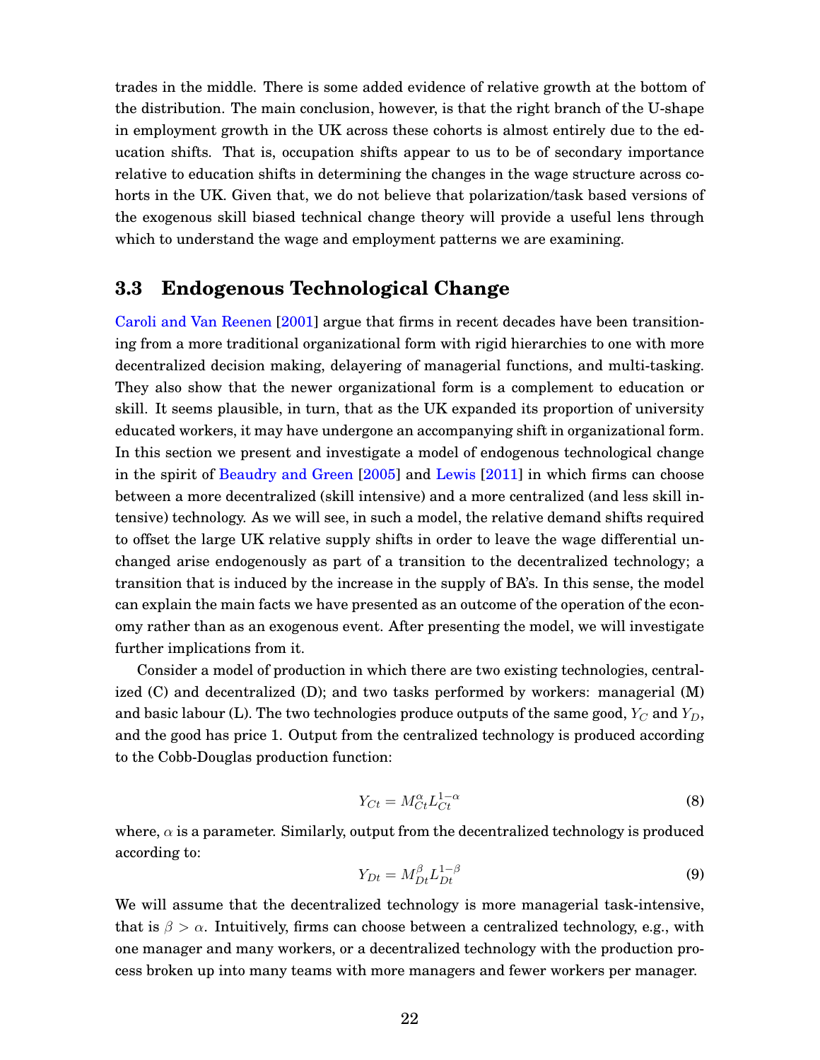trades in the middle. There is some added evidence of relative growth at the bottom of the distribution. The main conclusion, however, is that the right branch of the U-shape in employment growth in the UK across these cohorts is almost entirely due to the education shifts. That is, occupation shifts appear to us to be of secondary importance relative to education shifts in determining the changes in the wage structure across cohorts in the UK. Given that, we do not believe that polarization/task based versions of the exogenous skill biased technical change theory will provide a useful lens through which to understand the wage and employment patterns we are examining.

### 3.3 Endogenous Technological Change

Caroli and Van Reenen [2001] argue that firms in recent decades have been transitioning from a more traditional organizational form with rigid hierarchies to one with more decentralized decision making, delayering of managerial functions, and multi-tasking. They also show that the newer organizational form is a complement to education or skill. It seems plausible, in turn, that as the UK expanded its proportion of university educated workers, it may have undergone an accompanying shift in organizational form. In this section we present and investigate a model of endogenous technological change in the spirit of Beaudry and Green [2005] and Lewis [2011] in which firms can choose between a more decentralized (skill intensive) and a more centralized (and less skill intensive) technology. As we will see, in such a model, the relative demand shifts required to offset the large UK relative supply shifts in order to leave the wage differential unchanged arise endogenously as part of a transition to the decentralized technology; a transition that is induced by the increase in the supply of BA's. In this sense, the model can explain the main facts we have presented as an outcome of the operation of the economy rather than as an exogenous event. After presenting the model, we will investigate further implications from it.

Consider a model of production in which there are two existing technologies, centralized (C) and decentralized (D); and two tasks performed by workers: managerial (M) and basic labour (L). The two technologies produce outputs of the same good, $Y_C$ and $Y_D$, and the good has price 1. Output from the centralized technology is produced according to the Cobb-Douglas production function:

$$Y_{Ct} = M_{Ct}^{\alpha} L_{Ct}^{1-\alpha} \tag{8}$$

where, $\alpha$ is a parameter. Similarly, output from the decentralized technology is produced according to:

$$Y_{Dt} = M_{Dt}^{\beta} L_{Dt}^{1-\beta} \tag{9}$$

We will assume that the decentralized technology is more managerial task-intensive, that is $\beta > \alpha$. Intuitively, firms can choose between a centralized technology, e.g., with one manager and many workers, or a decentralized technology with the production process broken up into many teams with more managers and fewer workers per manager.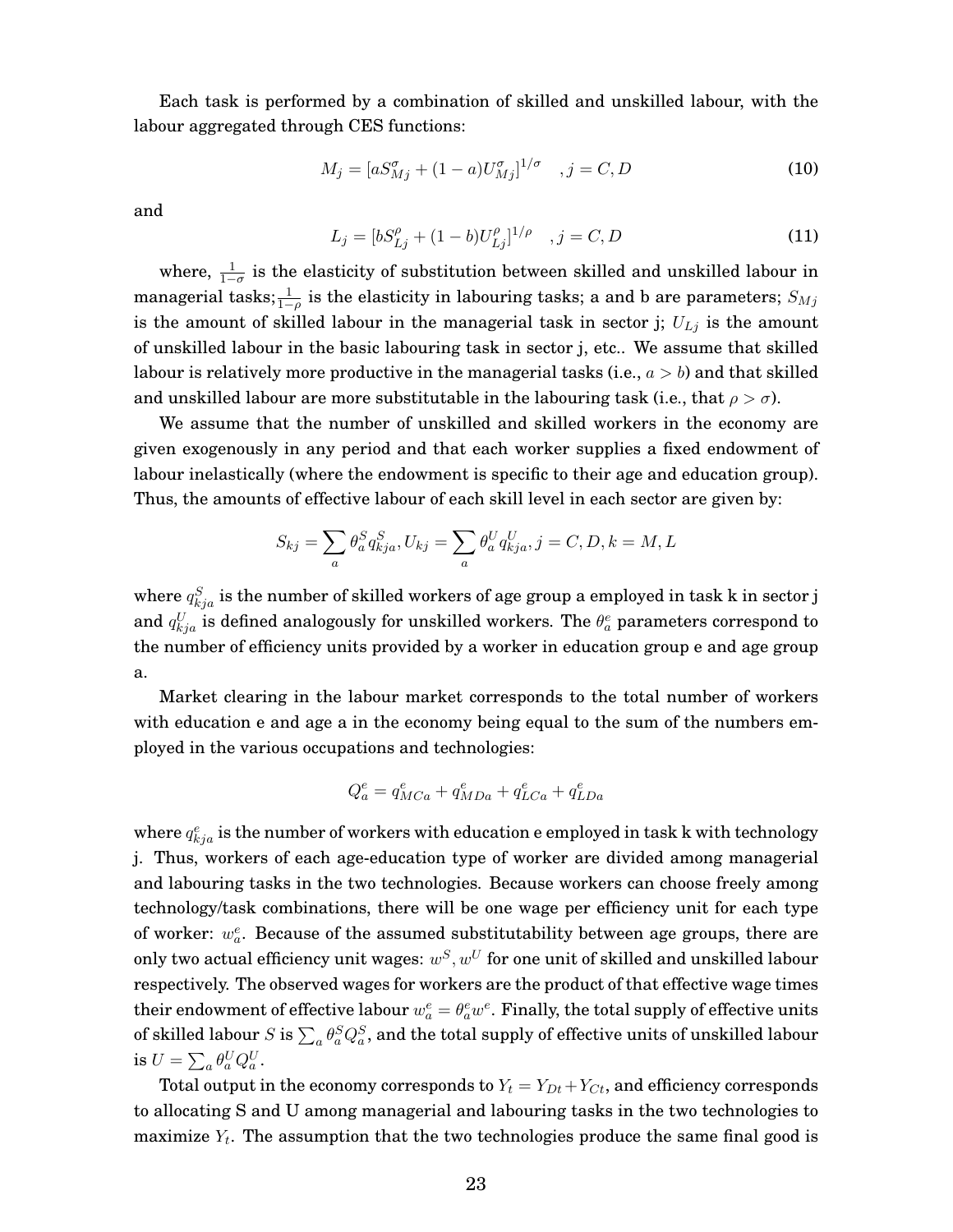Each task is performed by a combination of skilled and unskilled labour, with the labour aggregated through CES functions:

$$M_j = [aS_{Mj}^{\sigma} + (1-a)U_{Mj}^{\sigma}]^{1/\sigma} \quad , j = C, D \tag{10}$$

and

$$L_j = [bS_{Lj}^{\rho} + (1-b)U_{Lj}^{\rho}]^{1/\rho} \quad , j = C, D \tag{11}$$

where, $\frac{1}{1-\sigma}$ is the elasticity of substitution between skilled and unskilled labour in managerial tasks; $\frac{1}{1-\rho}$ is the elasticity in labouring tasks; a and b are parameters; $S_{Mj}$ is the amount of skilled labour in the managerial task in sector j; $U_{Lj}$ is the amount of unskilled labour in the basic labouring task in sector j, etc.. We assume that skilled labour is relatively more productive in the managerial tasks (i.e., $a > b$) and that skilled and unskilled labour are more substitutable in the labouring task (i.e., that $\rho > \sigma$).

We assume that the number of unskilled and skilled workers in the economy are given exogenously in any period and that each worker supplies a fixed endowment of labour inelastically (where the endowment is specific to their age and education group). Thus, the amounts of effective labour of each skill level in each sector are given by:

$$S_{kj} = \sum_a \theta_a^S q_{kja}^S, U_{kj} = \sum_a \theta_a^U q_{kja}^U, j = C, D, k = M, L$$

where $q_{kja}^S$ is the number of skilled workers of age group a employed in task k in sector j and $q_{kja}^U$ is defined analogously for unskilled workers. The $\theta_a^e$ parameters correspond to the number of efficiency units provided by a worker in education group e and age group a.

Market clearing in the labour market corresponds to the total number of workers with education e and age a in the economy being equal to the sum of the numbers employed in the various occupations and technologies:

$$Q_a^e = q_{MCa}^e + q_{MDa}^e + q_{LCa}^e + q_{LDa}^e$$

where $q_{kja}^e$ is the number of workers with education e employed in task k with technology j. Thus, workers of each age-education type of worker are divided among managerial and labouring tasks in the two technologies. Because workers can choose freely among technology/task combinations, there will be one wage per efficiency unit for each type of worker: $w_a^e$. Because of the assumed substitutability between age groups, there are only two actual efficiency unit wages: $w^S, w^U$ for one unit of skilled and unskilled labour respectively. The observed wages for workers are the product of that effective wage times their endowment of effective labour $w_a^e = \theta_a^e w^e$. Finally, the total supply of effective units of skilled labour $S$ is $\sum_a \theta_a^S Q_a^S$, and the total supply of effective units of unskilled labour is $U = \sum_a \theta_a^U Q_a^U$.

Total output in the economy corresponds to $Y_t = Y_{Dt} + Y_{Ct}$, and efficiency corresponds to allocating S and U among managerial and labouring tasks in the two technologies to maximize $Y_t$. The assumption that the two technologies produce the same final good is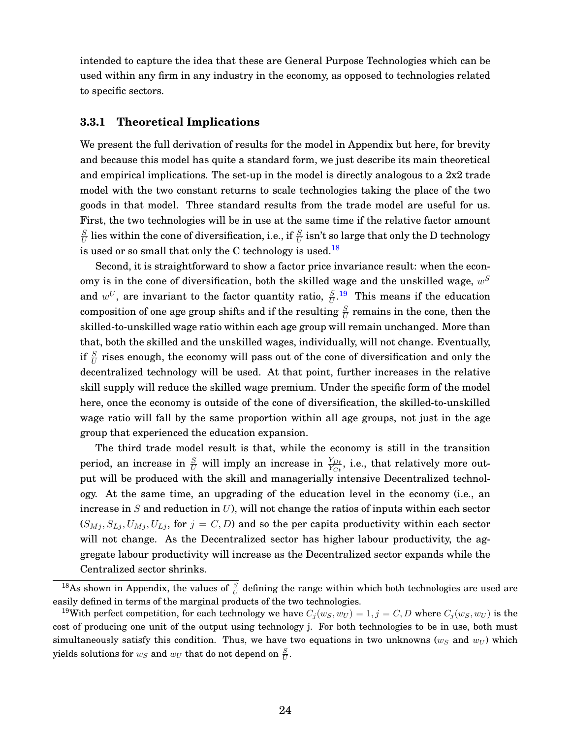intended to capture the idea that these are General Purpose Technologies which can be used within any firm in any industry in the economy, as opposed to technologies related to specific sectors.

### 3.3.1 Theoretical Implications

We present the full derivation of results for the model in Appendix but here, for brevity and because this model has quite a standard form, we just describe its main theoretical and empirical implications. The set-up in the model is directly analogous to a 2x2 trade model with the two constant returns to scale technologies taking the place of the two goods in that model. Three standard results from the trade model are useful for us. First, the two technologies will be in use at the same time if the relative factor amount $\frac{S}{U}$ lies within the cone of diversification, i.e., if $\frac{S}{U}$ isn't so large that only the D technology is used or so small that only the C technology is used.[18]

Second, it is straightforward to show a factor price invariance result: when the economy is in the cone of diversification, both the skilled wage and the unskilled wage, $w^S$ and $w^U$, are invariant to the factor quantity ratio, $\frac{S}{U}$.[19] This means if the education composition of one age group shifts and if the resulting $\frac{S}{U}$ remains in the cone, then the skilled-to-unskilled wage ratio within each age group will remain unchanged. More than that, both the skilled and the unskilled wages, individually, will not change. Eventually, if $\frac{S}{U}$ rises enough, the economy will pass out of the cone of diversification and only the decentralized technology will be used. At that point, further increases in the relative skill supply will reduce the skilled wage premium. Under the specific form of the model here, once the economy is outside of the cone of diversification, the skilled-to-unskilled wage ratio will fall by the same proportion within all age groups, not just in the age group that experienced the education expansion.

The third trade model result is that, while the economy is still in the transition period, an increase in $\frac{S}{U}$ will imply an increase in $\frac{Y_{Dt}}{Y_{Ct}}$, i.e., that relatively more output will be produced with the skill and managerially intensive Decentralized technology. At the same time, an upgrading of the education level in the economy (i.e., an increase in $S$ and reduction in $U$), will not change the ratios of inputs within each sector ($S_{Mj}, S_{Lj}, U_{Mj}, U_{Lj}$, for $j = C, D$) and so the per capita productivity within each sector will not change. As the Decentralized sector has higher labour productivity, the aggregate labour productivity will increase as the Decentralized sector expands while the Centralized sector shrinks.

[18] As shown in Appendix, the values of $\frac{S}{U}$ defining the range within which both technologies are used are easily defined in terms of the marginal products of the two technologies.

[19] With perfect competition, for each technology we have $C_j(w_S, w_U) = 1, j = C, D$ where $C_j(w_S, w_U)$ is the cost of producing one unit of the output using technology j. For both technologies to be in use, both must simultaneously satisfy this condition. Thus, we have two equations in two unknowns ($w_S$ and $w_U$) which yields solutions for $w_S$ and $w_U$ that do not depend on $\frac{S}{U}$.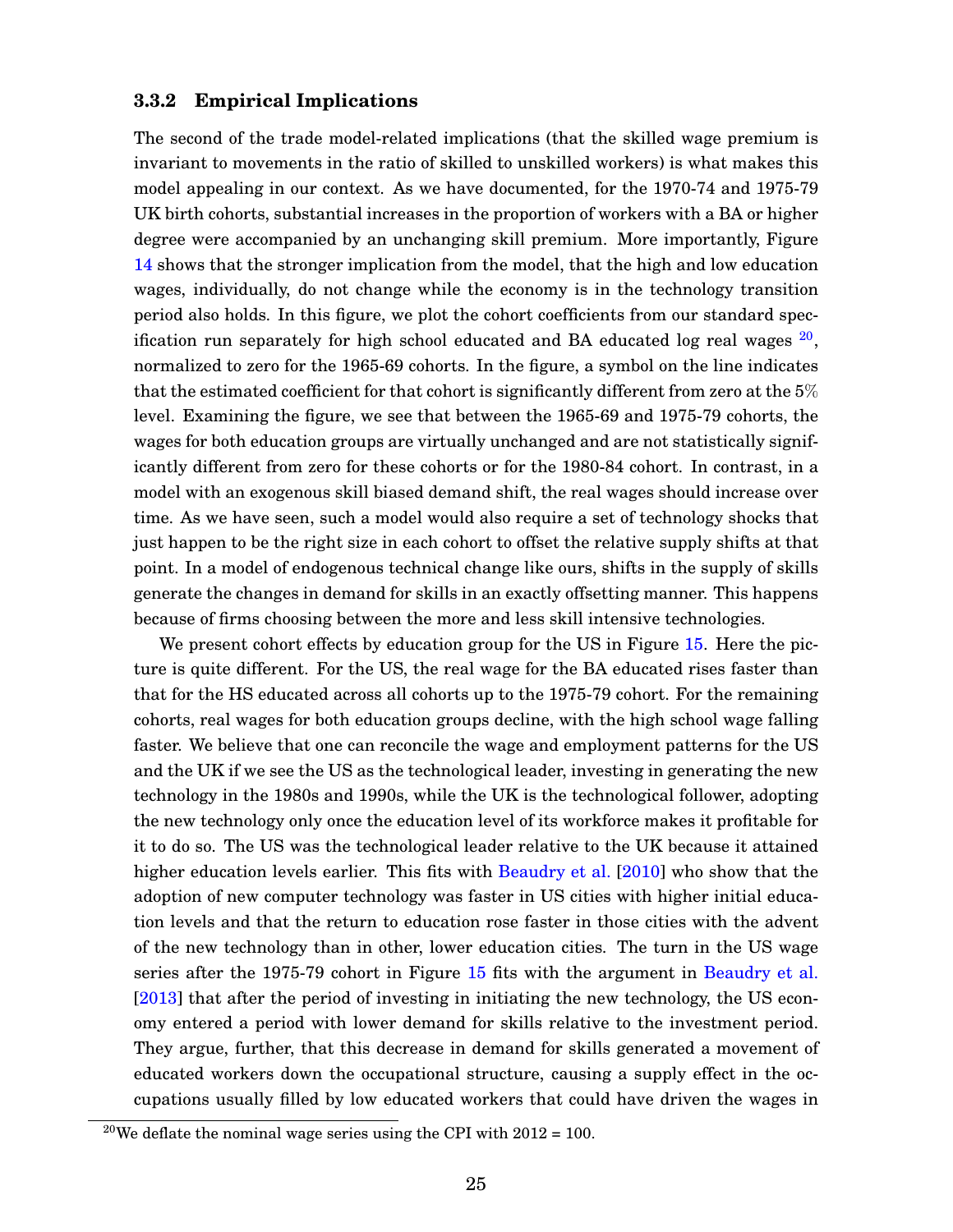### 3.3.2 Empirical Implications

The second of the trade model-related implications (that the skilled wage premium is invariant to movements in the ratio of skilled to unskilled workers) is what makes this model appealing in our context. As we have documented, for the 1970-74 and 1975-79 UK birth cohorts, substantial increases in the proportion of workers with a BA or higher degree were accompanied by an unchanging skill premium. More importantly, Figure 14 shows that the stronger implication from the model, that the high and low education wages, individually, do not change while the economy is in the technology transition period also holds. In this figure, we plot the cohort coefficients from our standard specification run separately for high school educated and BA educated log real wages [20], normalized to zero for the 1965-69 cohorts. In the figure, a symbol on the line indicates that the estimated coefficient for that cohort is significantly different from zero at the 5% level. Examining the figure, we see that between the 1965-69 and 1975-79 cohorts, the wages for both education groups are virtually unchanged and are not statistically significantly different from zero for these cohorts or for the 1980-84 cohort. In contrast, in a model with an exogenous skill biased demand shift, the real wages should increase over time. As we have seen, such a model would also require a set of technology shocks that just happen to be the right size in each cohort to offset the relative supply shifts at that point. In a model of endogenous technical change like ours, shifts in the supply of skills generate the changes in demand for skills in an exactly offsetting manner. This happens because of firms choosing between the more and less skill intensive technologies.

We present cohort effects by education group for the US in Figure 15. Here the picture is quite different. For the US, the real wage for the BA educated rises faster than that for the HS educated across all cohorts up to the 1975-79 cohort. For the remaining cohorts, real wages for both education groups decline, with the high school wage falling faster. We believe that one can reconcile the wage and employment patterns for the US and the UK if we see the US as the technological leader, investing in generating the new technology in the 1980s and 1990s, while the UK is the technological follower, adopting the new technology only once the education level of its workforce makes it profitable for it to do so. The US was the technological leader relative to the UK because it attained higher education levels earlier. This fits with Beaudry et al. [2010] who show that the adoption of new computer technology was faster in US cities with higher initial education levels and that the return to education rose faster in those cities with the advent of the new technology than in other, lower education cities. The turn in the US wage series after the 1975-79 cohort in Figure 15 fits with the argument in Beaudry et al. [2013] that after the period of investing in initiating the new technology, the US economy entered a period with lower demand for skills relative to the investment period. They argue, further, that this decrease in demand for skills generated a movement of educated workers down the occupational structure, causing a supply effect in the occupations usually filled by low educated workers that could have driven the wages in

[20] We deflate the nominal wage series using the CPI with 2012 = 100.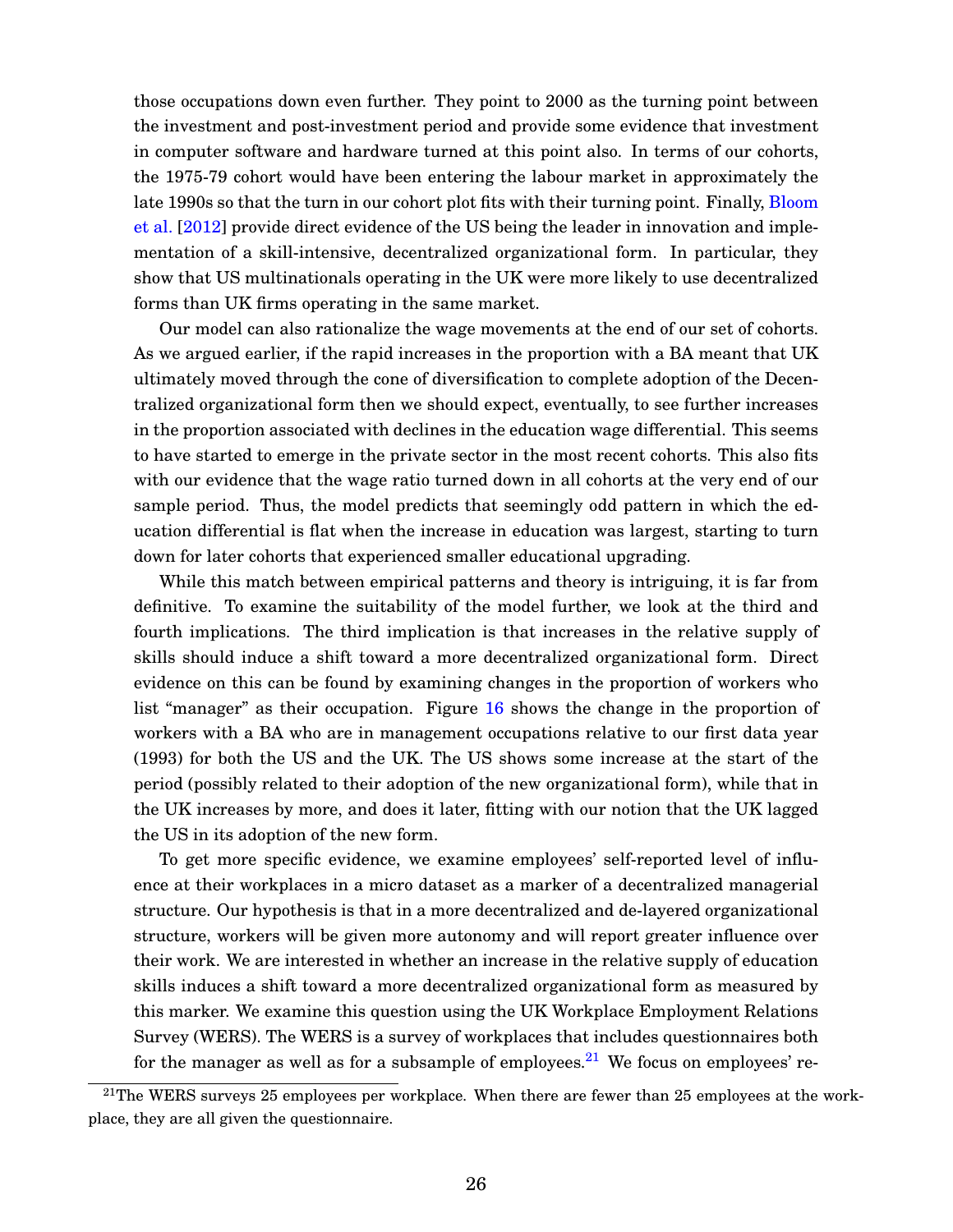those occupations down even further. They point to 2000 as the turning point between the investment and post-investment period and provide some evidence that investment in computer software and hardware turned at this point also. In terms of our cohorts, the 1975-79 cohort would have been entering the labour market in approximately the late 1990s so that the turn in our cohort plot fits with their turning point. Finally, Bloom et al. [2012] provide direct evidence of the US being the leader in innovation and implementation of a skill-intensive, decentralized organizational form. In particular, they show that US multinationals operating in the UK were more likely to use decentralized forms than UK firms operating in the same market.

Our model can also rationalize the wage movements at the end of our set of cohorts. As we argued earlier, if the rapid increases in the proportion with a BA meant that UK ultimately moved through the cone of diversification to complete adoption of the Decentralized organizational form then we should expect, eventually, to see further increases in the proportion associated with declines in the education wage differential. This seems to have started to emerge in the private sector in the most recent cohorts. This also fits with our evidence that the wage ratio turned down in all cohorts at the very end of our sample period. Thus, the model predicts that seemingly odd pattern in which the education differential is flat when the increase in education was largest, starting to turn down for later cohorts that experienced smaller educational upgrading.

While this match between empirical patterns and theory is intriguing, it is far from definitive. To examine the suitability of the model further, we look at the third and fourth implications. The third implication is that increases in the relative supply of skills should induce a shift toward a more decentralized organizational form. Direct evidence on this can be found by examining changes in the proportion of workers who list "manager" as their occupation. Figure 16 shows the change in the proportion of workers with a BA who are in management occupations relative to our first data year (1993) for both the US and the UK. The US shows some increase at the start of the period (possibly related to their adoption of the new organizational form), while that in the UK increases by more, and does it later, fitting with our notion that the UK lagged the US in its adoption of the new form.

To get more specific evidence, we examine employees' self-reported level of influence at their workplaces in a micro dataset as a marker of a decentralized managerial structure. Our hypothesis is that in a more decentralized and de-layered organizational structure, workers will be given more autonomy and will report greater influence over their work. We are interested in whether an increase in the relative supply of education skills induces a shift toward a more decentralized organizational form as measured by this marker. We examine this question using the UK Workplace Employment Relations Survey (WERS). The WERS is a survey of workplaces that includes questionnaires both for the manager as well as for a subsample of employees.[21] We focus on employees' re-

[21] The WERS surveys 25 employees per workplace. When there are fewer than 25 employees at the workplace, they are all given the questionnaire.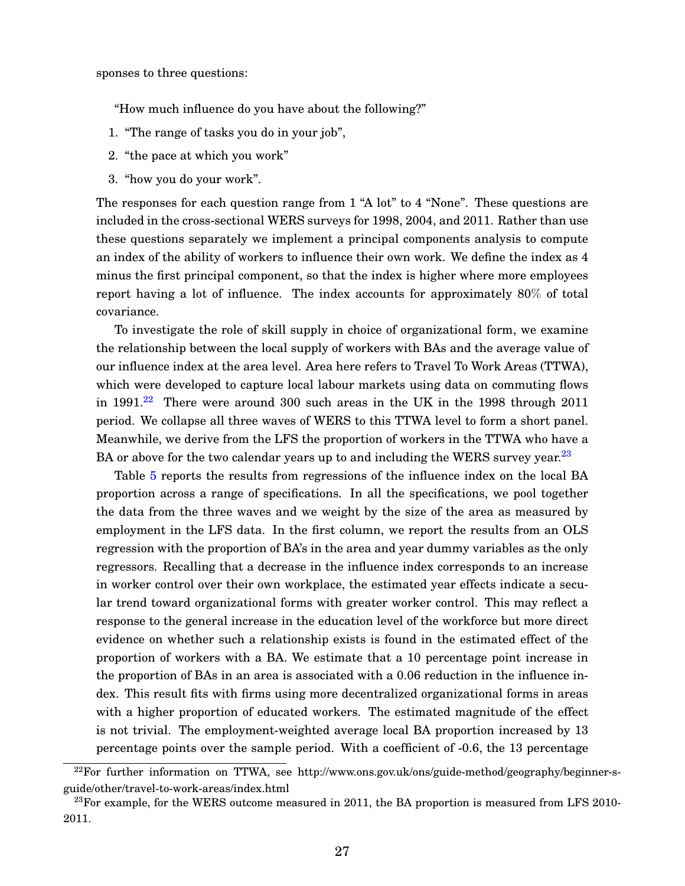sponses to three questions:

"How much influence do you have about the following?"

1. "The range of tasks you do in your job",
2. "the pace at which you work"
3. "how you do your work".

The responses for each question range from 1 "A lot" to 4 "None". These questions are included in the cross-sectional WERS surveys for 1998, 2004, and 2011. Rather than use these questions separately we implement a principal components analysis to compute an index of the ability of workers to influence their own work. We define the index as 4 minus the first principal component, so that the index is higher where more employees report having a lot of influence. The index accounts for approximately 80% of total covariance.

To investigate the role of skill supply in choice of organizational form, we examine the relationship between the local supply of workers with BAs and the average value of our influence index at the area level. Area here refers to Travel To Work Areas (TTWA), which were developed to capture local labour markets using data on commuting flows in 1991.[22] There were around 300 such areas in the UK in the 1998 through 2011 period. We collapse all three waves of WERS to this TTWA level to form a short panel. Meanwhile, we derive from the LFS the proportion of workers in the TTWA who have a BA or above for the two calendar years up to and including the WERS survey year.[23]

Table 5 reports the results from regressions of the influence index on the local BA proportion across a range of specifications. In all the specifications, we pool together the data from the three waves and we weight by the size of the area as measured by employment in the LFS data. In the first column, we report the results from an OLS regression with the proportion of BA's in the area and year dummy variables as the only regressors. Recalling that a decrease in the influence index corresponds to an increase in worker control over their own workplace, the estimated year effects indicate a secular trend toward organizational forms with greater worker control. This may reflect a response to the general increase in the education level of the workforce but more direct evidence on whether such a relationship exists is found in the estimated effect of the proportion of workers with a BA. We estimate that a 10 percentage point increase in the proportion of BAs in an area is associated with a 0.06 reduction in the influence index. This result fits with firms using more decentralized organizational forms in areas with a higher proportion of educated workers. The estimated magnitude of the effect is not trivial. The employment-weighted average local BA proportion increased by 13 percentage points over the sample period. With a coefficient of -0.6, the 13 percentage

[22]For further information on TTWA, see http://www.ons.gov.uk/ons/guide-method/geography/beginner-s-guide/other/travel-to-work-areas/index.html

[23]For example, for the WERS outcome measured in 2011, the BA proportion is measured from LFS 2010-2011.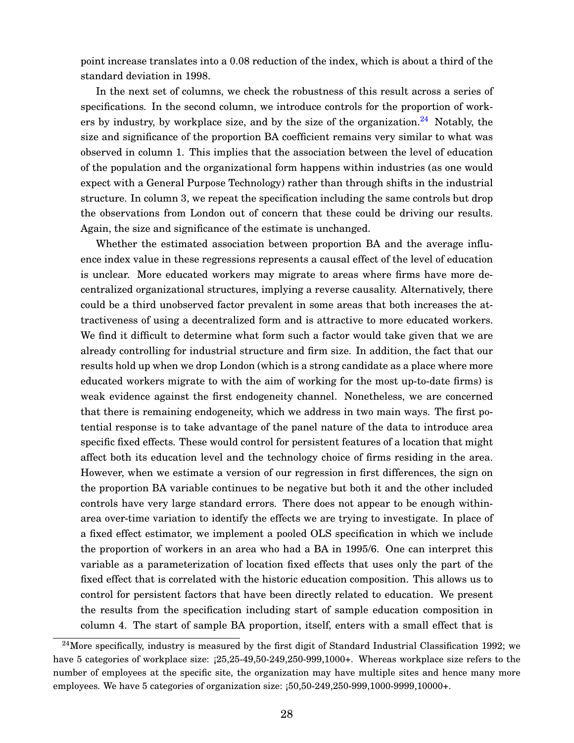point increase translates into a 0.08 reduction of the index, which is about a third of the standard deviation in 1998.

In the next set of columns, we check the robustness of this result across a series of specifications. In the second column, we introduce controls for the proportion of workers by industry, by workplace size, and by the size of the organization.[24] Notably, the size and significance of the proportion BA coefficient remains very similar to what was observed in column 1. This implies that the association between the level of education of the population and the organizational form happens within industries (as one would expect with a General Purpose Technology) rather than through shifts in the industrial structure. In column 3, we repeat the specification including the same controls but drop the observations from London out of concern that these could be driving our results. Again, the size and significance of the estimate is unchanged.

Whether the estimated association between proportion BA and the average influence index value in these regressions represents a causal effect of the level of education is unclear. More educated workers may migrate to areas where firms have more decentralized organizational structures, implying a reverse causality. Alternatively, there could be a third unobserved factor prevalent in some areas that both increases the attractiveness of using a decentralized form and is attractive to more educated workers. We find it difficult to determine what form such a factor would take given that we are already controlling for industrial structure and firm size. In addition, the fact that our results hold up when we drop London (which is a strong candidate as a place where more educated workers migrate to with the aim of working for the most up-to-date firms) is weak evidence against the first endogeneity channel. Nonetheless, we are concerned that there is remaining endogeneity, which we address in two main ways. The first potential response is to take advantage of the panel nature of the data to introduce area specific fixed effects. These would control for persistent features of a location that might affect both its education level and the technology choice of firms residing in the area. However, when we estimate a version of our regression in first differences, the sign on the proportion BA variable continues to be negative but both it and the other included controls have very large standard errors. There does not appear to be enough within-area over-time variation to identify the effects we are trying to investigate. In place of a fixed effect estimator, we implement a pooled OLS specification in which we include the proportion of workers in an area who had a BA in 1995/6. One can interpret this variable as a parameterization of location fixed effects that uses only the part of the fixed effect that is correlated with the historic education composition. This allows us to control for persistent factors that have been directly related to education. We present the results from the specification including start of sample education composition in column 4. The start of sample BA proportion, itself, enters with a small effect that is

[24] More specifically, industry is measured by the first digit of Standard Industrial Classification 1992; we have 5 categories of workplace size: <25,25-49,50-249,250-999,1000+. Whereas workplace size refers to the number of employees at the specific site, the organization may have multiple sites and hence many more employees. We have 5 categories of organization size: <50,50-249,250-999,1000-9999,10000+.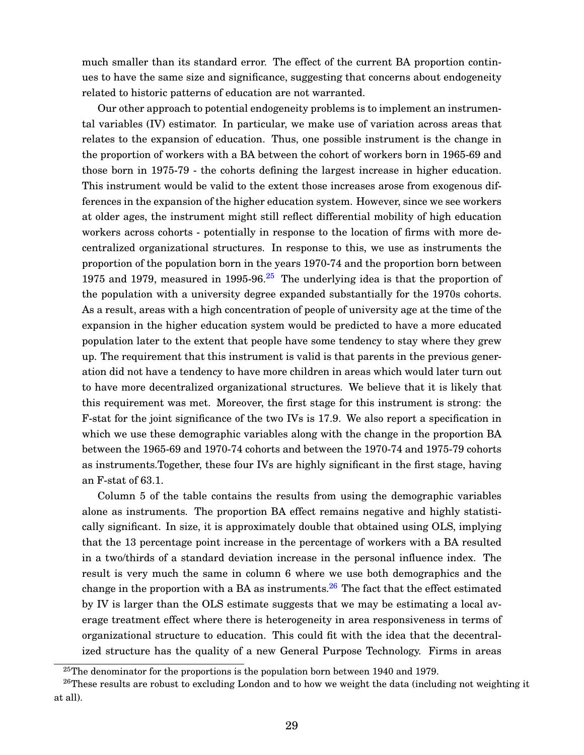much smaller than its standard error. The effect of the current BA proportion continues to have the same size and significance, suggesting that concerns about endogeneity related to historic patterns of education are not warranted.

Our other approach to potential endogeneity problems is to implement an instrumental variables (IV) estimator. In particular, we make use of variation across areas that relates to the expansion of education. Thus, one possible instrument is the change in the proportion of workers with a BA between the cohort of workers born in 1965-69 and those born in 1975-79 - the cohorts defining the largest increase in higher education. This instrument would be valid to the extent those increases arose from exogenous differences in the expansion of the higher education system. However, since we see workers at older ages, the instrument might still reflect differential mobility of high education workers across cohorts - potentially in response to the location of firms with more decentralized organizational structures. In response to this, we use as instruments the proportion of the population born in the years 1970-74 and the proportion born between 1975 and 1979, measured in 1995-96.[25] The underlying idea is that the proportion of the population with a university degree expanded substantially for the 1970s cohorts. As a result, areas with a high concentration of people of university age at the time of the expansion in the higher education system would be predicted to have a more educated population later to the extent that people have some tendency to stay where they grew up. The requirement that this instrument is valid is that parents in the previous generation did not have a tendency to have more children in areas which would later turn out to have more decentralized organizational structures. We believe that it is likely that this requirement was met. Moreover, the first stage for this instrument is strong: the F-stat for the joint significance of the two IVs is 17.9. We also report a specification in which we use these demographic variables along with the change in the proportion BA between the 1965-69 and 1970-74 cohorts and between the 1970-74 and 1975-79 cohorts as instruments.Together, these four IVs are highly significant in the first stage, having an F-stat of 63.1.

Column 5 of the table contains the results from using the demographic variables alone as instruments. The proportion BA effect remains negative and highly statistically significant. In size, it is approximately double that obtained using OLS, implying that the 13 percentage point increase in the percentage of workers with a BA resulted in a two/thirds of a standard deviation increase in the personal influence index. The result is very much the same in column 6 where we use both demographics and the change in the proportion with a BA as instruments.[26] The fact that the effect estimated by IV is larger than the OLS estimate suggests that we may be estimating a local average treatment effect where there is heterogeneity in area responsiveness in terms of organizational structure to education. This could fit with the idea that the decentralized structure has the quality of a new General Purpose Technology. Firms in areas

[25] The denominator for the proportions is the population born between 1940 and 1979.

[26] These results are robust to excluding London and to how we weight the data (including not weighting it at all).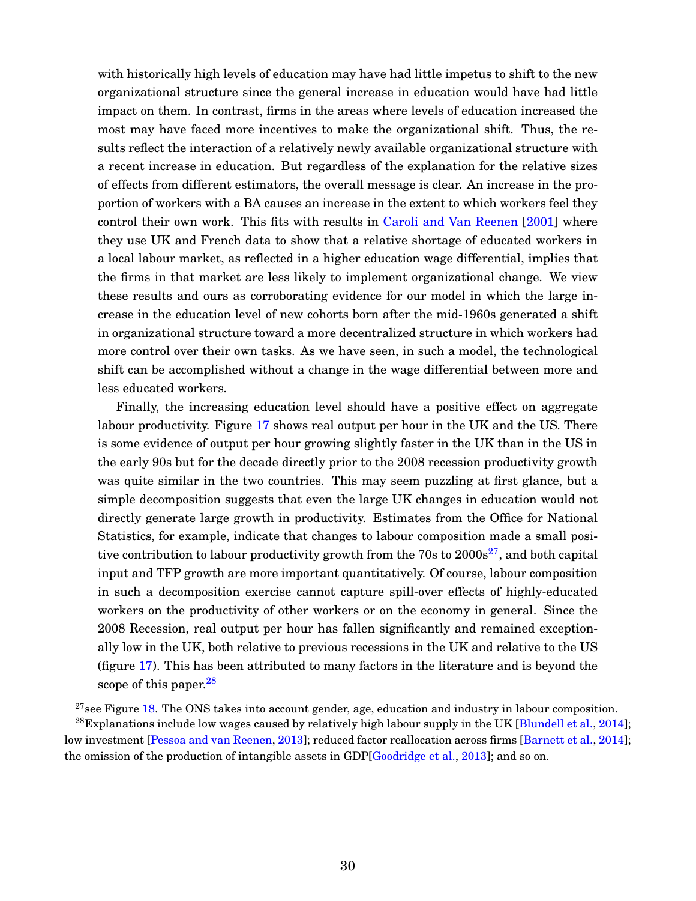with historically high levels of education may have had little impetus to shift to the new organizational structure since the general increase in education would have had little impact on them. In contrast, firms in the areas where levels of education increased the most may have faced more incentives to make the organizational shift. Thus, the results reflect the interaction of a relatively newly available organizational structure with a recent increase in education. But regardless of the explanation for the relative sizes of effects from different estimators, the overall message is clear. An increase in the proportion of workers with a BA causes an increase in the extent to which workers feel they control their own work. This fits with results in Caroli and Van Reenen [2001] where they use UK and French data to show that a relative shortage of educated workers in a local labour market, as reflected in a higher education wage differential, implies that the firms in that market are less likely to implement organizational change. We view these results and ours as corroborating evidence for our model in which the large increase in the education level of new cohorts born after the mid-1960s generated a shift in organizational structure toward a more decentralized structure in which workers had more control over their own tasks. As we have seen, in such a model, the technological shift can be accomplished without a change in the wage differential between more and less educated workers.

Finally, the increasing education level should have a positive effect on aggregate labour productivity. Figure 17 shows real output per hour in the UK and the US. There is some evidence of output per hour growing slightly faster in the UK than in the US in the early 90s but for the decade directly prior to the 2008 recession productivity growth was quite similar in the two countries. This may seem puzzling at first glance, but a simple decomposition suggests that even the large UK changes in education would not directly generate large growth in productivity. Estimates from the Office for National Statistics, for example, indicate that changes to labour composition made a small positive contribution to labour productivity growth from the 70s to 2000s[27], and both capital input and TFP growth are more important quantitatively. Of course, labour composition in such a decomposition exercise cannot capture spill-over effects of highly-educated workers on the productivity of other workers or on the economy in general. Since the 2008 Recession, real output per hour has fallen significantly and remained exceptionally low in the UK, both relative to previous recessions in the UK and relative to the US (figure 17). This has been attributed to many factors in the literature and is beyond the scope of this paper.[28]

[27] see Figure 18. The ONS takes into account gender, age, education and industry in labour composition.

[28] Explanations include low wages caused by relatively high labour supply in the UK [Blundell et al., 2014]; low investment [Pessoa and van Reenen, 2013]; reduced factor reallocation across firms [Barnett et al., 2014]; the omission of the production of intangible assets in GDP[Goodridge et al., 2013]; and so on.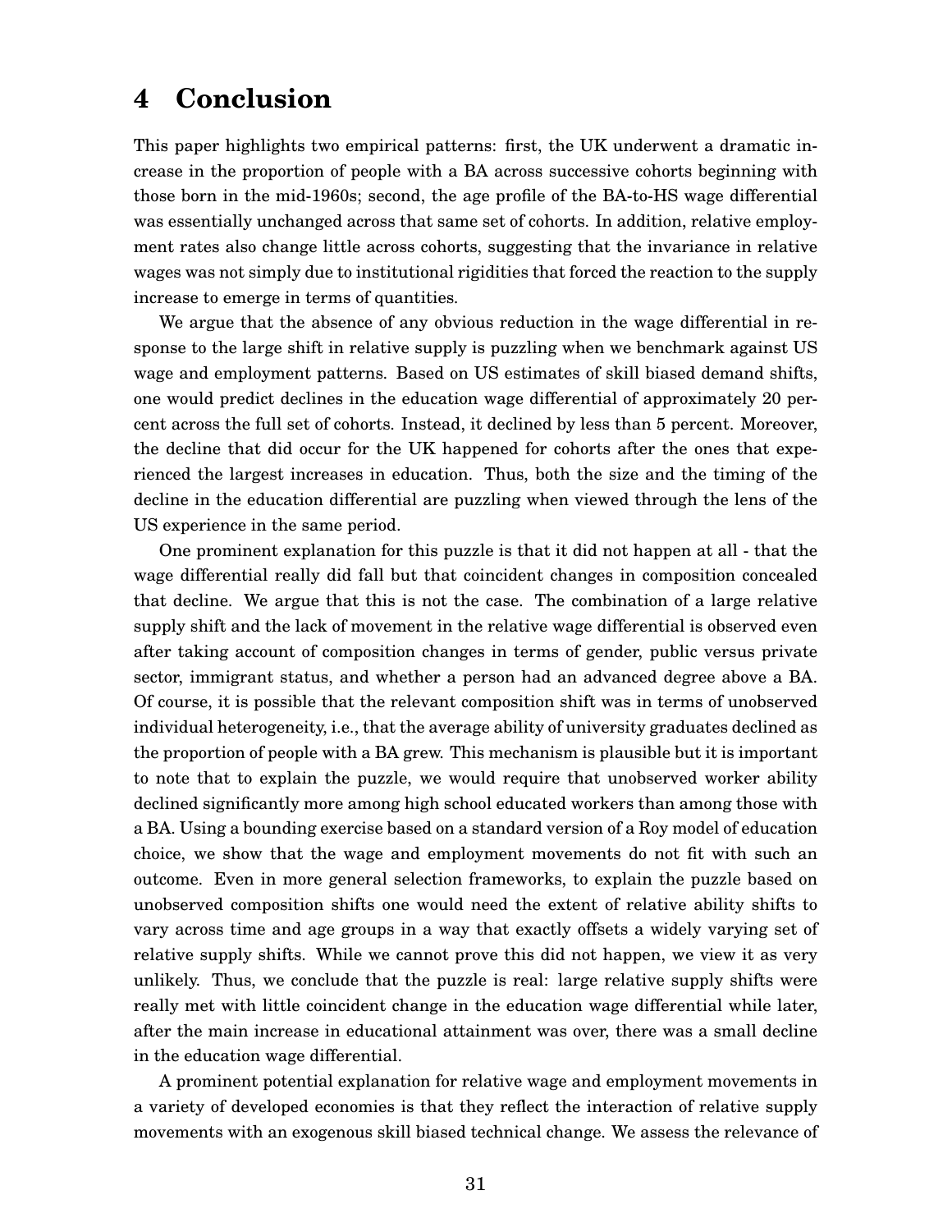# 4 Conclusion

This paper highlights two empirical patterns: first, the UK underwent a dramatic increase in the proportion of people with a BA across successive cohorts beginning with those born in the mid-1960s; second, the age profile of the BA-to-HS wage differential was essentially unchanged across that same set of cohorts. In addition, relative employment rates also change little across cohorts, suggesting that the invariance in relative wages was not simply due to institutional rigidities that forced the reaction to the supply increase to emerge in terms of quantities.

We argue that the absence of any obvious reduction in the wage differential in response to the large shift in relative supply is puzzling when we benchmark against US wage and employment patterns. Based on US estimates of skill biased demand shifts, one would predict declines in the education wage differential of approximately 20 percent across the full set of cohorts. Instead, it declined by less than 5 percent. Moreover, the decline that did occur for the UK happened for cohorts after the ones that experienced the largest increases in education. Thus, both the size and the timing of the decline in the education differential are puzzling when viewed through the lens of the US experience in the same period.

One prominent explanation for this puzzle is that it did not happen at all - that the wage differential really did fall but that coincident changes in composition concealed that decline. We argue that this is not the case. The combination of a large relative supply shift and the lack of movement in the relative wage differential is observed even after taking account of composition changes in terms of gender, public versus private sector, immigrant status, and whether a person had an advanced degree above a BA. Of course, it is possible that the relevant composition shift was in terms of unobserved individual heterogeneity, i.e., that the average ability of university graduates declined as the proportion of people with a BA grew. This mechanism is plausible but it is important to note that to explain the puzzle, we would require that unobserved worker ability declined significantly more among high school educated workers than among those with a BA. Using a bounding exercise based on a standard version of a Roy model of education choice, we show that the wage and employment movements do not fit with such an outcome. Even in more general selection frameworks, to explain the puzzle based on unobserved composition shifts one would need the extent of relative ability shifts to vary across time and age groups in a way that exactly offsets a widely varying set of relative supply shifts. While we cannot prove this did not happen, we view it as very unlikely. Thus, we conclude that the puzzle is real: large relative supply shifts were really met with little coincident change in the education wage differential while later, after the main increase in educational attainment was over, there was a small decline in the education wage differential.

A prominent potential explanation for relative wage and employment movements in a variety of developed economies is that they reflect the interaction of relative supply movements with an exogenous skill biased technical change. We assess the relevance of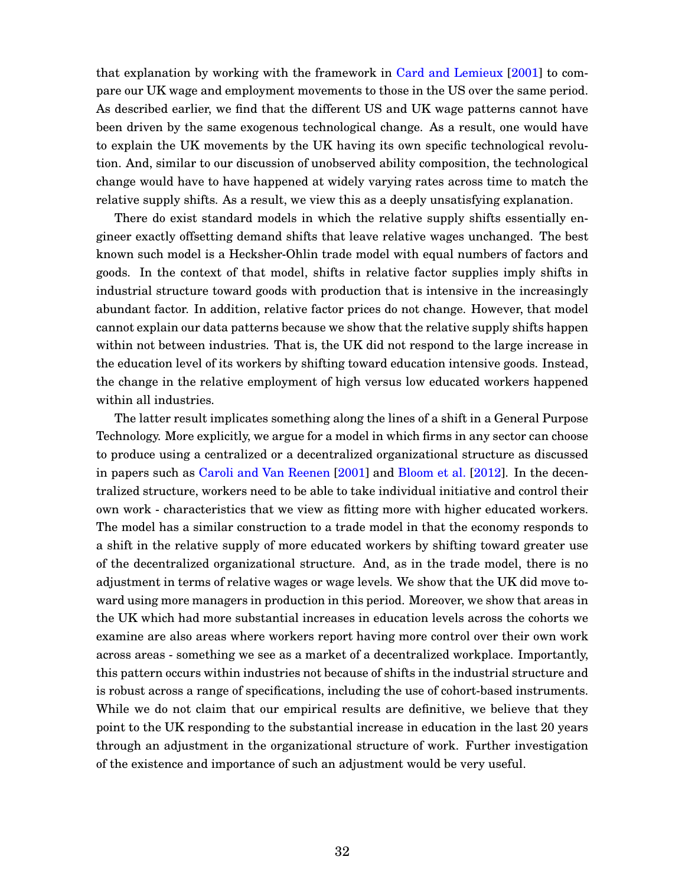that explanation by working with the framework in Card and Lemieux [2001] to compare our UK wage and employment movements to those in the US over the same period. As described earlier, we find that the different US and UK wage patterns cannot have been driven by the same exogenous technological change. As a result, one would have to explain the UK movements by the UK having its own specific technological revolution. And, similar to our discussion of unobserved ability composition, the technological change would have to have happened at widely varying rates across time to match the relative supply shifts. As a result, we view this as a deeply unsatisfying explanation.

There do exist standard models in which the relative supply shifts essentially engineer exactly offsetting demand shifts that leave relative wages unchanged. The best known such model is a Heckshe-Ohlin trade model with equal numbers of factors and goods. In the context of that model, shifts in relative factor supplies imply shifts in industrial structure toward goods with production that is intensive in the increasingly abundant factor. In addition, relative factor prices do not change. However, that model cannot explain our data patterns because we show that the relative supply shifts happen within not between industries. That is, the UK did not respond to the large increase in the education level of its workers by shifting toward education intensive goods. Instead, the change in the relative employment of high versus low educated workers happened within all industries.

The latter result implicates something along the lines of a shift in a General Purpose Technology. More explicitly, we argue for a model in which firms in any sector can choose to produce using a centralized or a decentralized organizational structure as discussed in papers such as Caroli and Van Reenen [2001] and Bloom et al. [2012]. In the decentralized structure, workers need to be able to take individual initiative and control their own work - characteristics that we view as fitting more with higher educated workers. The model has a similar construction to a trade model in that the economy responds to a shift in the relative supply of more educated workers by shifting toward greater use of the decentralized organizational structure. And, as in the trade model, there is no adjustment in terms of relative wages or wage levels. We show that the UK did move toward using more managers in production in this period. Moreover, we show that areas in the UK which had more substantial increases in education levels across the cohorts we examine are also areas where workers report having more control over their own work across areas - something we see as a market of a decentralized workplace. Importantly, this pattern occurs within industries not because of shifts in the industrial structure and is robust across a range of specifications, including the use of cohort-based instruments. While we do not claim that our empirical results are definitive, we believe that they point to the UK responding to the substantial increase in education in the last 20 years through an adjustment in the organizational structure of work. Further investigation of the existence and importance of such an adjustment would be very useful.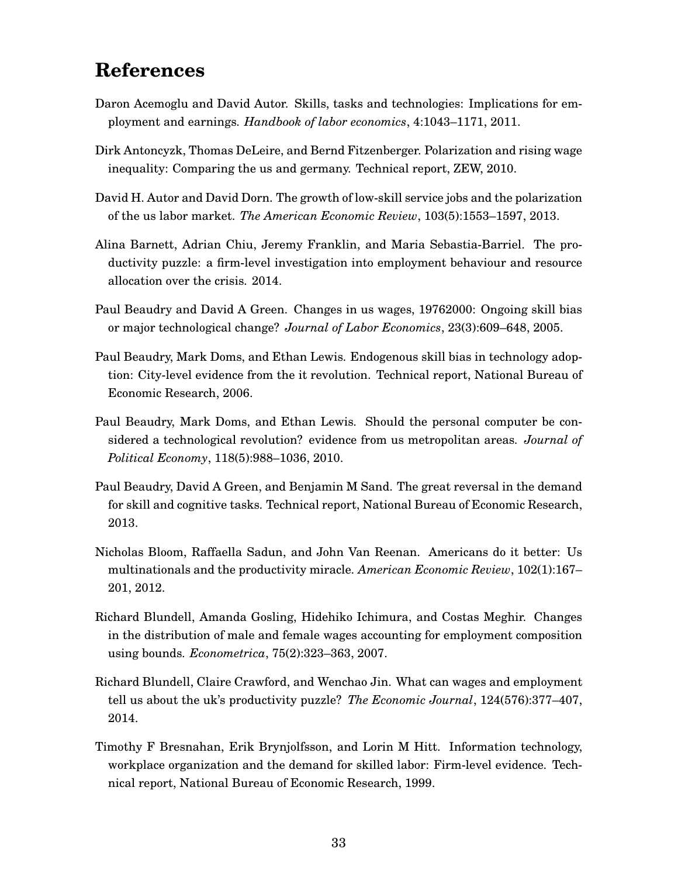# References

Daron Acemoglu and David Autor. Skills, tasks and technologies: Implications for employment and earnings. *Handbook of labor economics*, 4:1043–1171, 2011.

Dirk Antonczyk, Thomas DeLeire, and Bernd Fitzenberger. Polarization and rising wage inequality: Comparing the us and germany. Technical report, ZEW, 2010.

David H. Autor and David Dorn. The growth of low-skill service jobs and the polarization of the us labor market. *The American Economic Review*, 103(5):1553–1597, 2013.

Alina Barnett, Adrian Chiu, Jeremy Franklin, and Maria Sebastia-Barriel. The productivity puzzle: a firm-level investigation into employment behaviour and resource allocation over the crisis. 2014.

Paul Beaudry and David A Green. Changes in us wages, 19762000: Ongoing skill bias or major technological change? *Journal of Labor Economics*, 23(3):609–648, 2005.

Paul Beaudry, Mark Doms, and Ethan Lewis. Endogenous skill bias in technology adoption: City-level evidence from the it revolution. Technical report, National Bureau of Economic Research, 2006.

Paul Beaudry, Mark Doms, and Ethan Lewis. Should the personal computer be considered a technological revolution? evidence from us metropolitan areas. *Journal of Political Economy*, 118(5):988–1036, 2010.

Paul Beaudry, David A Green, and Benjamin M Sand. The great reversal in the demand for skill and cognitive tasks. Technical report, National Bureau of Economic Research, 2013.

Nicholas Bloom, Raffaella Sadun, and John Van Reenan. Americans do it better: Us multinationals and the productivity miracle. *American Economic Review*, 102(1):167–201, 2012.

Richard Blundell, Amanda Gosling, Hidehiko Ichimura, and Costas Meghir. Changes in the distribution of male and female wages accounting for employment composition using bounds. *Econometrica*, 75(2):323–363, 2007.

Richard Blundell, Claire Crawford, and Wenchao Jin. What can wages and employment tell us about the uk's productivity puzzle? *The Economic Journal*, 124(576):377–407, 2014.

Timothy F Bresnahan, Erik Brynjolfsson, and Lorin M Hitt. Information technology, workplace organization and the demand for skilled labor: Firm-level evidence. Technical report, National Bureau of Economic Research, 1999.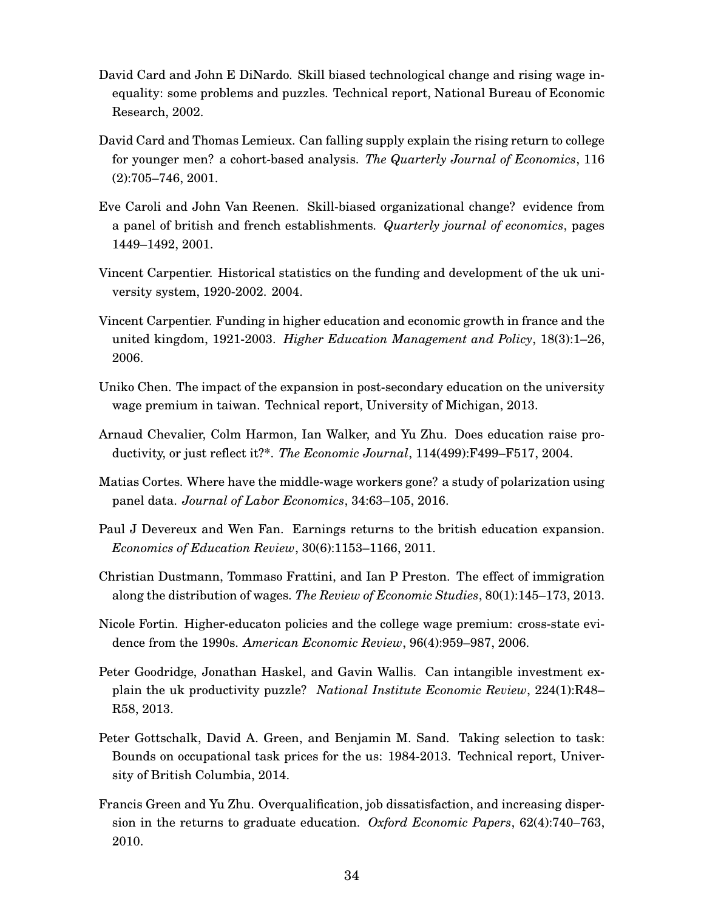David Card and John E DiNardo. Skill biased technological change and rising wage inequality: some problems and puzzles. Technical report, National Bureau of Economic Research, 2002.

David Card and Thomas Lemieux. Can falling supply explain the rising return to college for younger men? a cohort-based analysis. *The Quarterly Journal of Economics*, 116 (2):705–746, 2001.

Eve Caroli and John Van Reenen. Skill-biased organizational change? evidence from a panel of british and french establishments. *Quarterly journal of economics*, pages 1449–1492, 2001.

Vincent Carpentier. Historical statistics on the funding and development of the uk university system, 1920-2002. 2004.

Vincent Carpentier. Funding in higher education and economic growth in france and the united kingdom, 1921-2003. *Higher Education Management and Policy*, 18(3):1–26, 2006.

Uniko Chen. The impact of the expansion in post-secondary education on the university wage premium in taiwan. Technical report, University of Michigan, 2013.

Arnaud Chevalier, Colm Harmon, Ian Walker, and Yu Zhu. Does education raise productivity, or just reflect it?*. *The Economic Journal*, 114(499):F499–F517, 2004.

Matias Cortes. Where have the middle-wage workers gone? a study of polarization using panel data. *Journal of Labor Economics*, 34:63–105, 2016.

Paul J Devereux and Wen Fan. Earnings returns to the british education expansion. *Economics of Education Review*, 30(6):1153–1166, 2011.

Christian Dustmann, Tommaso Frattini, and Ian P Preston. The effect of immigration along the distribution of wages. *The Review of Economic Studies*, 80(1):145–173, 2013.

Nicole Fortin. Higher-educaton policies and the college wage premium: cross-state evidence from the 1990s. *American Economic Review*, 96(4):959–987, 2006.

Peter Goodridge, Jonathan Haskel, and Gavin Wallis. Can intangible investment explain the uk productivity puzzle? *National Institute Economic Review*, 224(1):R48–R58, 2013.

Peter Gottschalk, David A. Green, and Benjamin M. Sand. Taking selection to task: Bounds on occupational task prices for the us: 1984-2013. Technical report, University of British Columbia, 2014.

Francis Green and Yu Zhu. Overqualification, job dissatisfaction, and increasing dispersion in the returns to graduate education. *Oxford Economic Papers*, 62(4):740–763, 2010.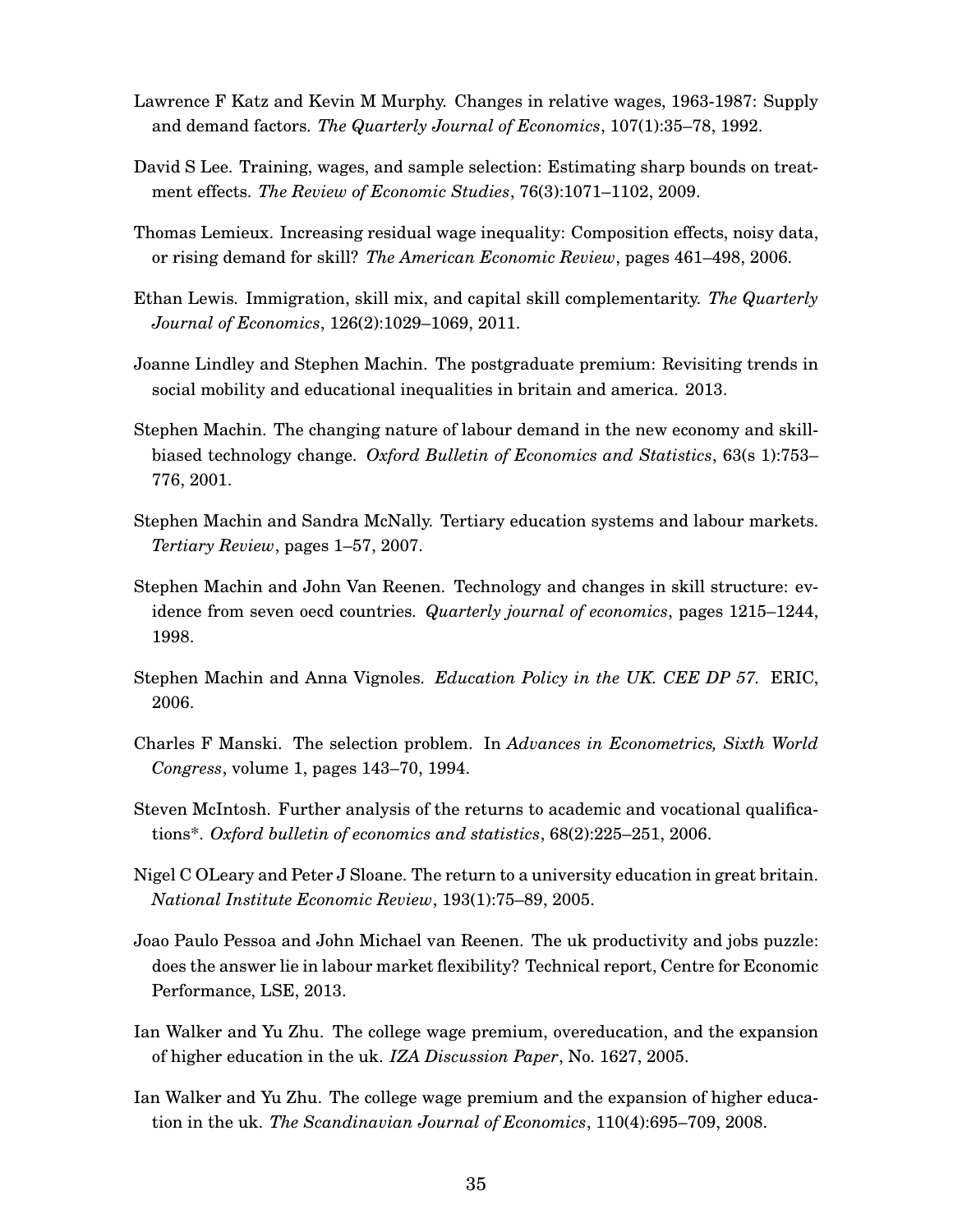Lawrence F Katz and Kevin M Murphy. Changes in relative wages, 1963-1987: Supply and demand factors. *The Quarterly Journal of Economics*, 107(1):35–78, 1992.

David S Lee. Training, wages, and sample selection: Estimating sharp bounds on treatment effects. *The Review of Economic Studies*, 76(3):1071–1102, 2009.

Thomas Lemieux. Increasing residual wage inequality: Composition effects, noisy data, or rising demand for skill? *The American Economic Review*, pages 461–498, 2006.

Ethan Lewis. Immigration, skill mix, and capital skill complementarity. *The Quarterly Journal of Economics*, 126(2):1029–1069, 2011.

Joanne Lindley and Stephen Machin. The postgraduate premium: Revisiting trends in social mobility and educational inequalities in britain and america. 2013.

Stephen Machin. The changing nature of labour demand in the new economy and skill-biased technology change. *Oxford Bulletin of Economics and Statistics*, 63(s 1):753–776, 2001.

Stephen Machin and Sandra McNally. Tertiary education systems and labour markets. *Tertiary Review*, pages 1–57, 2007.

Stephen Machin and John Van Reenen. Technology and changes in skill structure: evidence from seven oecd countries. *Quarterly journal of economics*, pages 1215–1244, 1998.

Stephen Machin and Anna Vignoles. *Education Policy in the UK. CEE DP 57.* ERIC, 2006.

Charles F Manski. The selection problem. In *Advances in Econometrics, Sixth World Congress*, volume 1, pages 143–70, 1994.

Steven McIntosh. Further analysis of the returns to academic and vocational qualifications*. *Oxford bulletin of economics and statistics*, 68(2):225–251, 2006.

Nigel C OLeary and Peter J Sloane. The return to a university education in great britain. *National Institute Economic Review*, 193(1):75–89, 2005.

Joao Paulo Pessoa and John Michael van Reenen. The uk productivity and jobs puzzle: does the answer lie in labour market flexibility? Technical report, Centre for Economic Performance, LSE, 2013.

Ian Walker and Yu Zhu. The college wage premium, overeducation, and the expansion of higher education in the uk. *IZA Discussion Paper*, No. 1627, 2005.

Ian Walker and Yu Zhu. The college wage premium and the expansion of higher education in the uk. *The Scandinavian Journal of Economics*, 110(4):695–709, 2008.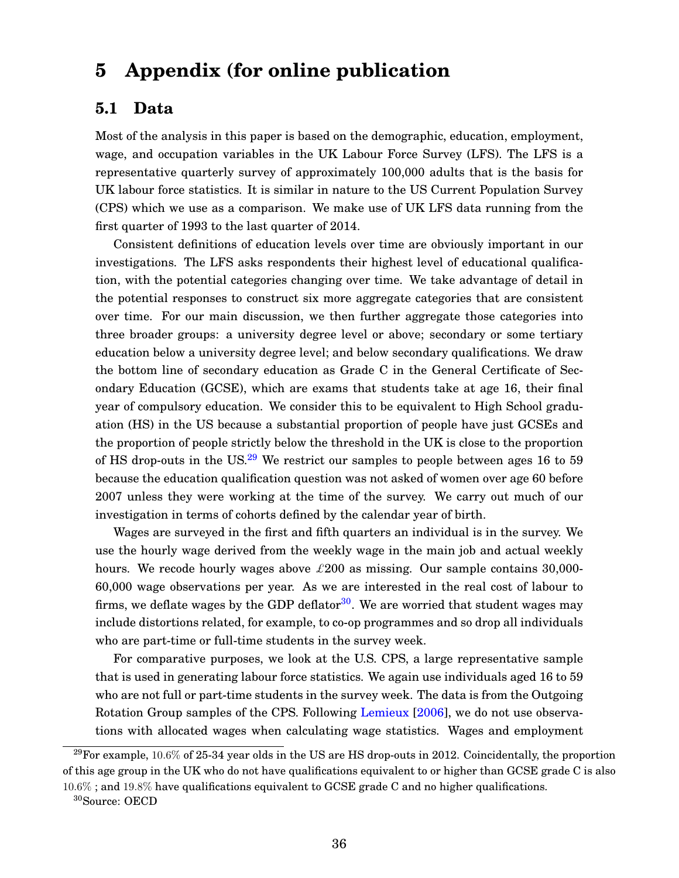# 5 Appendix (for online publication

## 5.1 Data

Most of the analysis in this paper is based on the demographic, education, employment, wage, and occupation variables in the UK Labour Force Survey (LFS). The LFS is a representative quarterly survey of approximately 100,000 adults that is the basis for UK labour force statistics. It is similar in nature to the US Current Population Survey (CPS) which we use as a comparison. We make use of UK LFS data running from the first quarter of 1993 to the last quarter of 2014.

Consistent definitions of education levels over time are obviously important in our investigations. The LFS asks respondents their highest level of educational qualification, with the potential categories changing over time. We take advantage of detail in the potential responses to construct six more aggregate categories that are consistent over time. For our main discussion, we then further aggregate those categories into three broader groups: a university degree level or above; secondary or some tertiary education below a university degree level; and below secondary qualifications. We draw the bottom line of secondary education as Grade C in the General Certificate of Secondary Education (GCSE), which are exams that students take at age 16, their final year of compulsory education. We consider this to be equivalent to High School graduation (HS) in the US because a substantial proportion of people have just GCSEs and the proportion of people strictly below the threshold in the UK is close to the proportion of HS drop-outs in the US.[29] We restrict our samples to people between ages 16 to 59 because the education qualification question was not asked of women over age 60 before 2007 unless they were working at the time of the survey. We carry out much of our investigation in terms of cohorts defined by the calendar year of birth.

Wages are surveyed in the first and fifth quarters an individual is in the survey. We use the hourly wage derived from the weekly wage in the main job and actual weekly hours. We recode hourly wages above £200 as missing. Our sample contains 30,000-60,000 wage observations per year. As we are interested in the real cost of labour to firms, we deflate wages by the GDP deflator[30]. We are worried that student wages may include distortions related, for example, to co-op programmes and so drop all individuals who are part-time or full-time students in the survey week.

For comparative purposes, we look at the U.S. CPS, a large representative sample that is used in generating labour force statistics. We again use individuals aged 16 to 59 who are not full or part-time students in the survey week. The data is from the Outgoing Rotation Group samples of the CPS. Following Lemieux [2006], we do not use observations with allocated wages when calculating wage statistics. Wages and employment

[29] For example, 10.6% of 25-34 year olds in the US are HS drop-outs in 2012. Coincidentally, the proportion of this age group in the UK who do not have qualifications equivalent to or higher than GCSE grade C is also 10.6% ; and 19.8% have qualifications equivalent to GCSE grade C and no higher qualifications.

[30] Source: OECD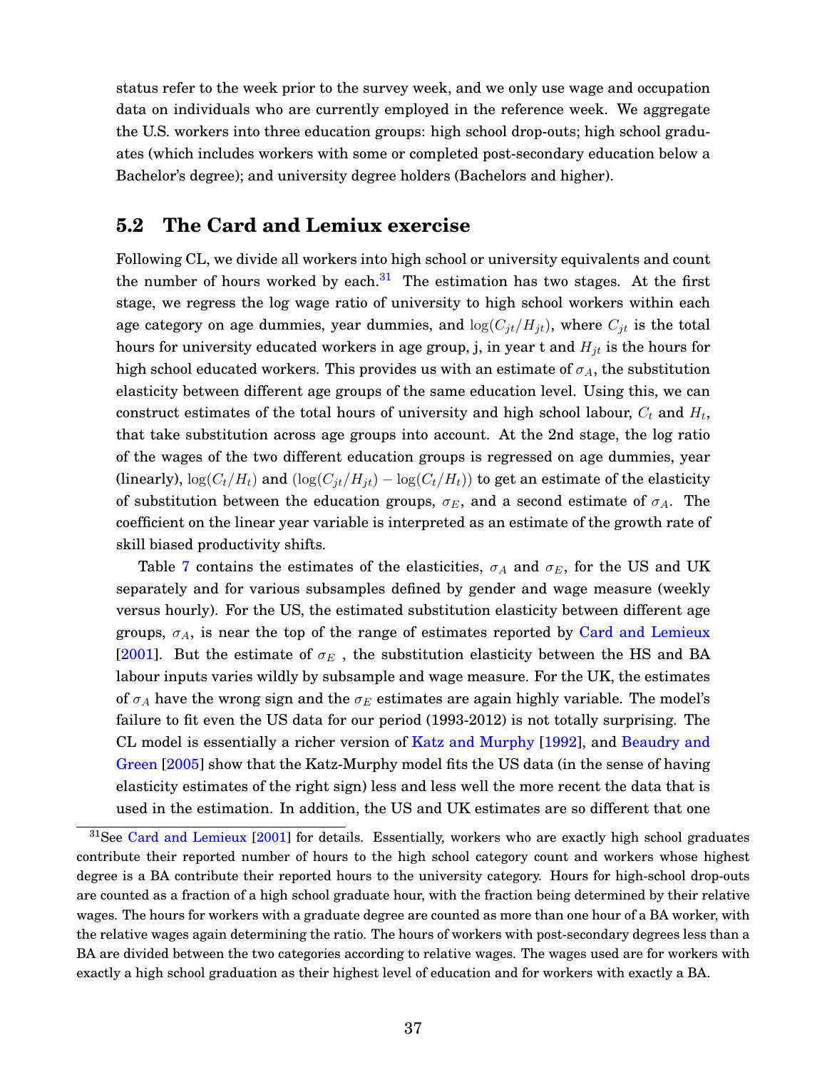status refer to the week prior to the survey week, and we only use wage and occupation data on individuals who are currently employed in the reference week. We aggregate the U.S. workers into three education groups: high school drop-outs; high school graduates (which includes workers with some or completed post-secondary education below a Bachelor's degree); and university degree holders (Bachelors and higher).

## 5.2 The Card and Lemiux exercise

Following CL, we divide all workers into high school or university equivalents and count the number of hours worked by each.[31] The estimation has two stages. At the first stage, we regress the log wage ratio of university to high school workers within each age category on age dummies, year dummies, and $\log(C_{jt}/H_{jt})$, where $C_{jt}$ is the total hours for university educated workers in age group, j, in year t and $H_{jt}$ is the hours for high school educated workers. This provides us with an estimate of $\sigma_A$, the substitution elasticity between different age groups of the same education level. Using this, we can construct estimates of the total hours of university and high school labour, $C_t$ and $H_t$, that take substitution across age groups into account. At the 2nd stage, the log ratio of the wages of the two different education groups is regressed on age dummies, year (linearly), $\log(C_t/H_t)$ and $(\log(C_{jt}/H_{jt}) - \log(C_t/H_t))$ to get an estimate of the elasticity of substitution between the education groups, $\sigma_E$, and a second estimate of $\sigma_A$. The coefficient on the linear year variable is interpreted as an estimate of the growth rate of skill biased productivity shifts.

Table 7 contains the estimates of the elasticities, $\sigma_A$ and $\sigma_E$, for the US and UK separately and for various subsamples defined by gender and wage measure (weekly versus hourly). For the US, the estimated substitution elasticity between different age groups, $\sigma_A$, is near the top of the range of estimates reported by Card and Lemieux [2001]. But the estimate of $\sigma_E$ , the substitution elasticity between the HS and BA labour inputs varies wildly by subsample and wage measure. For the UK, the estimates of $\sigma_A$ have the wrong sign and the $\sigma_E$ estimates are again highly variable. The model's failure to fit even the US data for our period (1993-2012) is not totally surprising. The CL model is essentially a richer version of Katz and Murphy [1992], and Beaudry and Green [2005] show that the Katz-Murphy model fits the US data (in the sense of having elasticity estimates of the right sign) less and less well the more recent the data that is used in the estimation. In addition, the US and UK estimates are so different that one

[31] See Card and Lemieux [2001] for details. Essentially, workers who are exactly high school graduates contribute their reported number of hours to the high school category count and workers whose highest degree is a BA contribute their reported hours to the university category. Hours for high-school drop-outs are counted as a fraction of a high school graduate hour, with the fraction being determined by their relative wages. The hours for workers with a graduate degree are counted as more than one hour of a BA worker, with the relative wages again determining the ratio. The hours of workers with post-secondary degrees less than a BA are divided between the two categories according to relative wages. The wages used are for workers with exactly a high school graduation as their highest level of education and for workers with exactly a BA.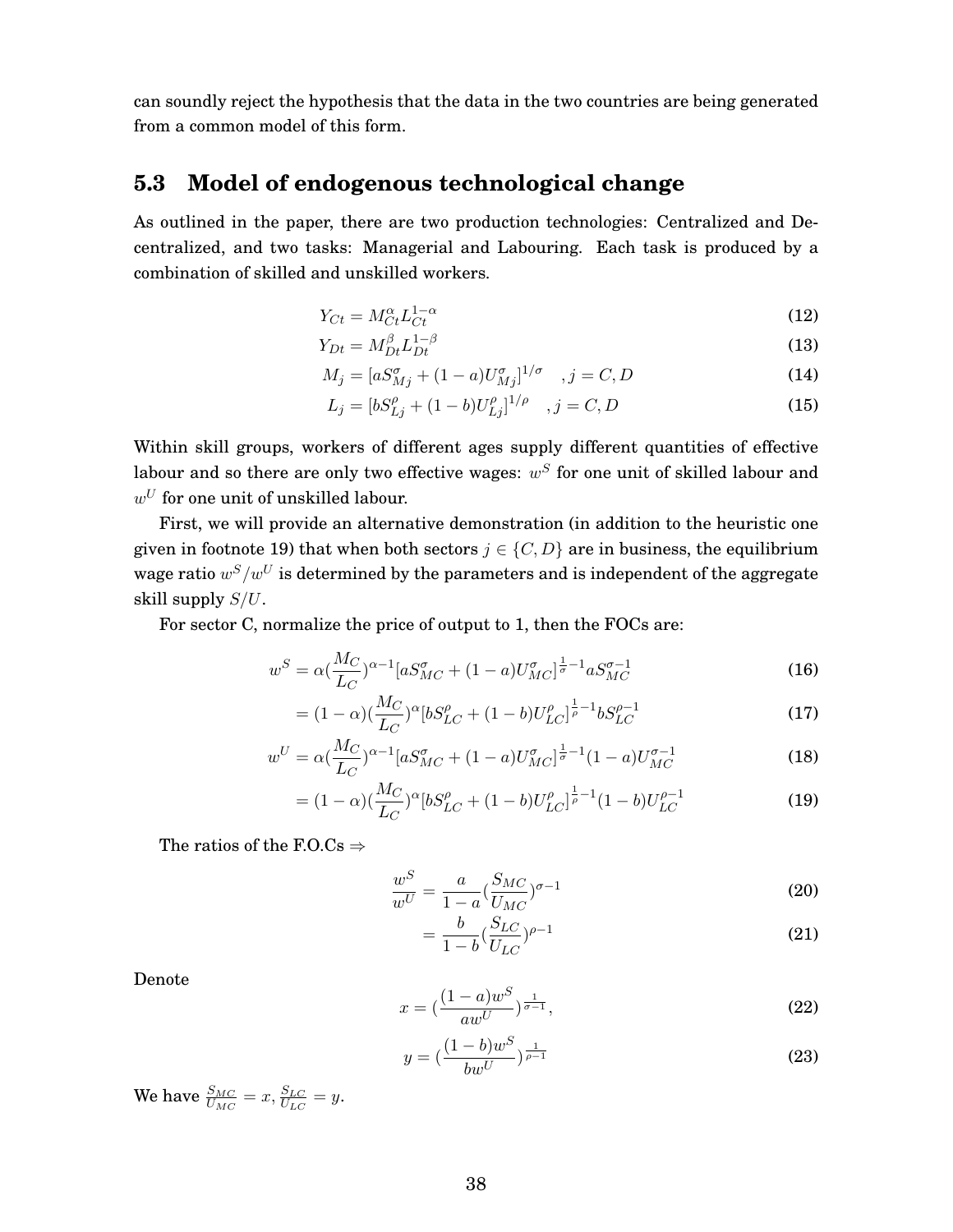can soundly reject the hypothesis that the data in the two countries are being generated from a common model of this form.

## 5.3 Model of endogenous technological change

As outlined in the paper, there are two production technologies: Centralized and Decentralized, and two tasks: Managerial and Labouring. Each task is produced by a combination of skilled and unskilled workers.

$$Y_{Ct} = M_{Ct}^{\alpha} L_{Ct}^{1-\alpha} \tag{12}$$

$$Y_{Dt} = M_{Dt}^{\beta} L_{Dt}^{1-\beta} \tag{13}$$

$$M_j = [aS_{Mj}^{\sigma} + (1-a)U_{Mj}^{\sigma}]^{1/\sigma} \quad , j = C, D \tag{14}$$

$$L_j = [bS_{Lj}^{\rho} + (1-b)U_{Lj}^{\rho}]^{1/\rho} \quad , j = C, D \tag{15}$$

Within skill groups, workers of different ages supply different quantities of effective labour and so there are only two effective wages: $w^S$ for one unit of skilled labour and $w^U$ for one unit of unskilled labour.

First, we will provide an alternative demonstration (in addition to the heuristic one given in footnote 19) that when both sectors $j \in \{C, D\}$ are in business, the equilibrium wage ratio $w^S/w^U$ is determined by the parameters and is independent of the aggregate skill supply $S/U$.

For sector C, normalize the price of output to 1, then the FOCs are:

$$w^S = \alpha(\frac{M_C}{L_C})^{\alpha-1}[aS_{MC}^{\sigma} + (1-a)U_{MC}^{\sigma}]^{\frac{1}{\sigma}-1}aS_{MC}^{\sigma-1} \tag{16}$$

$$= (1-\alpha)(\frac{M_C}{L_C})^{\alpha}[bS_{LC}^{\rho} + (1-b)U_{LC}^{\rho}]^{\frac{1}{\rho}-1}bS_{LC}^{\rho-1} \tag{17}$$

$$w^U = \alpha(\frac{M_C}{L_C})^{\alpha-1}[aS_{MC}^{\sigma} + (1-a)U_{MC}^{\sigma}]^{\frac{1}{\sigma}-1}(1-a)U_{MC}^{\sigma-1} \tag{18}$$

$$= (1-\alpha)(\frac{M_C}{L_C})^{\alpha}[bS_{LC}^{\rho} + (1-b)U_{LC}^{\rho}]^{\frac{1}{\rho}-1}(1-b)U_{LC}^{\rho-1} \tag{19}$$

The ratios of the F.O.Cs $\Rightarrow$

$$\frac{w^S}{w^U} = \frac{a}{1-a}(\frac{S_{MC}}{U_{MC}})^{\sigma-1} \tag{20}$$

$$= \frac{b}{1-b}(\frac{S_{LC}}{U_{LC}})^{\rho-1} \tag{21}$$

Denote

$$x = (\frac{(1-a)w^S}{aw^U})^{\frac{1}{\sigma-1}}, \tag{22}$$

$$y = (\frac{(1-b)w^S}{bw^U})^{\frac{1}{\rho-1}} \tag{23}$$

We have $\frac{S_{MC}}{U_{MC}} = x, \frac{S_{LC}}{U_{LC}} = y$.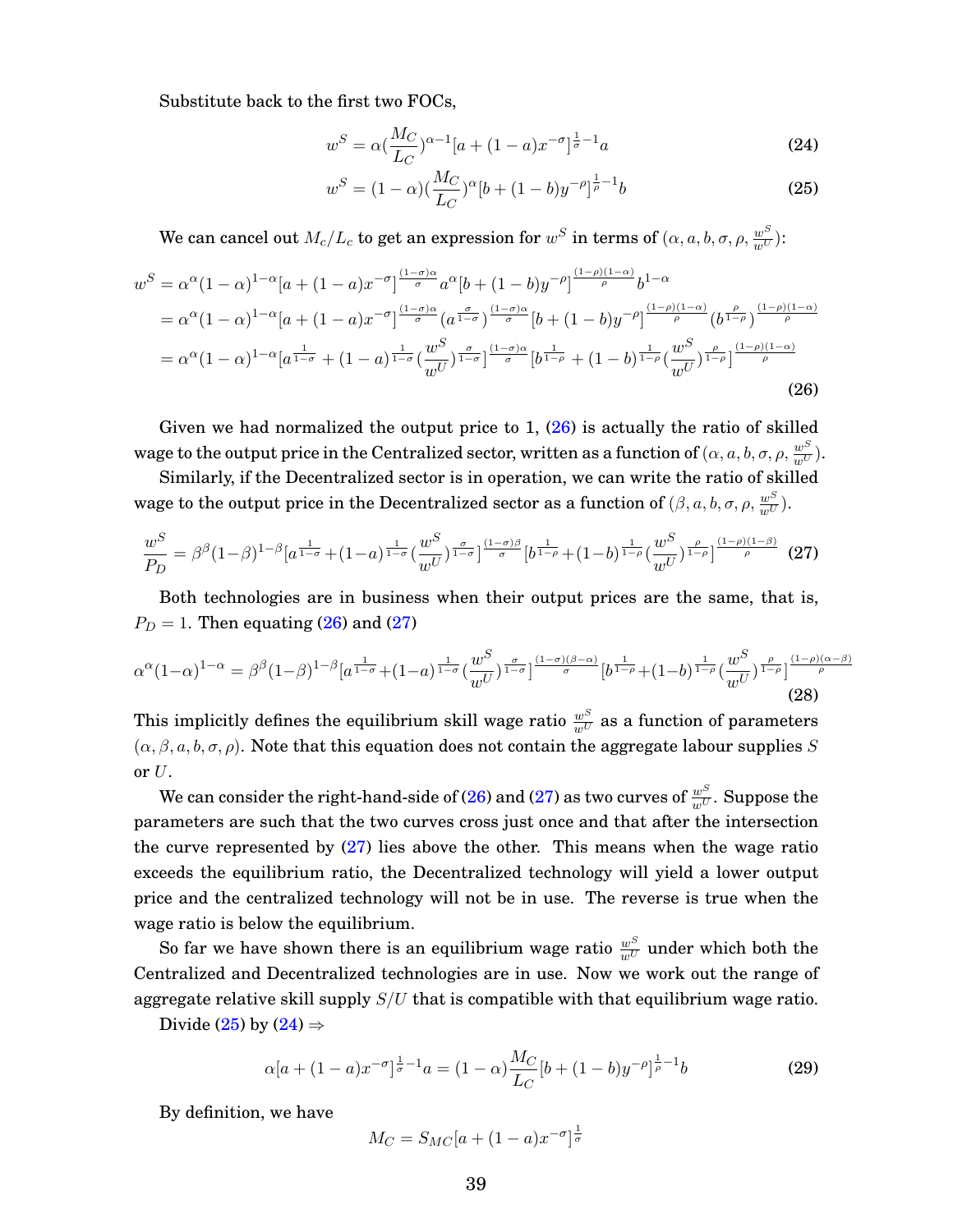Substitute back to the first two FOCs,

$$w^S = \alpha(\frac{M_C}{L_C})^{\alpha-1}[a + (1-a)x^{-\sigma}]^{\frac{1}{\sigma}-1}a \tag{24}$$

$$w^S = (1-\alpha)(\frac{M_C}{L_C})^{\alpha}[b + (1-b)y^{-\rho}]^{\frac{1}{\rho}-1}b \tag{25}$$

We can cancel out $M_c/L_c$ to get an expression for $w^S$ in terms of $(\alpha, a, b, \sigma, \rho, \frac{w^S}{w^U})$:

$$\begin{aligned}
w^S &= \alpha^{\alpha}(1-\alpha)^{1-\alpha}[a + (1-a)x^{-\sigma}]^{\frac{(1-\sigma)\alpha}{\sigma}}a^{\alpha}[b + (1-b)y^{-\rho}]^{\frac{(1-\rho)(1-\alpha)}{\rho}}b^{1-\alpha} \\
&= \alpha^{\alpha}(1-\alpha)^{1-\alpha}[a + (1-a)x^{-\sigma}]^{\frac{(1-\sigma)\alpha}{\sigma}}(a^{\frac{\sigma}{1-\sigma}})^{\frac{(1-\sigma)\alpha}{\sigma}}[b + (1-b)y^{-\rho}]^{\frac{(1-\rho)(1-\alpha)}{\rho}}(b^{\frac{\rho}{1-\rho}})^{\frac{(1-\rho)(1-\alpha)}{\rho}} \\
&= \alpha^{\alpha}(1-\alpha)^{1-\alpha}[a^{\frac{1}{1-\sigma}} + (1-a)^{\frac{1}{1-\sigma}}(\frac{w^S}{w^U})^{\frac{\sigma}{1-\sigma}}]^{\frac{(1-\sigma)\alpha}{\sigma}}[b^{\frac{1}{1-\rho}} + (1-b)^{\frac{1}{1-\rho}}(\frac{w^S}{w^U})^{\frac{\rho}{1-\rho}}]^{\frac{(1-\rho)(1-\alpha)}{\rho}}
\end{aligned} \tag{26}$$

Given we had normalized the output price to 1, (26) is actually the ratio of skilled wage to the output price in the Centralized sector, written as a function of $(\alpha, a, b, \sigma, \rho, \frac{w^S}{w^U})$.

Similarly, if the Decentralized sector is in operation, we can write the ratio of skilled wage to the output price in the Decentralized sector as a function of $(\beta, a, b, \sigma, \rho, \frac{w^S}{w^U})$.

$$\frac{w^S}{P_D} = \beta^{\beta}(1-\beta)^{1-\beta}[a^{\frac{1}{1-\sigma}} + (1-a)^{\frac{1}{1-\sigma}}(\frac{w^S}{w^U})^{\frac{\sigma}{1-\sigma}}]^{\frac{(1-\sigma)\beta}{\sigma}}[b^{\frac{1}{1-\rho}} + (1-b)^{\frac{1}{1-\rho}}(\frac{w^S}{w^U})^{\frac{\rho}{1-\rho}}]^{\frac{(1-\rho)(1-\beta)}{\rho}} \tag{27}$$

Both technologies are in business when their output prices are the same, that is, $P_D = 1$. Then equating (26) and (27)

$$\alpha^{\alpha}(1-\alpha)^{1-\alpha} = \beta^{\beta}(1-\beta)^{1-\beta}[a^{\frac{1}{1-\sigma}} + (1-a)^{\frac{1}{1-\sigma}}(\frac{w^S}{w^U})^{\frac{\sigma}{1-\sigma}}]^{\frac{(1-\sigma)(\beta-\alpha)}{\sigma}}[b^{\frac{1}{1-\rho}} + (1-b)^{\frac{1}{1-\rho}}(\frac{w^S}{w^U})^{\frac{\rho}{1-\rho}}]^{\frac{(1-\rho)(\alpha-\beta)}{\rho}} \tag{28}$$

This implicitly defines the equilibrium skill wage ratio $\frac{w^S}{w^U}$ as a function of parameters $(\alpha, \beta, a, b, \sigma, \rho)$. Note that this equation does not contain the aggregate labour supplies $S$ or $U$.

We can consider the right-hand-side of (26) and (27) as two curves of $\frac{w^S}{w^U}$. Suppose the parameters are such that the two curves cross just once and that after the intersection the curve represented by (27) lies above the other. This means when the wage ratio exceeds the equilibrium ratio, the Decentralized technology will yield a lower output price and the centralized technology will not be in use. The reverse is true when the wage ratio is below the equilibrium.

So far we have shown there is an equilibrium wage ratio $\frac{w^S}{w^U}$ under which both the Centralized and Decentralized technologies are in use. Now we work out the range of aggregate relative skill supply $S/U$ that is compatible with that equilibrium wage ratio.

Divide (25) by (24) ⇒

$$\alpha[a + (1-a)x^{-\sigma}]^{\frac{1}{\sigma}-1}a = (1-\alpha)\frac{M_C}{L_C}[b + (1-b)y^{-\rho}]^{\frac{1}{\rho}-1}b \tag{29}$$

By definition, we have

$$M_C = S_{MC}[a + (1-a)x^{-\sigma}]^{\frac{1}{\sigma}}$$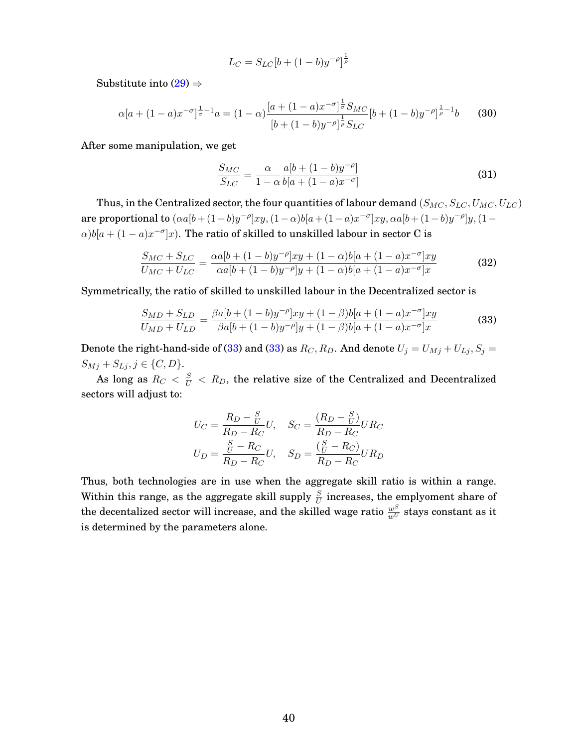$$L_C = S_{LC}[b + (1-b)y^{-\rho}]^{\frac{1}{\rho}}$$

Substitute into (29) $\Rightarrow$

$$\alpha[a + (1-a)x^{-\sigma}]^{\frac{1}{\sigma}-1}a = (1-\alpha)\frac{[a + (1-a)x^{-\sigma}]^{\frac{1}{\sigma}}S_{MC}}{[b + (1-b)y^{-\rho}]^{\frac{1}{\rho}}S_{LC}}[b + (1-b)y^{-\rho}]^{\frac{1}{\rho}-1}b \tag{30}$$

After some manipulation, we get

$$\frac{S_{MC}}{S_{LC}} = \frac{\alpha}{1-\alpha}\frac{a[b + (1-b)y^{-\rho}]}{b[a + (1-a)x^{-\sigma}]} \tag{31}$$

Thus, in the Centralized sector, the four quantities of labour demand $(S_{MC}, S_{LC}, U_{MC}, U_{LC})$ are proportional to $(\alpha a[b+(1-b)y^{-\rho}]xy, (1-\alpha)b[a+(1-a)x^{-\sigma}]xy, \alpha a[b+(1-b)y^{-\rho}]y, (1-\alpha)b[a + (1-a)x^{-\sigma}]x)$. The ratio of skilled to unskilled labour in sector C is

$$\frac{S_{MC} + S_{LC}}{U_{MC} + U_{LC}} = \frac{\alpha a[b + (1-b)y^{-\rho}]xy + (1-\alpha)b[a + (1-a)x^{-\sigma}]xy}{\alpha a[b + (1-b)y^{-\rho}]y + (1-\alpha)b[a + (1-a)x^{-\sigma}]x} \tag{32}$$

Symmetrically, the ratio of skilled to unskilled labour in the Decentralized sector is

$$\frac{S_{MD} + S_{LD}}{U_{MD} + U_{LD}} = \frac{\beta a[b + (1-b)y^{-\rho}]xy + (1-\beta)b[a + (1-a)x^{-\sigma}]xy}{\beta a[b + (1-b)y^{-\rho}]y + (1-\beta)b[a + (1-a)x^{-\sigma}]x} \tag{33}$$

Denote the right-hand-side of (33) and (33) as $R_C, R_D$. And denote $U_j = U_{Mj} + U_{Lj}, S_j = S_{Mj} + S_{Lj}, j \in \{C, D\}$.

As long as $R_C < \frac{S}{U} < R_D$, the relative size of the Centralized and Decentralized sectors will adjust to:

$$U_C = \frac{R_D - \frac{S}{U}}{R_D - R_C}U, \quad S_C = \frac{(R_D - \frac{S}{U})}{R_D - R_C}UR_C$$
$$U_D = \frac{\frac{S}{U} - R_C}{R_D - R_C}U, \quad S_D = \frac{(\frac{S}{U} - R_C)}{R_D - R_C}UR_D$$

Thus, both technologies are in use when the aggregate skill ratio is within a range. Within this range, as the aggregate skill supply $\frac{S}{U}$ increases, the emplyoment share of the decentalized sector will increase, and the skilled wage ratio $\frac{w^S}{w^U}$ stays constant as it is determined by the parameters alone.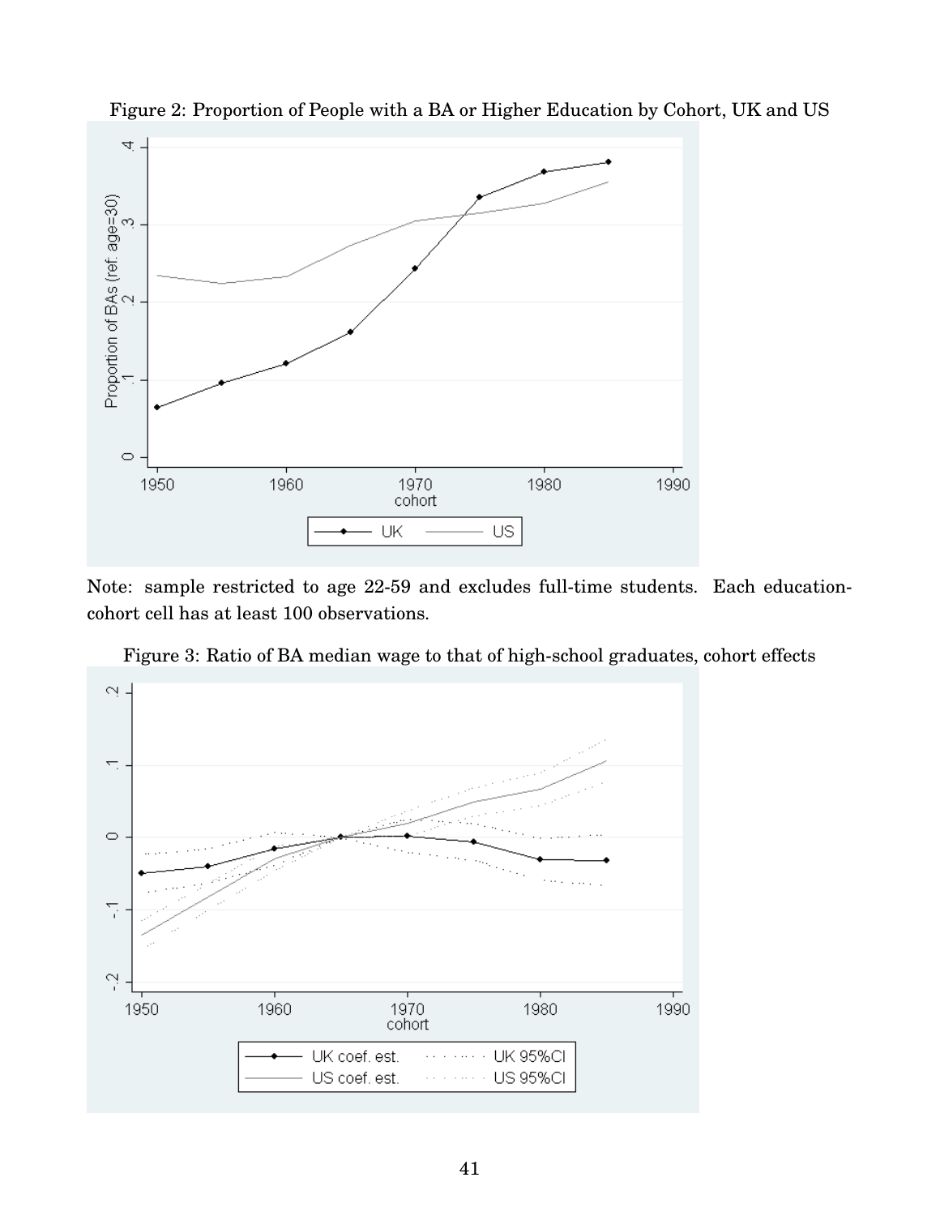Figure 2: Proportion of People with a BA or Higher Education by Cohort, UK and US

Note: sample restricted to age 22-59 and excludes full-time students. Each education-cohort cell has at least 100 observations.

Figure 3: Ratio of BA median wage to that of high-school graduates, cohort effects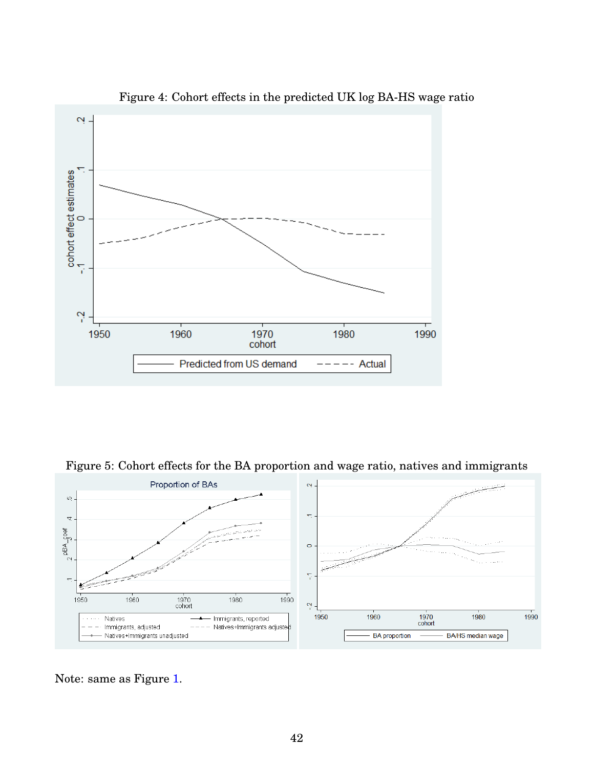Figure 4: Cohort effects in the predicted UK log BA-HS wage ratio

Figure 5: Cohort effects for the BA proportion and wage ratio, natives and immigrants

Note: same as Figure 1.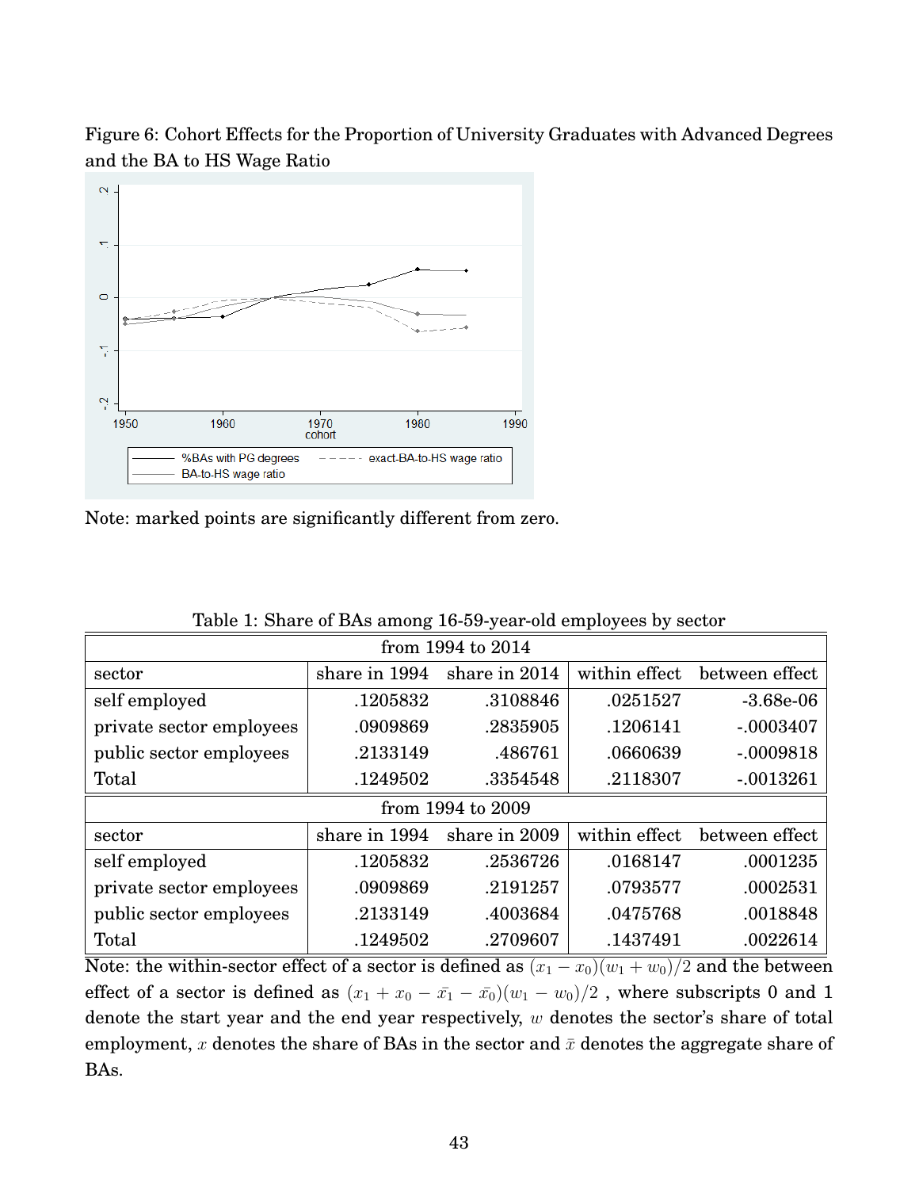Figure 6: Cohort Effects for the Proportion of University Graduates with Advanced Degrees and the BA to HS Wage Ratio

Note: marked points are significantly different from zero.

Table 1: Share of BAs among 16-59-year-old employees by sector

| from 1994 to 2014 | | | | |
|---|---|---|---|---|
| sector | share in 1994 | share in 2014 | within effect | between effect |
| self employed | .1205832 | .3108846 | .0251527 | -3.68e-06 |
| private sector employees | .0909869 | .2835905 | .1206141 | -.0003407 |
| public sector employees | .2133149 | .486761 | .0660639 | -.0009818 |
| Total | .1249502 | .3354548 | .2118307 | -.0013261 |
| **from 1994 to 2009** | | | | |
| sector | share in 1994 | share in 2009 | within effect | between effect |
| self employed | .1205832 | .2536726 | .0168147 | .0001235 |
| private sector employees | .0909869 | .2191257 | .0793577 | .0002531 |
| public sector employees | .2133149 | .4003684 | .0475768 | .0018848 |
| Total | .1249502 | .2709607 | .1437491 | .0022614 |

Note: the within-sector effect of a sector is defined as $(x_1 - x_0)(w_1 + w_0)/2$ and the between effect of a sector is defined as $(x_1 + x_0 - \bar{x}_1 - \bar{x}_0)(w_1 - w_0)/2$ , where subscripts 0 and 1 denote the start year and the end year respectively, $w$ denotes the sector's share of total employment, $x$ denotes the share of BAs in the sector and $\bar{x}$ denotes the aggregate share of BAs.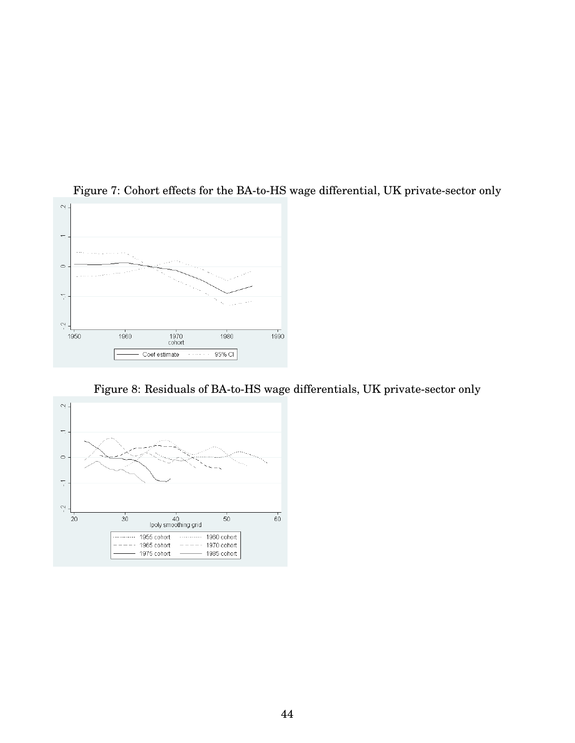Figure 7: Cohort effects for the BA-to-HS wage differential, UK private-sector only

Figure 8: Residuals of BA-to-HS wage differentials, UK private-sector only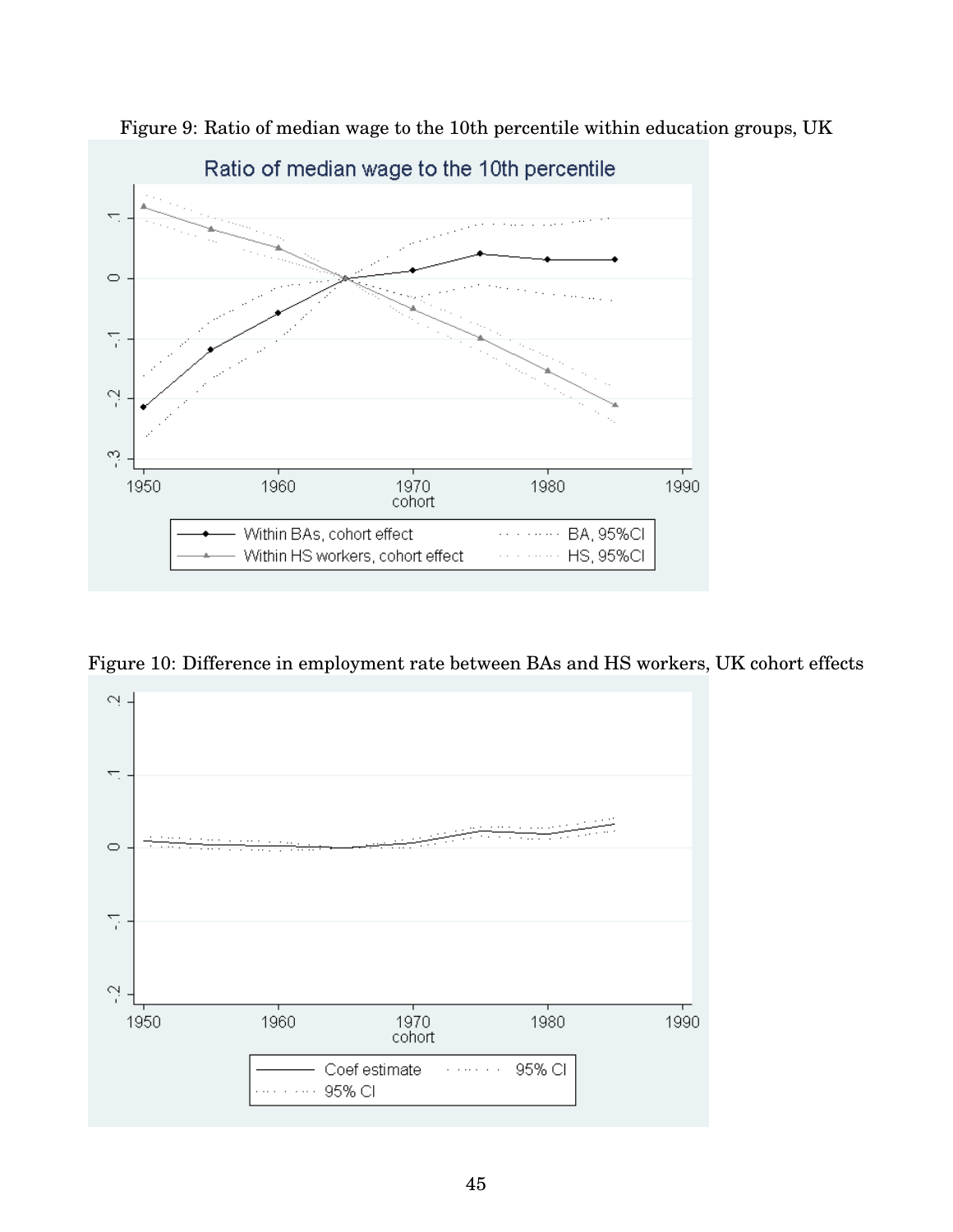Figure 9: Ratio of median wage to the 10th percentile within education groups, UK

Figure 10: Difference in employment rate between BAs and HS workers, UK cohort effects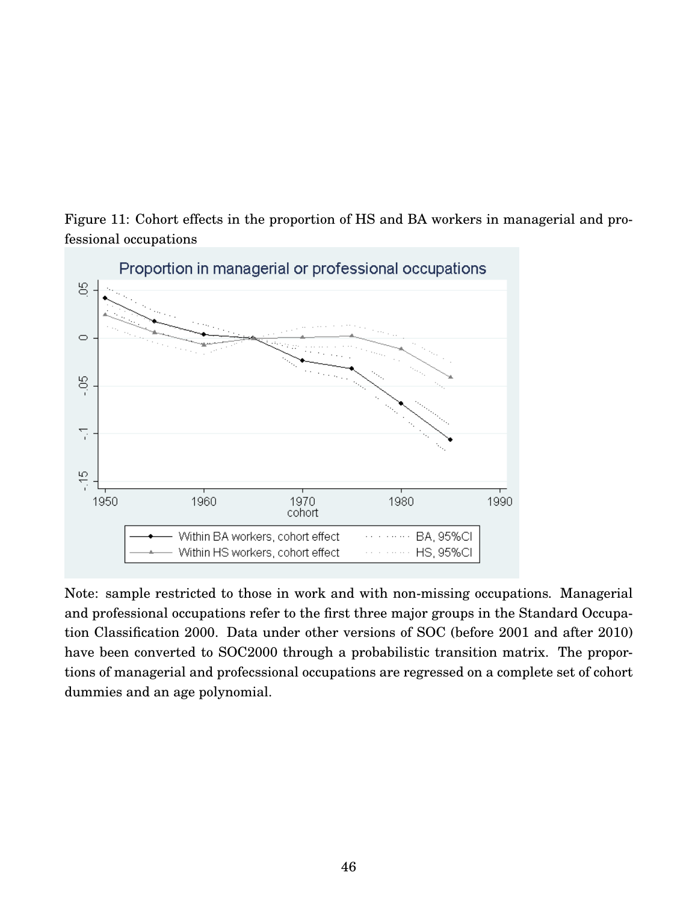Figure 11: Cohort effects in the proportion of HS and BA workers in managerial and professional occupations

Note: sample restricted to those in work and with non-missing occupations. Managerial and professional occupations refer to the first three major groups in the Standard Occupation Classification 2000. Data under other versions of SOC (before 2001 and after 2010) have been converted to SOC2000 through a probabilistic transition matrix. The proportions of managerial and profecssional occupations are regressed on a complete set of cohort dummies and an age polynomial.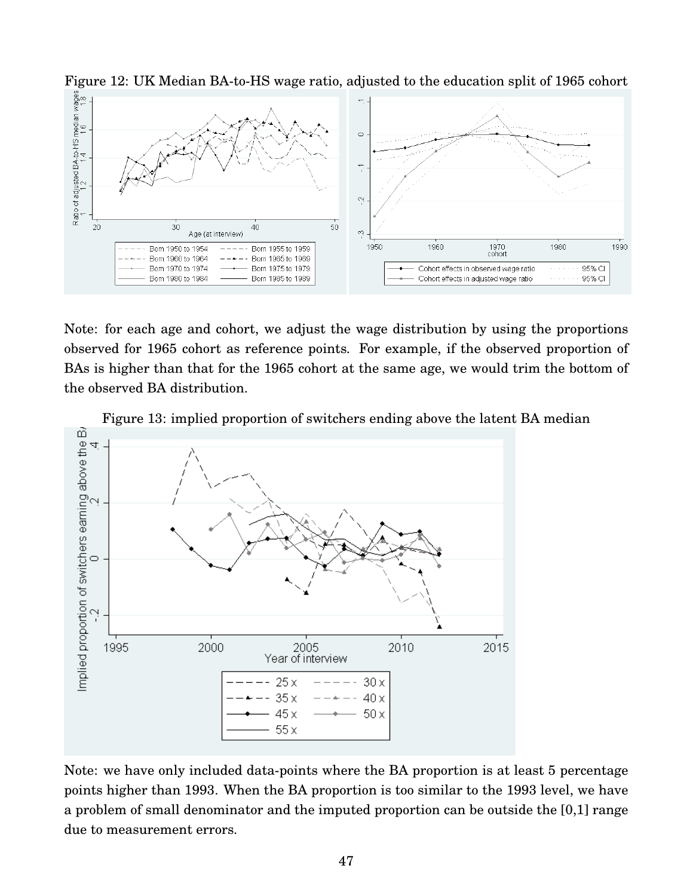Figure 12: UK Median BA-to-HS wage ratio, adjusted to the education split of 1965 cohort

Note: for each age and cohort, we adjust the wage distribution by using the proportions observed for 1965 cohort as reference points. For example, if the observed proportion of BAs is higher than that for the 1965 cohort at the same age, we would trim the bottom of the observed BA distribution.

Figure 13: implied proportion of switchers ending above the latent BA median

Note: we have only included data-points where the BA proportion is at least 5 percentage points higher than 1993. When the BA proportion is too similar to the 1993 level, we have a problem of small denominator and the imputed proportion can be outside the [0,1] range due to measurement errors.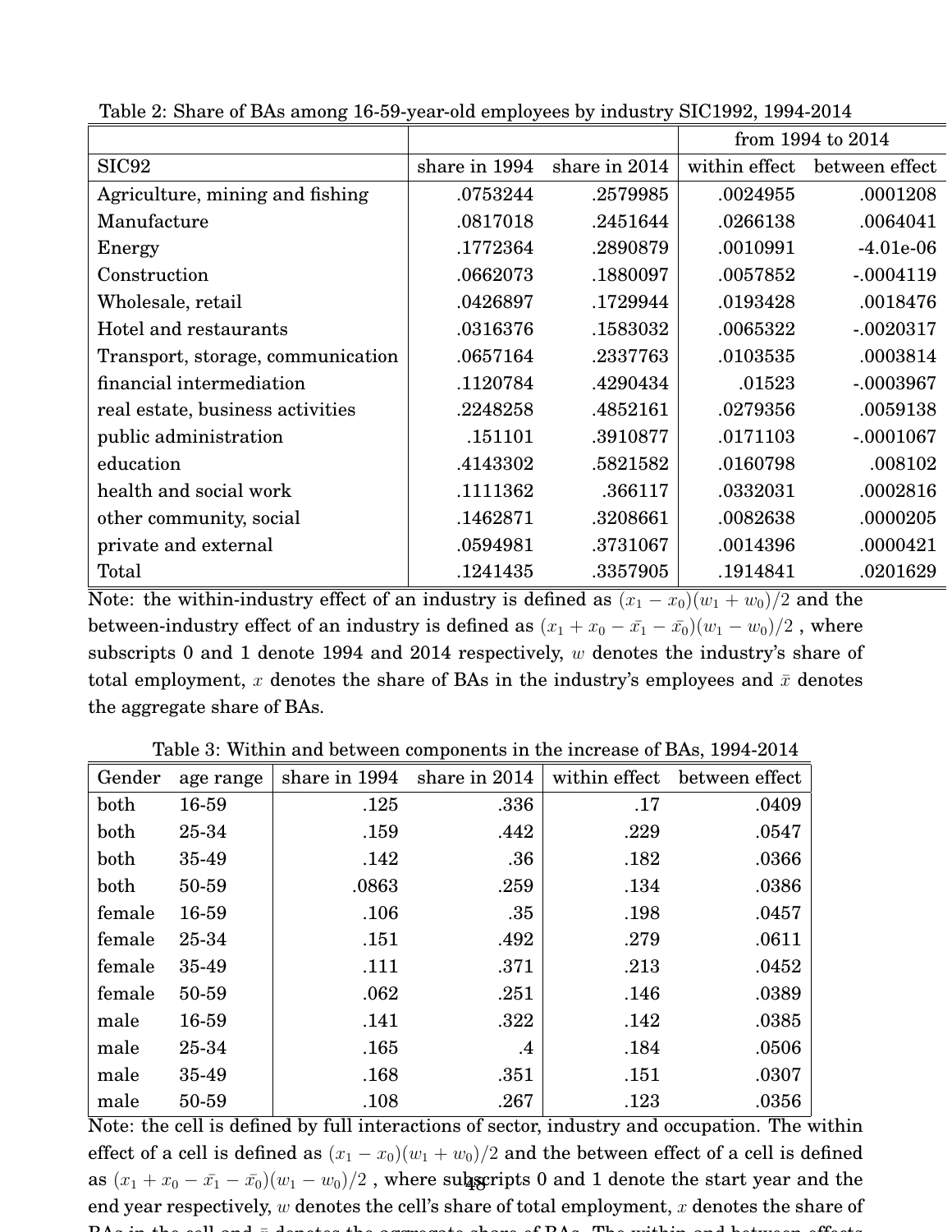Table 2: Share of BAs among 16-59-year-old employees by industry SIC1992, 1994-2014

| | | | from 1994 to 2014 | |
|---|---|---|---|---|
| SIC92 | share in 1994 | share in 2014 | within effect | between effect |
| Agriculture, mining and fishing | .0753244 | .2579985 | .0024955 | .0001208 |
| Manufacture | .0817018 | .2451644 | .0266138 | .0064041 |
| Energy | .1772364 | .2890879 | .0010991 | -4.01e-06 |
| Construction | .0662073 | .1880097 | .0057852 | -.0004119 |
| Wholesale, retail | .0426897 | .1729944 | .0193428 | .0018476 |
| Hotel and restaurants | .0316376 | .1583032 | .0065322 | -.0020317 |
| Transport, storage, communication | .0657164 | .2337763 | .0103535 | .0003814 |
| financial intermediation | .1120784 | .4290434 | .01523 | -.0003967 |
| real estate, business activities | .2248258 | .4852161 | .0279356 | .0059138 |
| public administration | .151101 | .3910877 | .0171103 | -.0001067 |
| education | .4143302 | .5821582 | .0160798 | .008102 |
| health and social work | .1111362 | .366117 | .0332031 | .0002816 |
| other community, social | .1462871 | .3208661 | .0082638 | .0000205 |
| private and external | .0594981 | .3731067 | .0014396 | .0000421 |
| Total | .1241435 | .3357905 | .1914841 | .0201629 |

Note: the within-industry effect of an industry is defined as $(x_1 - x_0)(w_1 + w_0)/2$ and the between-industry effect of an industry is defined as $(x_1 + x_0 - \bar{x_1} - \bar{x_0})(w_1 - w_0)/2$ , where subscripts 0 and 1 denote 1994 and 2014 respectively, $w$ denotes the industry's share of total employment, $x$ denotes the share of BAs in the industry's employees and $\bar{x}$ denotes the aggregate share of BAs.

Table 3: Within and between components in the increase of BAs, 1994-2014

| Gender | age range | share in 1994 | share in 2014 | within effect | between effect |
|---|---|---|---|---|---|
| both | 16-59 | .125 | .336 | .17 | .0409 |
| both | 25-34 | .159 | .442 | .229 | .0547 |
| both | 35-49 | .142 | .36 | .182 | .0366 |
| both | 50-59 | .0863 | .259 | .134 | .0386 |
| female | 16-59 | .106 | .35 | .198 | .0457 |
| female | 25-34 | .151 | .492 | .279 | .0611 |
| female | 35-49 | .111 | .371 | .213 | .0452 |
| female | 50-59 | .062 | .251 | .146 | .0389 |
| male | 16-59 | .141 | .322 | .142 | .0385 |
| male | 25-34 | .165 | .4 | .184 | .0506 |
| male | 35-49 | .168 | .351 | .151 | .0307 |
| male | 50-59 | .108 | .267 | .123 | .0356 |

Note: the cell is defined by full interactions of sector, industry and occupation. The within effect of a cell is defined as $(x_1 - x_0)(w_1 + w_0)/2$ and the between effect of a cell is defined as $(x_1 + x_0 - \bar{x_1} - \bar{x_0})(w_1 - w_0)/2$ , where subscripts 0 and 1 denote the start year and the end year respectively, $w$ denotes the cell's share of total employment, $x$ denotes the share of BAs in the cell and $\bar{x}$ denotes the aggregate share of BAs. The within and between effects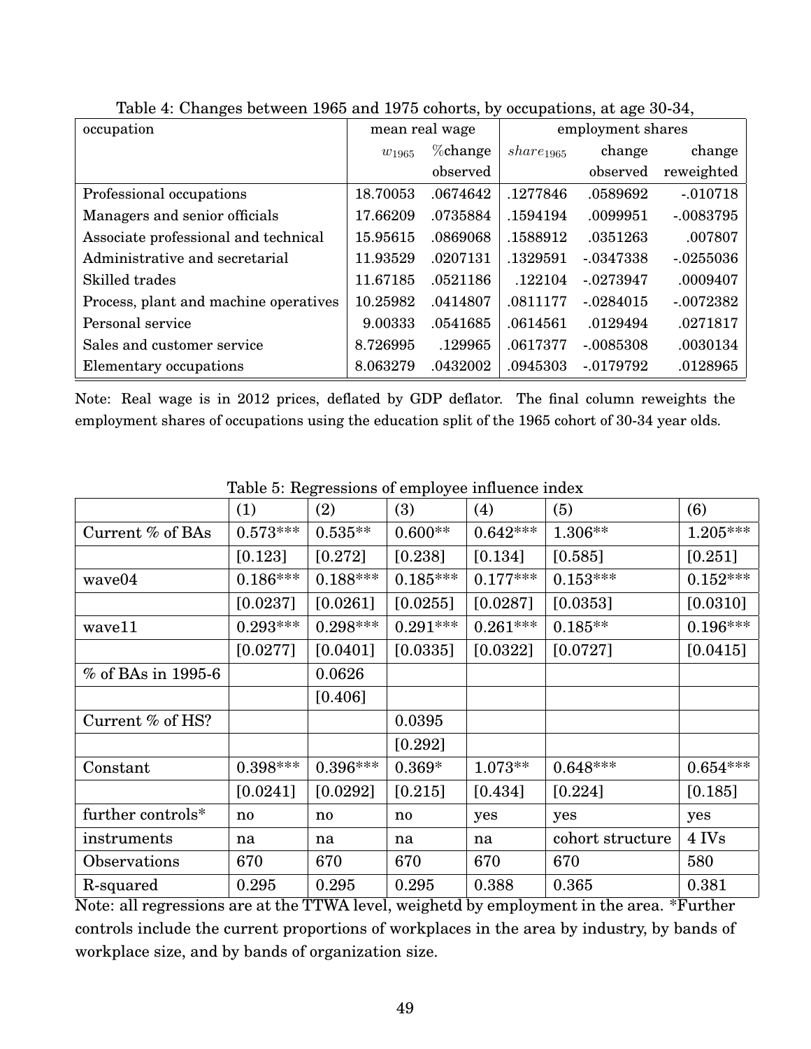Table 4: Changes between 1965 and 1975 cohorts, by occupations, at age 30-34,

| occupation | mean real wage | | employment shares | | |
|---|---|---|---|---|---|
| | $w_{1965}$ | %change observed | $share_{1965}$ | change observed | change reweighted |
| Professional occupations | 18.70053 | .0674642 | .1277846 | .0589692 | -.010718 |
| Managers and senior officials | 17.66209 | .0735884 | .1594194 | .0099951 | -.0083795 |
| Associate professional and technical | 15.95615 | .0869068 | .1588912 | .0351263 | .007807 |
| Administrative and secretarial | 11.93529 | .0207131 | .1329591 | -.0347338 | -.0255036 |
| Skilled trades | 11.67185 | .0521186 | .122104 | -.0273947 | .0009407 |
| Process, plant and machine operatives | 10.25982 | .0414807 | .0811177 | -.0284015 | -.0072382 |
| Personal service | 9.00333 | .0541685 | .0614561 | .0129494 | .0271817 |
| Sales and customer service | 8.726995 | .129965 | .0617377 | -.0085308 | .0030134 |
| Elementary occupations | 8.063279 | .0432002 | .0945303 | -.0179792 | .0128965 |

Note: Real wage is in 2012 prices, deflated by GDP deflator. The final column reweights the employment shares of occupations using the education split of the 1965 cohort of 30-34 year olds.

Table 5: Regressions of employee influence index

| | (1) | (2) | (3) | (4) | (5) | (6) |
|---|---|---|---|---|---|---|
| Current % of BAs | 0.573*** | 0.535** | 0.600** | 0.642*** | 1.306** | 1.205*** |
| | [0.123] | [0.272] | [0.238] | [0.134] | [0.585] | [0.251] |
| wave04 | 0.186*** | 0.188*** | 0.185*** | 0.177*** | 0.153*** | 0.152*** |
| | [0.0237] | [0.0261] | [0.0255] | [0.0287] | [0.0353] | [0.0310] |
| wave11 | 0.293*** | 0.298*** | 0.291*** | 0.261*** | 0.185** | 0.196*** |
| | [0.0277] | [0.0401] | [0.0335] | [0.0322] | [0.0727] | [0.0415] |
| % of BAs in 1995-6 | | 0.0626 | | | | |
| | | [0.406] | | | | |
| Current % of HS? | | | 0.0395 | | | |
| | | | [0.292] | | | |
| Constant | 0.398*** | 0.396*** | 0.369* | 1.073** | 0.648*** | 0.654*** |
| | [0.0241] | [0.0292] | [0.215] | [0.434] | [0.224] | [0.185] |
| further controls* | no | no | no | yes | yes | yes |
| instruments | na | na | na | na | cohort structure | 4 IVs |
| Observations | 670 | 670 | 670 | 670 | 670 | 580 |
| R-squared | 0.295 | 0.295 | 0.295 | 0.388 | 0.365 | 0.381 |

Note: all regressions are at the TTWA level, weighetd by employment in the area. *Further controls include the current proportions of workplaces in the area by industry, by bands of workplace size, and by bands of organization size.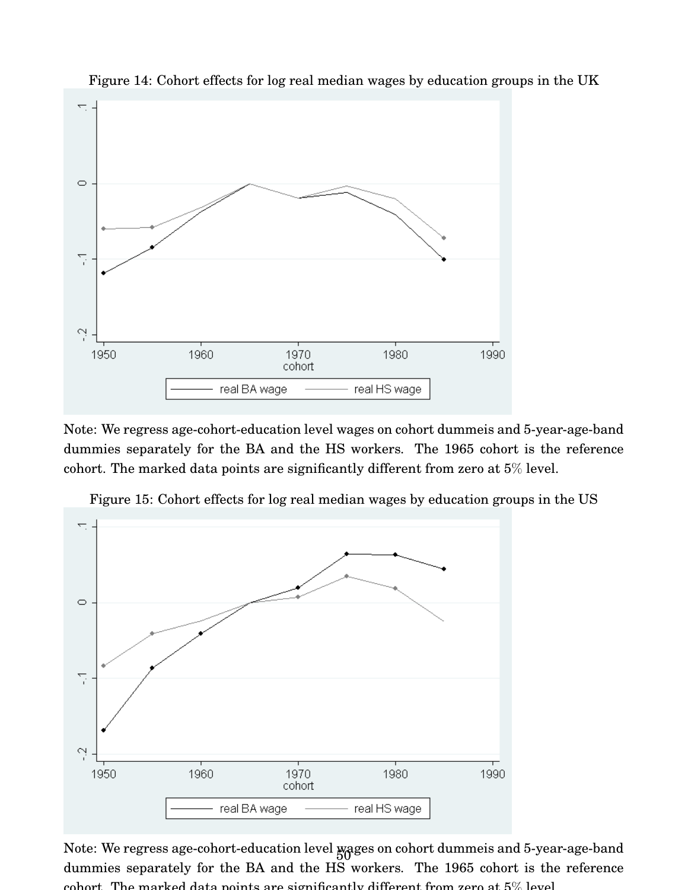Figure 14: Cohort effects for log real median wages by education groups in the UK

Note: We regress age-cohort-education level wages on cohort dummeis and 5-year-age-band dummies separately for the BA and the HS workers. The 1965 cohort is the reference cohort. The marked data points are significantly different from zero at 5% level.

Figure 15: Cohort effects for log real median wages by education groups in the US

Note: We regress age-cohort-education level wages on cohort dummeis and 5-year-age-band dummies separately for the BA and the HS workers. The 1965 cohort is the reference cohort. The marked data points are significantly different from zero at 5% level.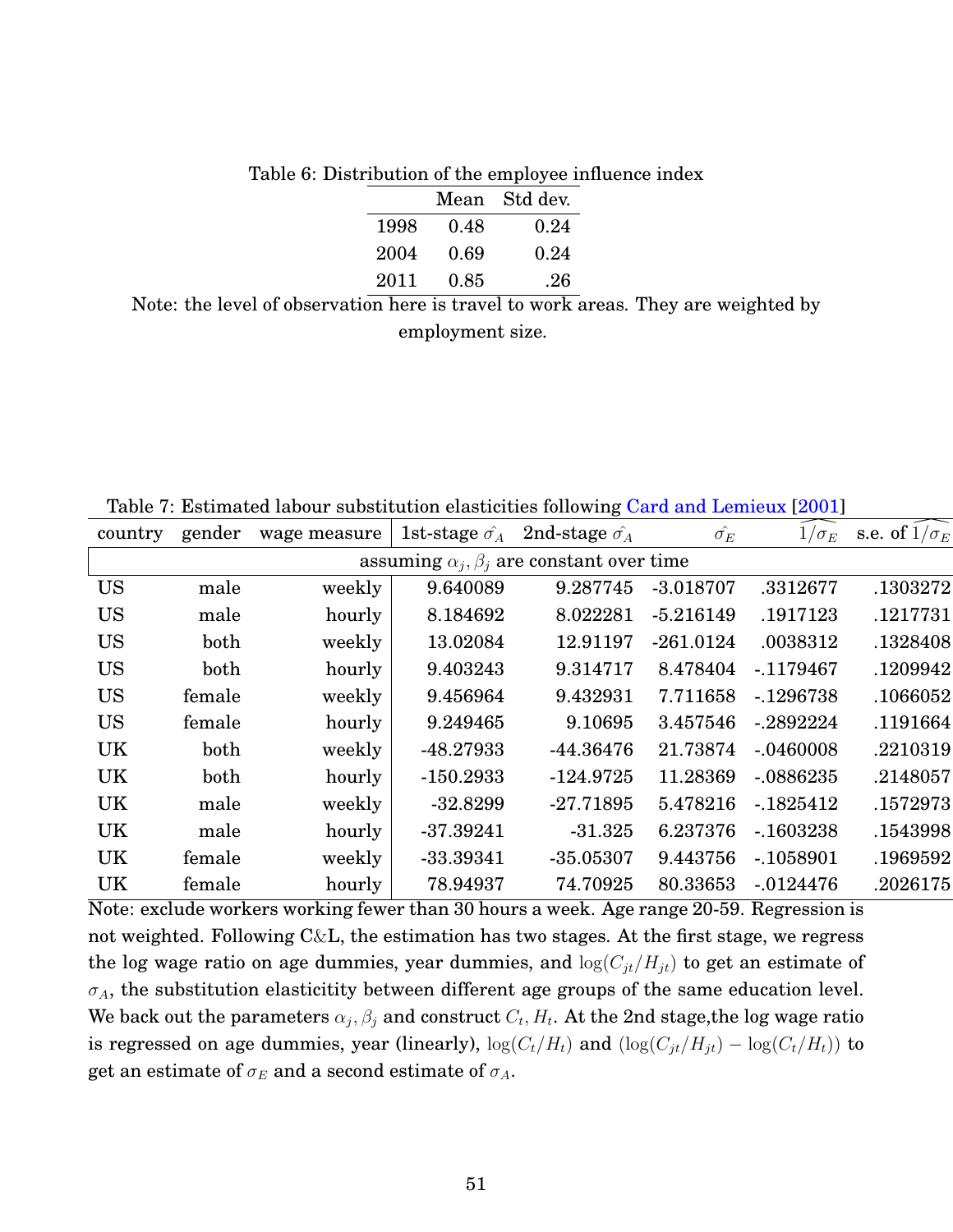Table 6: Distribution of the employee influence index

|  | Mean | Std dev. |
|---|---|---|
| 1998 | 0.48 | 0.24 |
| 2004 | 0.69 | 0.24 |
| 2011 | 0.85 | .26 |

Note: the level of observation here is travel to work areas. They are weighted by employment size.

Table 7: Estimated labour substitution elasticities following Card and Lemieux [2001]

| country | gender | wage measure | 1st-stage $\hat{\sigma_A}$ | 2nd-stage $\hat{\sigma_A}$ | $\hat{\sigma_E}$ | $\widehat{1/\sigma_E}$ | s.e. of $\widehat{1/\sigma_E}$ |
|---|---|---|---|---|---|---|---|
| assuming $\alpha_j, \beta_j$ are constant over time | | | | | | | |
| US | male | weekly | 9.640089 | 9.287745 | -3.018707 | .3312677 | .1303272 |
| US | male | hourly | 8.184692 | 8.022281 | -5.216149 | .1917123 | .1217731 |
| US | both | weekly | 13.02084 | 12.91197 | -261.0124 | .0038312 | .1328408 |
| US | both | hourly | 9.403243 | 9.314717 | 8.478404 | -.1179467 | .1209942 |
| US | female | weekly | 9.456964 | 9.432931 | 7.711658 | -.1296738 | .1066052 |
| US | female | hourly | 9.249465 | 9.10695 | 3.457546 | -.2892224 | .1191664 |
| UK | both | weekly | -48.27933 | -44.36476 | 21.73874 | -.0460008 | .2210319 |
| UK | both | hourly | -150.2933 | -124.9725 | 11.28369 | -.0886235 | .2148057 |
| UK | male | weekly | -32.8299 | -27.71895 | 5.478216 | -.1825412 | .1572973 |
| UK | male | hourly | -37.39241 | -31.325 | 6.237376 | -.1603238 | .1543998 |
| UK | female | weekly | -33.39341 | -35.05307 | 9.443756 | -.1058901 | .1969592 |
| UK | female | hourly | 78.94937 | 74.70925 | 80.33653 | -.0124476 | .2026175 |

Note: exclude workers working fewer than 30 hours a week. Age range 20-59. Regression is not weighted. Following C&L, the estimation has two stages. At the first stage, we regress the log wage ratio on age dummies, year dummies, and $\log(C_{jt}/H_{jt})$ to get an estimate of $\sigma_A$, the substitution elasticitity between different age groups of the same education level. We back out the parameters $\alpha_j, \beta_j$ and construct $C_t, H_t$. At the 2nd stage,the log wage ratio is regressed on age dummies, year (linearly), $\log(C_t/H_t)$ and $(\log(C_{jt}/H_{jt}) - \log(C_t/H_t))$ to get an estimate of $\sigma_E$ and a second estimate of $\sigma_A$.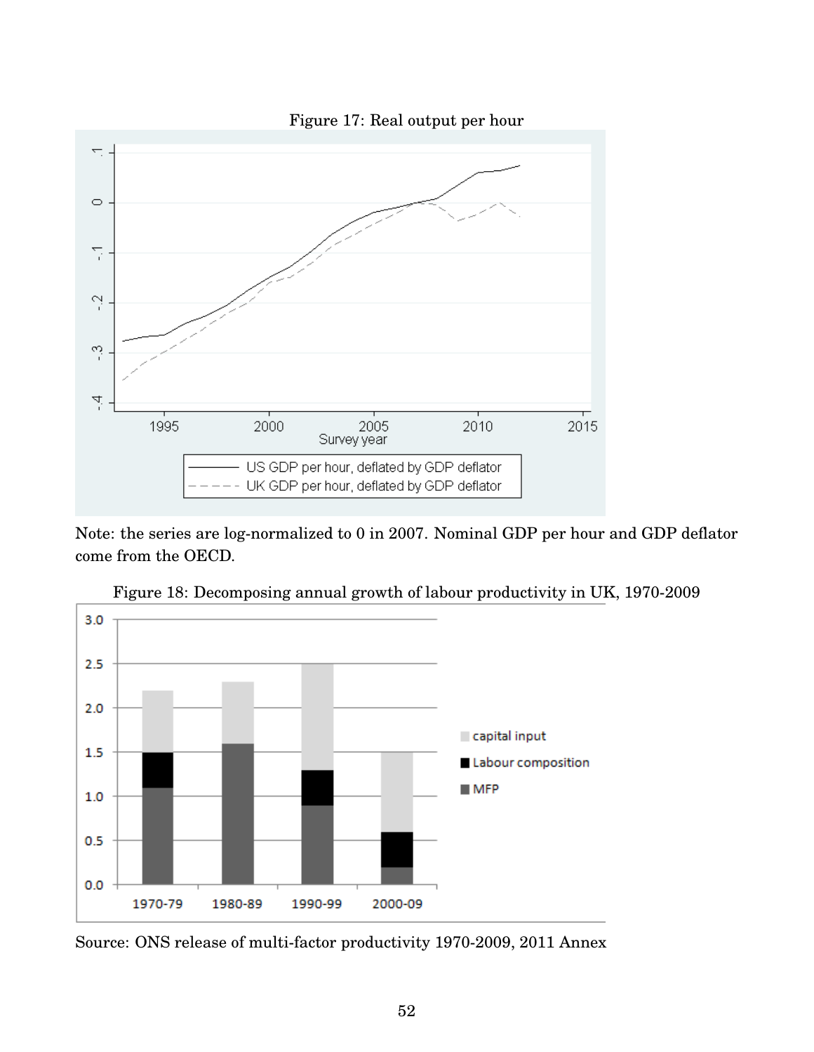Figure 17: Real output per hour

Note: the series are log-normalized to 0 in 2007. Nominal GDP per hour and GDP deflator come from the OECD.

Figure 18: Decomposing annual growth of labour productivity in UK, 1970-2009

Source: ONS release of multi-factor productivity 1970-2009, 2011 Annex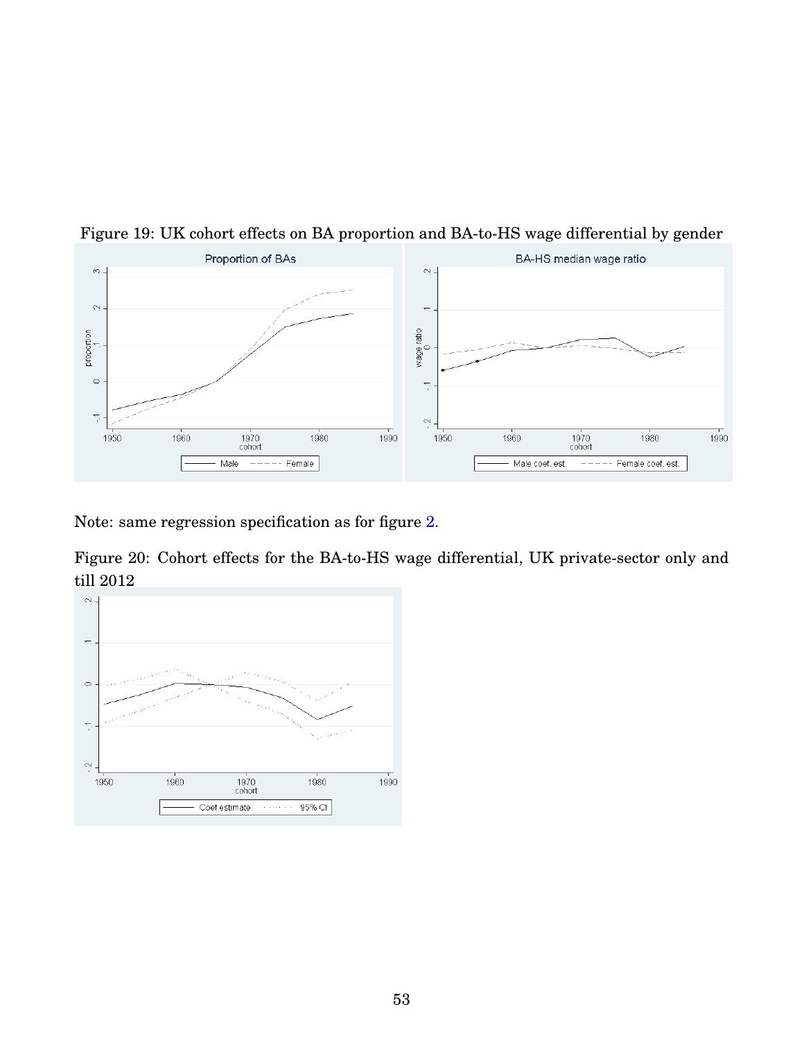Figure 19: UK cohort effects on BA proportion and BA-to-HS wage differential by gender

Proportion of BAs

proportion

-.1
0
.1
.2
.3

1950 1960 1970 1980 1990

cohort

Male Female

BA-HS median wage ratio

wage ratio

-.2
-.1
0
.1
.2

1950 1960 1970 1980 1990

cohort

Male coef. est. Female coef. est.

Note: same regression specification as for figure 2.

Figure 20: Cohort effects for the BA-to-HS wage differential, UK private-sector only and till 2012

-.2
-.1
0
.1
.2

1950 1960 1970 1980 1990

cohort

Coef estimate 95% CI